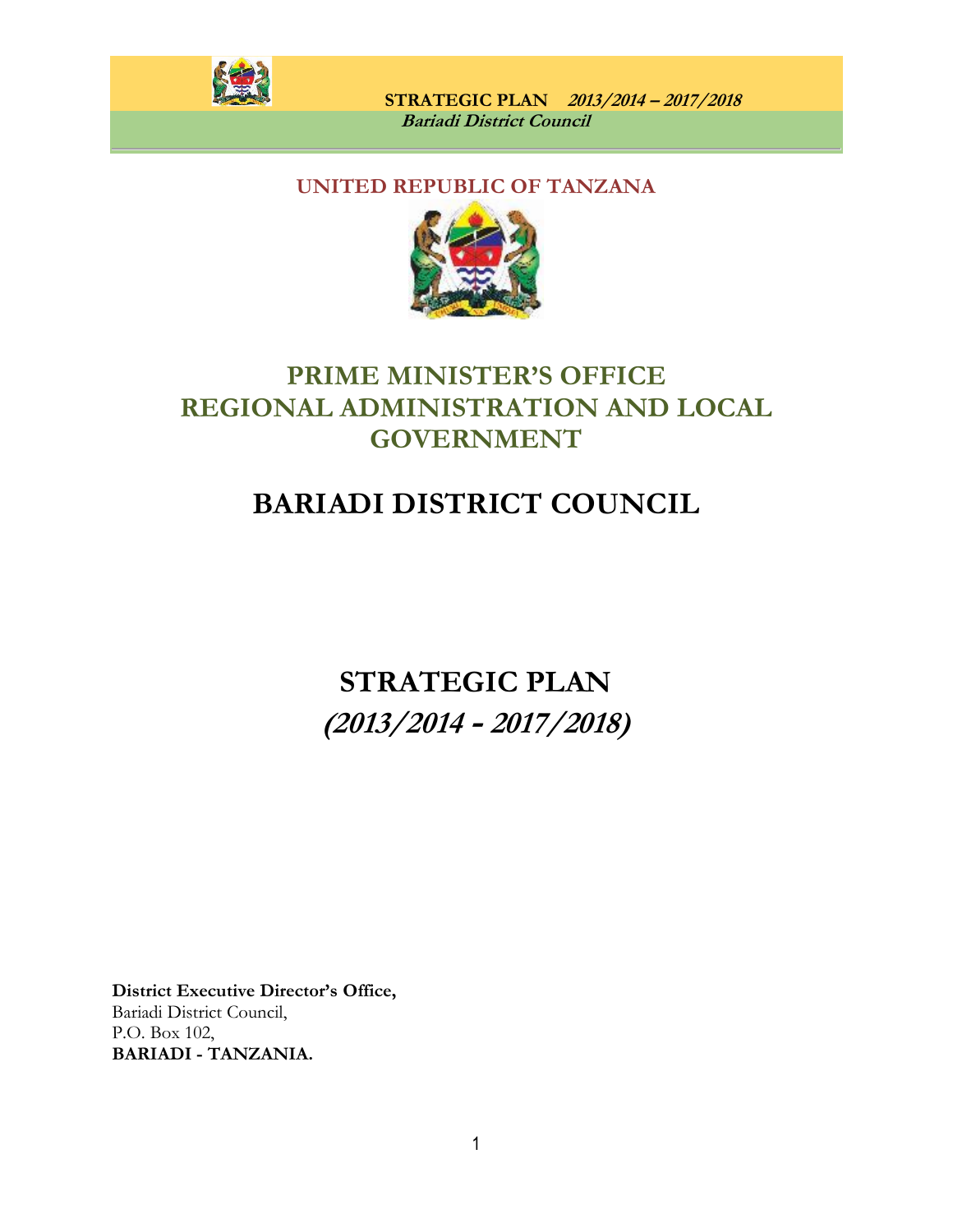**UNITED REPUBLIC OF TANZANA**

# PRIME MINISTER'S OFFICE REGIONAL ADMINISTRATION AND LOCAL GOVERNMENT

# BARIADI DISTRICT COUNCIL

# STRATEGIC PLAN

## *(2013/2014 - 2017/2018)*

**District Executive Director's Office,**
Bariadi District Council,
P.O. Box 102,
**BARIADI - TANZANIA.**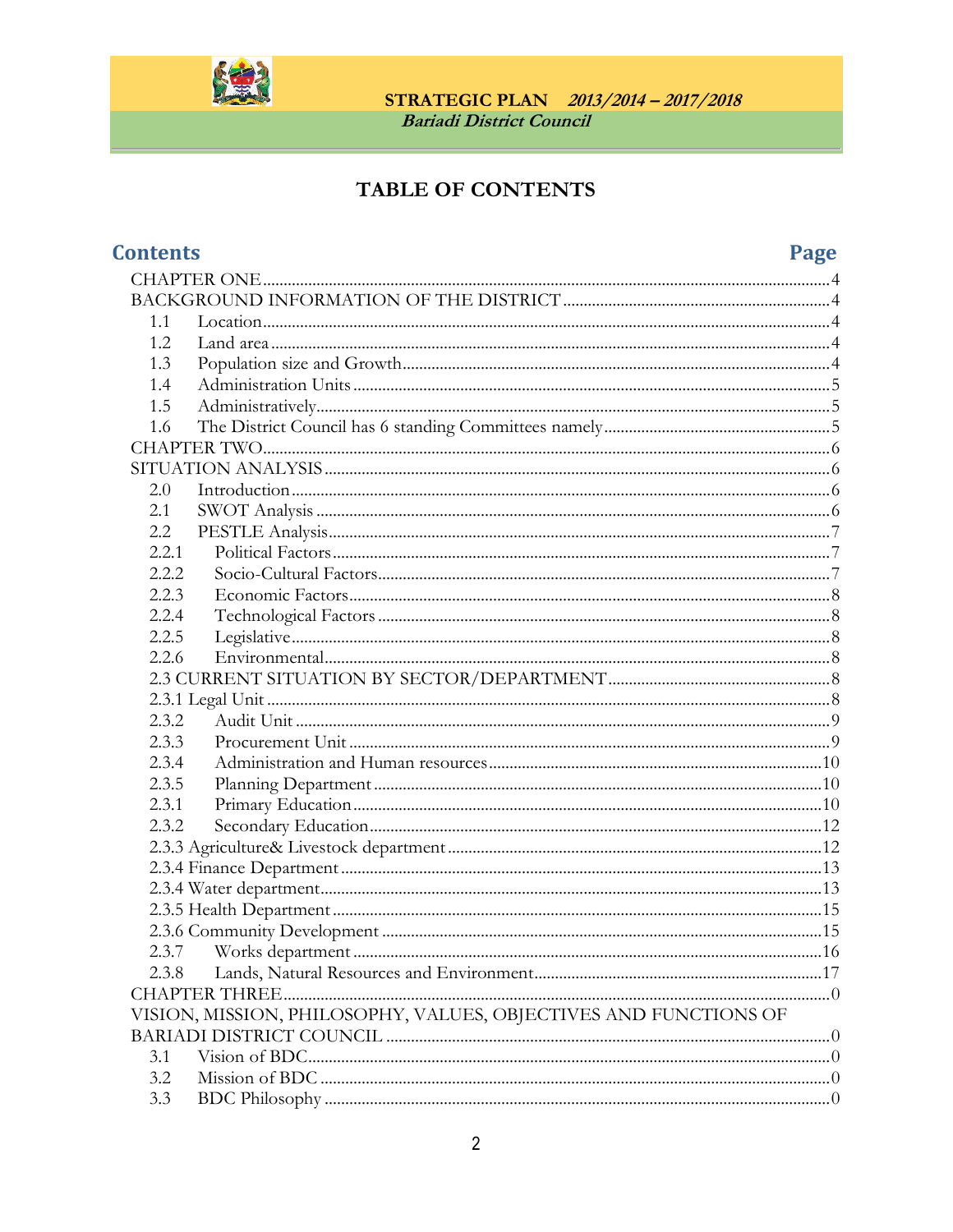# TABLE OF CONTENTS

| Contents | Page |
|---|---|
| CHAPTER ONE | 4 |
| BACKGROUND INFORMATION OF THE DISTRICT | 4 |
| 1.1 Location | 4 |
| 1.2 Land area | 4 |
| 1.3 Population size and Growth | 4 |
| 1.4 Administration Units | 5 |
| 1.5 Administratively | 5 |
| 1.6 The District Council has 6 standing Committees namely | 5 |
| CHAPTER TWO | 6 |
| SITUATION ANALYSIS | 6 |
| 2.0 Introduction | 6 |
| 2.1 SWOT Analysis | 6 |
| 2.2 PESTLE Analysis | 7 |
| 2.2.1 Political Factors | 7 |
| 2.2.2 Socio-Cultural Factors | 7 |
| 2.2.3 Economic Factors | 8 |
| 2.2.4 Technological Factors | 8 |
| 2.2.5 Legislative | 8 |
| 2.2.6 Environmental | 8 |
| 2.3 CURRENT SITUATION BY SECTOR/DEPARTMENT | 8 |
| 2.3.1 Legal Unit | 8 |
| 2.3.2 Audit Unit | 9 |
| 2.3.3 Procurement Unit | 9 |
| 2.3.4 Administration and Human resources | 10 |
| 2.3.5 Planning Department | 10 |
| 2.3.1 Primary Education | 10 |
| 2.3.2 Secondary Education | 12 |
| 2.3.3 Agriculture& Livestock department | 12 |
| 2.3.4 Finance Department | 13 |
| 2.3.4 Water department | 13 |
| 2.3.5 Health Department | 15 |
| 2.3.6 Community Development | 15 |
| 2.3.7 Works department | 16 |
| 2.3.8 Lands, Natural Resources and Environment | 17 |
| CHAPTER THREE | 0 |
| VISION, MISSION, PHILOSOPHY, VALUES, OBJECTIVES AND FUNCTIONS OF BARIADI DISTRICT COUNCIL | 0 |
| 3.1 Vision of BDC | 0 |
| 3.2 Mission of BDC | 0 |
| 3.3 BDC Philosophy | 0 |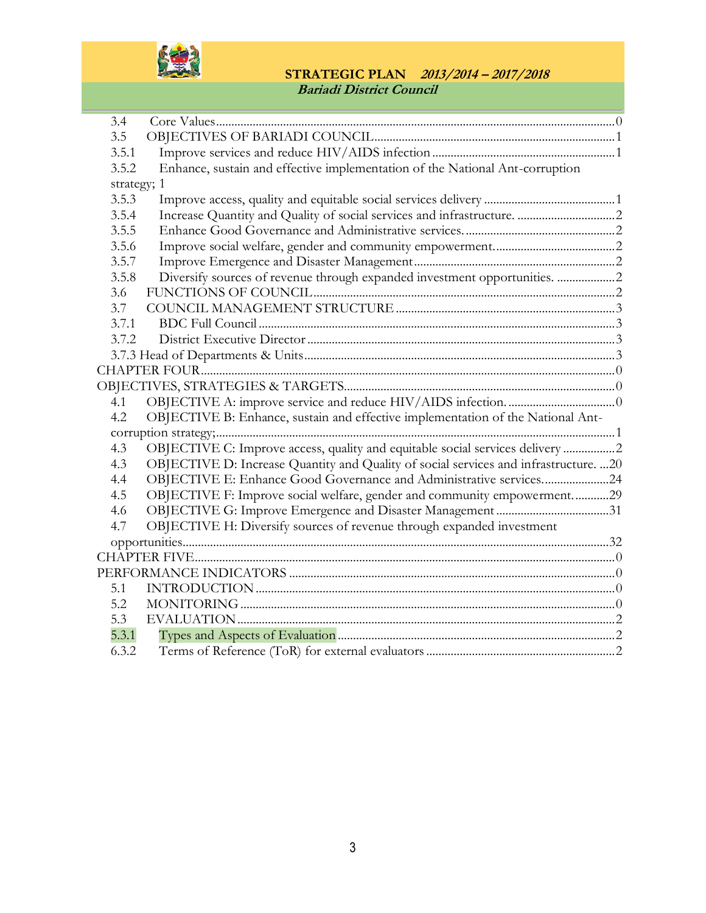3.4 Core Values ........ 0
3.5 OBJECTIVES OF BARIADI COUNCIL ........ 1
3.5.1 Improve services and reduce HIV/AIDS infection ........ 1
3.5.2 Enhance, sustain and effective implementation of the National Ant-corruption strategy; 1
3.5.3 Improve access, quality and equitable social services delivery ........ 1
3.5.4 Increase Quantity and Quality of social services and infrastructure. ........ 2
3.5.5 Enhance Good Governance and Administrative services. ........ 2
3.5.6 Improve social welfare, gender and community empowerment. ........ 2
3.5.7 Improve Emergence and Disaster Management ........ 2
3.5.8 Diversify sources of revenue through expanded investment opportunities. ........ 2
3.6 FUNCTIONS OF COUNCIL ........ 2
3.7 COUNCIL MANAGEMENT STRUCTURE ........ 3
3.7.1 BDC Full Council ........ 3
3.7.2 District Executive Director ........ 3
3.7.3 Head of Departments & Units ........ 3
CHAPTER FOUR ........ 0
OBJECTIVES, STRATEGIES & TARGETS ........ 0
4.1 OBJECTIVE A: improve service and reduce HIV/AIDS infection. ........ 0
4.2 OBJECTIVE B: Enhance, sustain and effective implementation of the National Ant-corruption strategy; ........ 1
4.3 OBJECTIVE C: Improve access, quality and equitable social services delivery ........ 2
4.3 OBJECTIVE D: Increase Quantity and Quality of social services and infrastructure. ...20
4.4 OBJECTIVE E: Enhance Good Governance and Administrative services. ........ 24
4.5 OBJECTIVE F: Improve social welfare, gender and community empowerment. ........ 29
4.6 OBJECTIVE G: Improve Emergence and Disaster Management ........ 31
4.7 OBJECTIVE H: Diversify sources of revenue through expanded investment opportunities ........ 32
CHAPTER FIVE ........ 0
PERFORMANCE INDICATORS ........ 0
5.1 INTRODUCTION ........ 0
5.2 MONITORING ........ 0
5.3 EVALUATION ........ 2
5.3.1 Types and Aspects of Evaluation ........ 2
6.3.2 Terms of Reference (ToR) for external evaluators ........ 2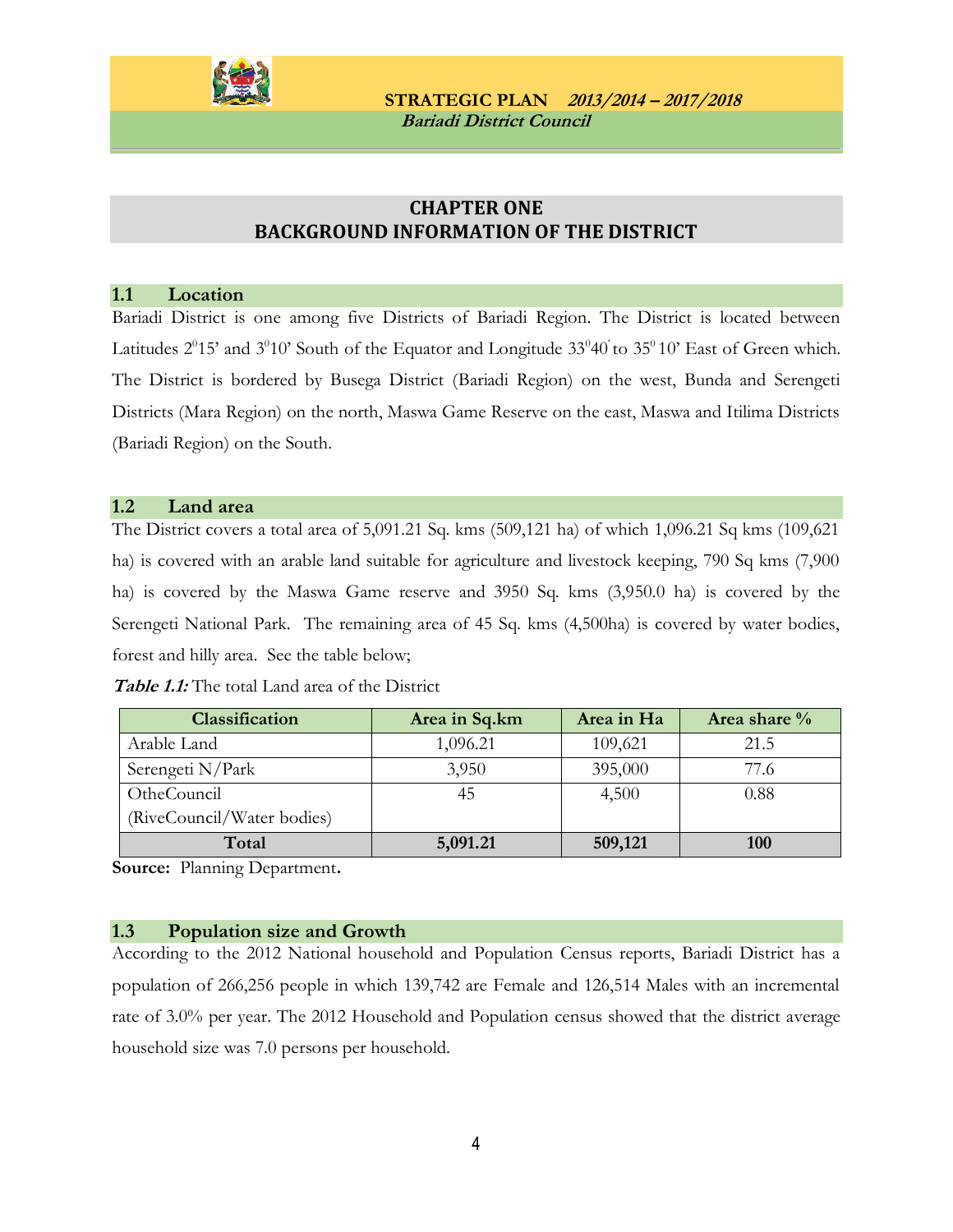## CHAPTER ONE
## BACKGROUND INFORMATION OF THE DISTRICT

### 1.1 Location

Bariadi District is one among five Districts of Bariadi Region. The District is located between Latitudes $2^0$15' and $3^0$10' South of the Equator and Longitude $33^0$40' to $35^0$ 10' East of Green which. The District is bordered by Busega District (Bariadi Region) on the west, Bunda and Serengeti Districts (Mara Region) on the north, Maswa Game Reserve on the east, Maswa and Itilima Districts (Bariadi Region) on the South.

### 1.2 Land area

The District covers a total area of 5,091.21 Sq. kms (509,121 ha) of which 1,096.21 Sq kms (109,621 ha) is covered with an arable land suitable for agriculture and livestock keeping, 790 Sq kms (7,900 ha) is covered by the Maswa Game reserve and 3950 Sq. kms (3,950.0 ha) is covered by the Serengeti National Park. The remaining area of 45 Sq. kms (4,500ha) is covered by water bodies, forest and hilly area. See the table below;

***Table 1.1:*** The total Land area of the District

| Classification | Area in Sq.km | Area in Ha | Area share % |
|---|---|---|---|
| Arable Land | 1,096.21 | 109,621 | 21.5 |
| Serengeti N/Park | 3,950 | 395,000 | 77.6 |
| OtheCouncil (RiveCouncil/Water bodies) | 45 | 4,500 | 0.88 |
| **Total** | **5,091.21** | **509,121** | **100** |

**Source:** Planning Department**.**

### 1.3 Population size and Growth

According to the 2012 National household and Population Census reports, Bariadi District has a population of 266,256 people in which 139,742 are Female and 126,514 Males with an incremental rate of 3.0% per year. The 2012 Household and Population census showed that the district average household size was 7.0 persons per household.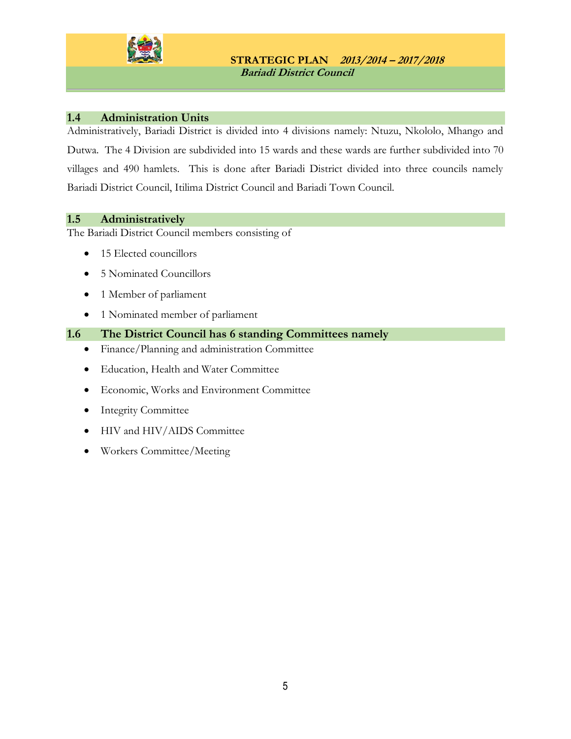## 1.4 Administration Units

Administratively, Bariadi District is divided into 4 divisions namely: Ntuzu, Nkololo, Mhango and Dutwa. The 4 Division are subdivided into 15 wards and these wards are further subdivided into 70 villages and 490 hamlets. This is done after Bariadi District divided into three councils namely Bariadi District Council, Itilima District Council and Bariadi Town Council.

## 1.5 Administratively

The Bariadi District Council members consisting of

- 15 Elected councillors
- 5 Nominated Councillors
- 1 Member of parliament
- 1 Nominated member of parliament

## 1.6 The District Council has 6 standing Committees namely

- Finance/Planning and administration Committee
- Education, Health and Water Committee
- Economic, Works and Environment Committee
- Integrity Committee
- HIV and HIV/AIDS Committee
- Workers Committee/Meeting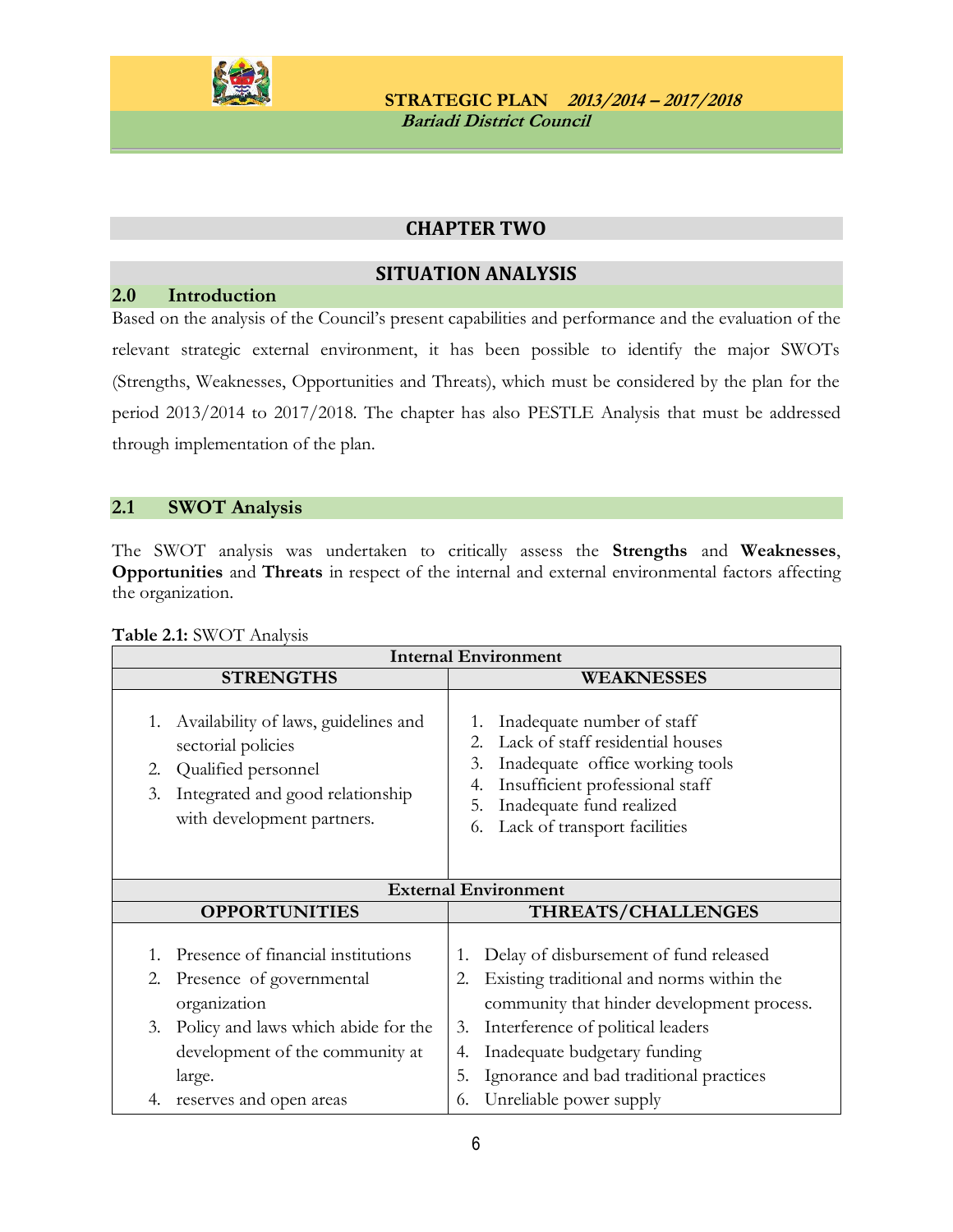## CHAPTER TWO

## SITUATION ANALYSIS

### 2.0 Introduction

Based on the analysis of the Council's present capabilities and performance and the evaluation of the relevant strategic external environment, it has been possible to identify the major SWOTs (Strengths, Weaknesses, Opportunities and Threats), which must be considered by the plan for the period 2013/2014 to 2017/2018. The chapter has also PESTLE Analysis that must be addressed through implementation of the plan.

### 2.1 SWOT Analysis

The SWOT analysis was undertaken to critically assess the **Strengths** and **Weaknesses**, **Opportunities** and **Threats** in respect of the internal and external environmental factors affecting the organization.

**Table 2.1:** SWOT Analysis

| Internal Environment | |
|---|---|
| **STRENGTHS** | **WEAKNESSES** |
| 1. Availability of laws, guidelines and sectorial policies<br>2. Qualified personnel<br>3. Integrated and good relationship with development partners. | 1. Inadequate number of staff<br>2. Lack of staff residential houses<br>3. Inadequate office working tools<br>4. Insufficient professional staff<br>5. Inadequate fund realized<br>6. Lack of transport facilities |
| **External Environment** | |
| **OPPORTUNITIES** | **THREATS/CHALLENGES** |
| 1. Presence of financial institutions<br>2. Presence of governmental organization<br>3. Policy and laws which abide for the development of the community at large.<br>4. reserves and open areas | 1. Delay of disbursement of fund released<br>2. Existing traditional and norms within the community that hinder development process.<br>3. Interference of political leaders<br>4. Inadequate budgetary funding<br>5. Ignorance and bad traditional practices<br>6. Unreliable power supply |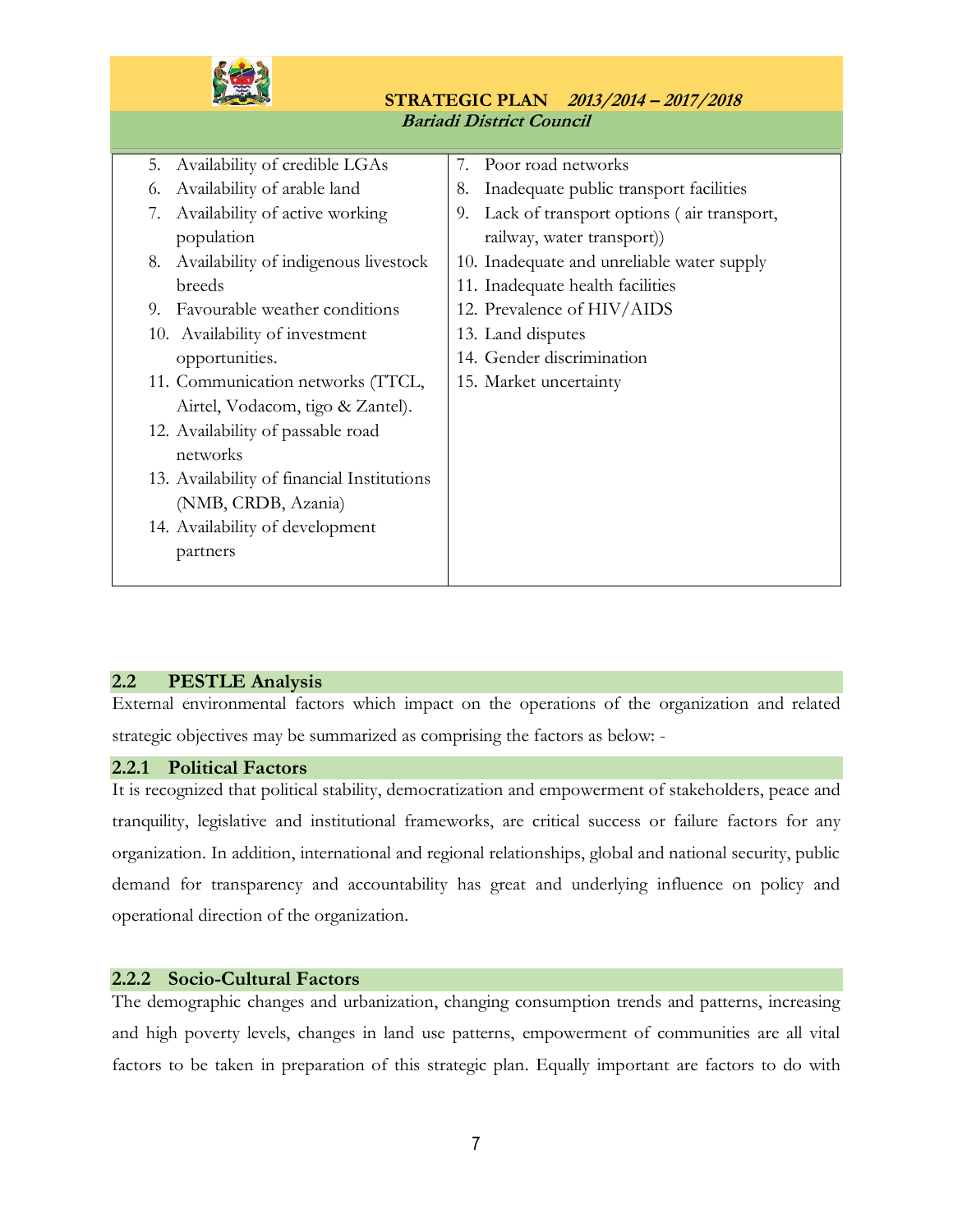| | |
|---|---|
| 5. Availability of credible LGAs<br>6. Availability of arable land<br>7. Availability of active working population<br>8. Availability of indigenous livestock breeds<br>9. Favourable weather conditions<br>10. Availability of investment opportunities.<br>11. Communication networks (TTCL, Airtel, Vodacom, tigo & Zantel).<br>12. Availability of passable road networks<br>13. Availability of financial Institutions (NMB, CRDB, Azania)<br>14. Availability of development partners | 7. Poor road networks<br>8. Inadequate public transport facilities<br>9. Lack of transport options ( air transport, railway, water transport))<br>10. Inadequate and unreliable water supply<br>11. Inadequate health facilities<br>12. Prevalence of HIV/AIDS<br>13. Land disputes<br>14. Gender discrimination<br>15. Market uncertainty |

## 2.2 PESTLE Analysis

External environmental factors which impact on the operations of the organization and related strategic objectives may be summarized as comprising the factors as below: -

### 2.2.1 Political Factors

It is recognized that political stability, democratization and empowerment of stakeholders, peace and tranquility, legislative and institutional frameworks, are critical success or failure factors for any organization. In addition, international and regional relationships, global and national security, public demand for transparency and accountability has great and underlying influence on policy and operational direction of the organization.

### 2.2.2 Socio-Cultural Factors

The demographic changes and urbanization, changing consumption trends and patterns, increasing and high poverty levels, changes in land use patterns, empowerment of communities are all vital factors to be taken in preparation of this strategic plan. Equally important are factors to do with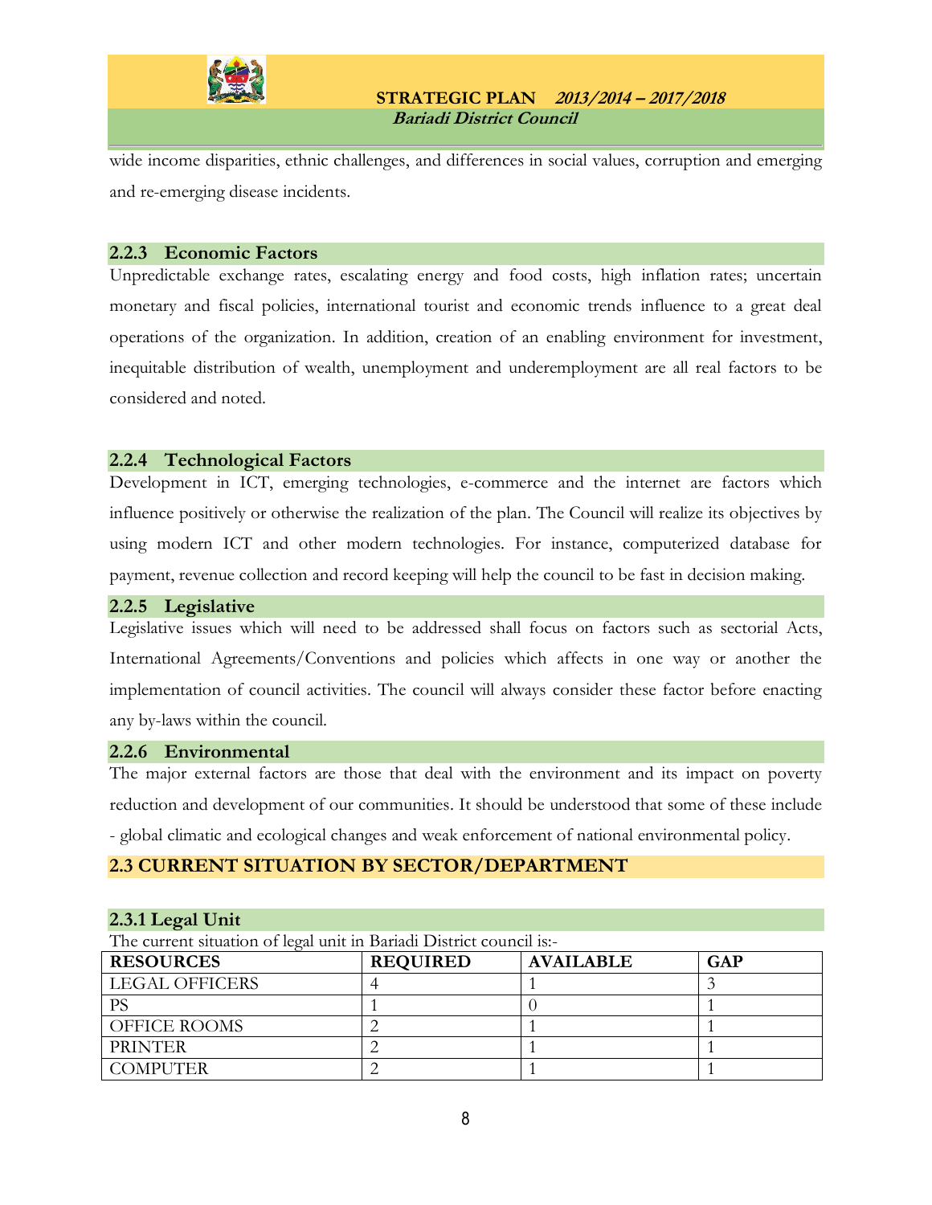wide income disparities, ethnic challenges, and differences in social values, corruption and emerging and re-emerging disease incidents.

### 2.2.3 Economic Factors

Unpredictable exchange rates, escalating energy and food costs, high inflation rates; uncertain monetary and fiscal policies, international tourist and economic trends influence to a great deal operations of the organization. In addition, creation of an enabling environment for investment, inequitable distribution of wealth, unemployment and underemployment are all real factors to be considered and noted.

### 2.2.4 Technological Factors

Development in ICT, emerging technologies, e-commerce and the internet are factors which influence positively or otherwise the realization of the plan. The Council will realize its objectives by using modern ICT and other modern technologies. For instance, computerized database for payment, revenue collection and record keeping will help the council to be fast in decision making.

### 2.2.5 Legislative

Legislative issues which will need to be addressed shall focus on factors such as sectorial Acts, International Agreements/Conventions and policies which affects in one way or another the implementation of council activities. The council will always consider these factor before enacting any by-laws within the council.

### 2.2.6 Environmental

The major external factors are those that deal with the environment and its impact on poverty reduction and development of our communities. It should be understood that some of these include - global climatic and ecological changes and weak enforcement of national environmental policy.

## 2.3 CURRENT SITUATION BY SECTOR/DEPARTMENT

### 2.3.1 Legal Unit

The current situation of legal unit in Bariadi District council is:-

| RESOURCES | REQUIRED | AVAILABLE | GAP |
|---|---|---|---|
| LEGAL OFFICERS | 4 | 1 | 3 |
| PS | 1 | 0 | 1 |
| OFFICE ROOMS | 2 | 1 | 1 |
| PRINTER | 2 | 1 | 1 |
| COMPUTER | 2 | 1 | 1 |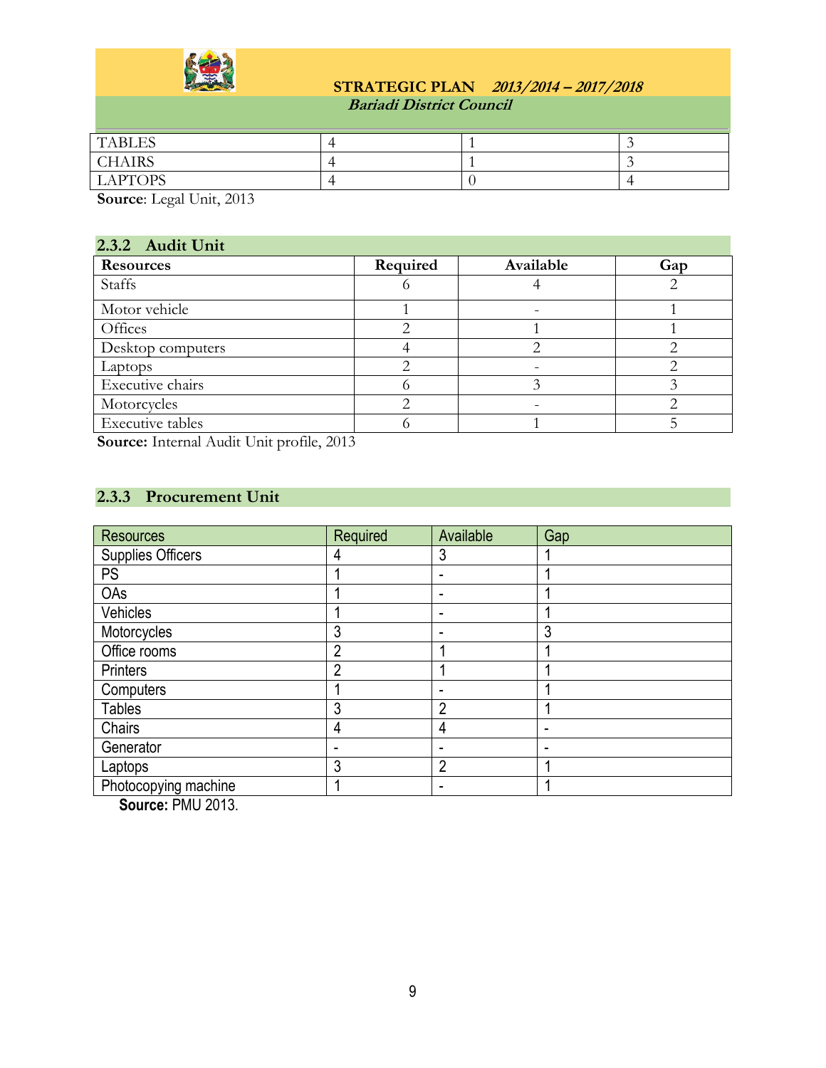| | | | |
|---|---|---|---|
| TABLES | 4 | 1 | 3 |
| CHAIRS | 4 | 1 | 3 |
| LAPTOPS | 4 | 0 | 4 |

**Source**: Legal Unit, 2013

### 2.3.2 Audit Unit

| Resources | Required | Available | Gap |
|---|---|---|---|
| Staffs | 6 | 4 | 2 |
| Motor vehicle | 1 | - | 1 |
| Offices | 2 | 1 | 1 |
| Desktop computers | 4 | 2 | 2 |
| Laptops | 2 | - | 2 |
| Executive chairs | 6 | 3 | 3 |
| Motorcycles | 2 | - | 2 |
| Executive tables | 6 | 1 | 5 |

**Source:** Internal Audit Unit profile, 2013

### 2.3.3 Procurement Unit

| Resources | Required | Available | Gap |
|---|---|---|---|
| Supplies Officers | 4 | 3 | 1 |
| PS | 1 | - | 1 |
| OAs | 1 | - | 1 |
| Vehicles | 1 | - | 1 |
| Motorcycles | 3 | - | 3 |
| Office rooms | 2 | 1 | 1 |
| Printers | 2 | 1 | 1 |
| Computers | 1 | - | 1 |
| Tables | 3 | 2 | 1 |
| Chairs | 4 | 4 | - |
| Generator | - | - | - |
| Laptops | 3 | 2 | 1 |
| Photocopying machine | 1 | - | 1 |

**Source:** PMU 2013.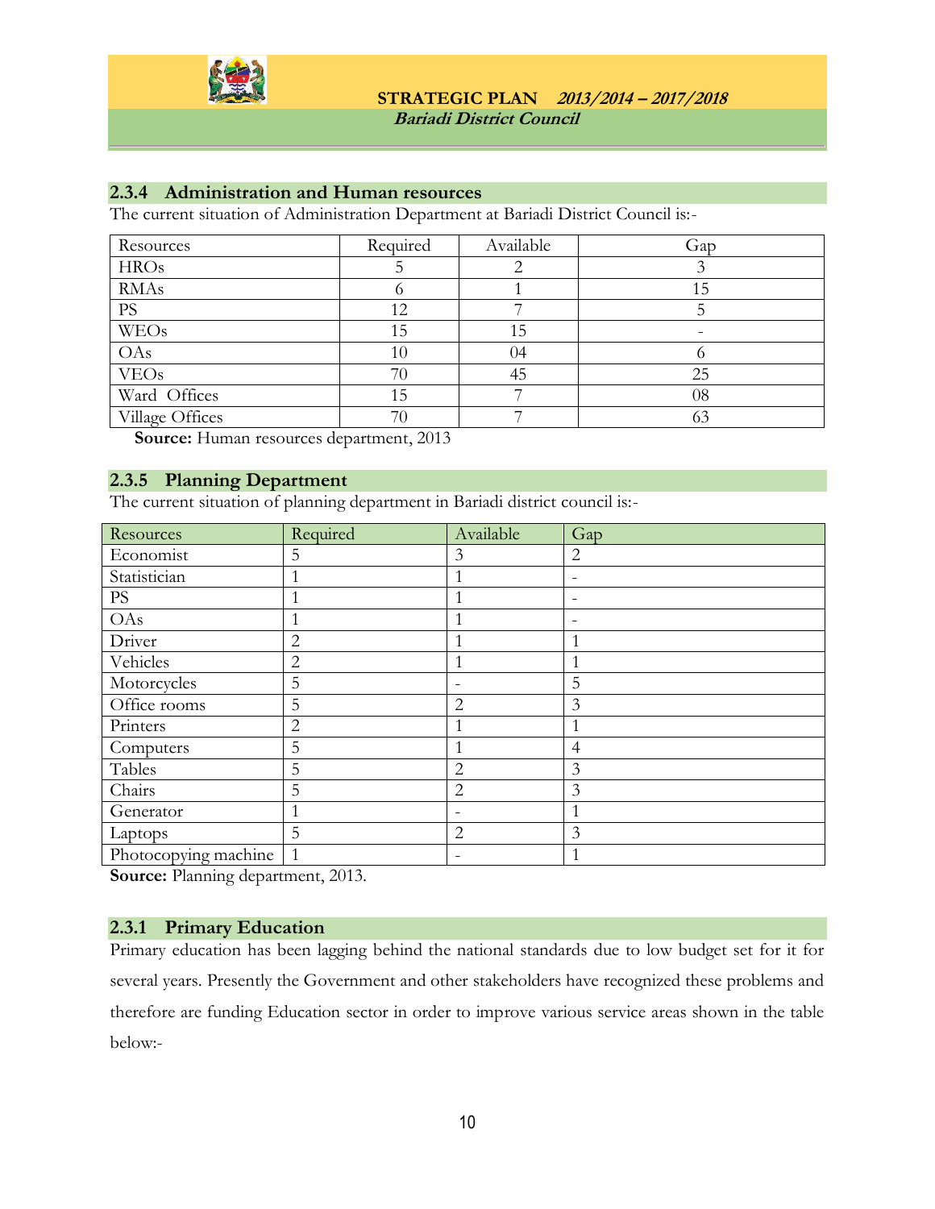### 2.3.4 Administration and Human resources

The current situation of Administration Department at Bariadi District Council is:-

| Resources | Required | Available | Gap |
|---|---|---|---|
| HROs | 5 | 2 | 3 |
| RMAs | 6 | 1 | 15 |
| PS | 12 | 7 | 5 |
| WEOs | 15 | 15 | - |
| OAs | 10 | 04 | 6 |
| VEOs | 70 | 45 | 25 |
| Ward Offices | 15 | 7 | 08 |
| Village Offices | 70 | 7 | 63 |

**Source:** Human resources department, 2013

### 2.3.5 Planning Department

The current situation of planning department in Bariadi district council is:-

| Resources | Required | Available | Gap |
|---|---|---|---|
| Economist | 5 | 3 | 2 |
| Statistician | 1 | 1 | - |
| PS | 1 | 1 | - |
| OAs | 1 | 1 | - |
| Driver | 2 | 1 | 1 |
| Vehicles | 2 | 1 | 1 |
| Motorcycles | 5 | - | 5 |
| Office rooms | 5 | 2 | 3 |
| Printers | 2 | 1 | 1 |
| Computers | 5 | 1 | 4 |
| Tables | 5 | 2 | 3 |
| Chairs | 5 | 2 | 3 |
| Generator | 1 | - | 1 |
| Laptops | 5 | 2 | 3 |
| Photocopying machine | 1 | - | 1 |

**Source:** Planning department, 2013.

### 2.3.1 Primary Education

Primary education has been lagging behind the national standards due to low budget set for it for several years. Presently the Government and other stakeholders have recognized these problems and therefore are funding Education sector in order to improve various service areas shown in the table below:-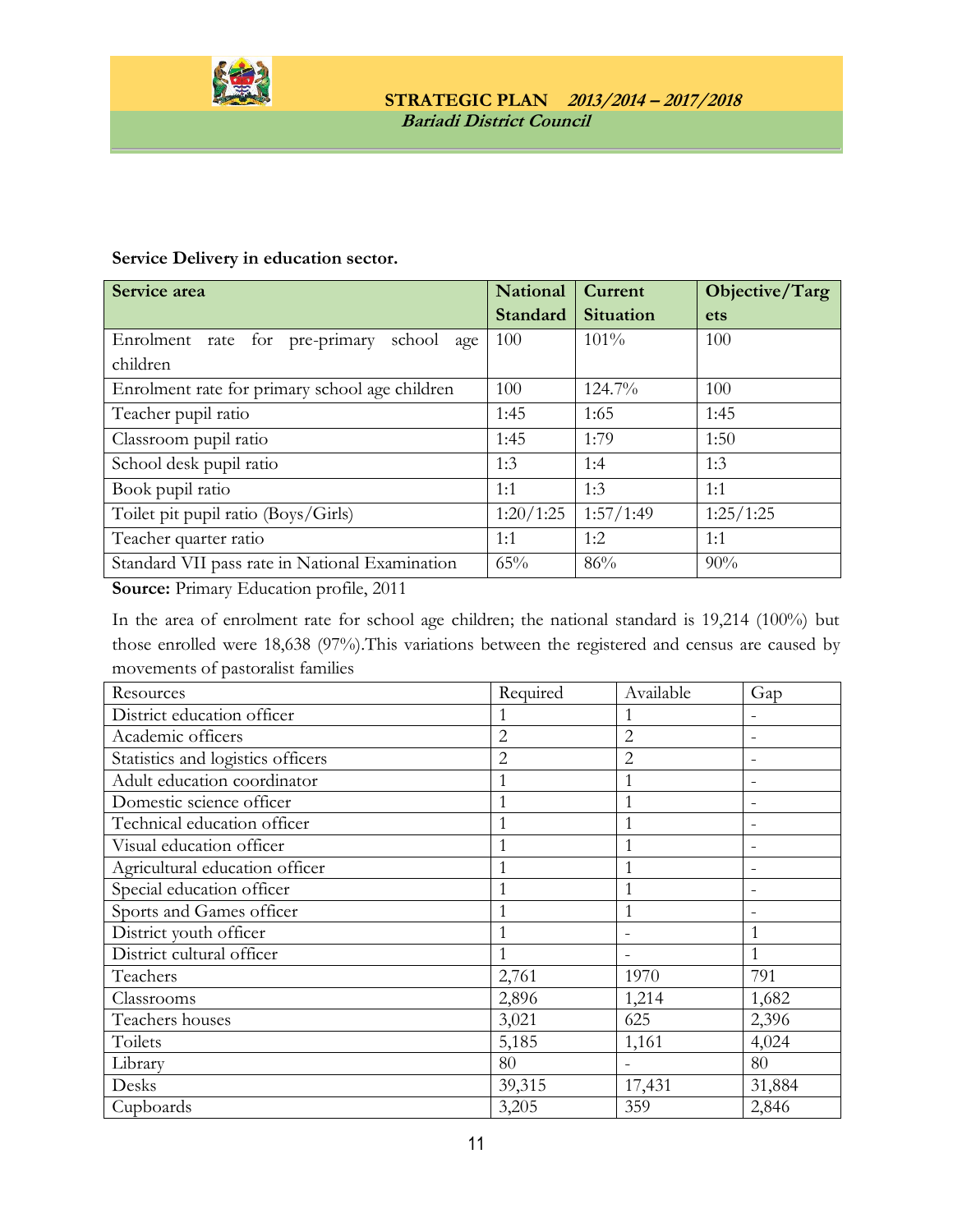**Service Delivery in education sector.**

| Service area | National Standard | Current Situation | Objective/Targets |
|---|---|---|---|
| Enrolment rate for pre-primary school age children | 100 | 101% | 100 |
| Enrolment rate for primary school age children | 100 | 124.7% | 100 |
| Teacher pupil ratio | 1:45 | 1:65 | 1:45 |
| Classroom pupil ratio | 1:45 | 1:79 | 1:50 |
| School desk pupil ratio | 1:3 | 1:4 | 1:3 |
| Book pupil ratio | 1:1 | 1:3 | 1:1 |
| Toilet pit pupil ratio (Boys/Girls) | 1:20/1:25 | 1:57/1:49 | 1:25/1:25 |
| Teacher quarter ratio | 1:1 | 1:2 | 1:1 |
| Standard VII pass rate in National Examination | 65% | 86% | 90% |

**Source:** Primary Education profile, 2011

In the area of enrolment rate for school age children; the national standard is 19,214 (100%) but those enrolled were 18,638 (97%).This variations between the registered and census are caused by movements of pastoralist families

| Resources | Required | Available | Gap |
|---|---|---|---|
| District education officer | 1 | 1 | - |
| Academic officers | 2 | 2 | - |
| Statistics and logistics officers | 2 | 2 | - |
| Adult education coordinator | 1 | 1 | - |
| Domestic science officer | 1 | 1 | - |
| Technical education officer | 1 | 1 | - |
| Visual education officer | 1 | 1 | - |
| Agricultural education officer | 1 | 1 | - |
| Special education officer | 1 | 1 | - |
| Sports and Games officer | 1 | 1 | - |
| District youth officer | 1 | - | 1 |
| District cultural officer | 1 | - | 1 |
| Teachers | 2,761 | 1970 | 791 |
| Classrooms | 2,896 | 1,214 | 1,682 |
| Teachers houses | 3,021 | 625 | 2,396 |
| Toilets | 5,185 | 1,161 | 4,024 |
| Library | 80 | - | 80 |
| Desks | 39,315 | 17,431 | 31,884 |
| Cupboards | 3,205 | 359 | 2,846 |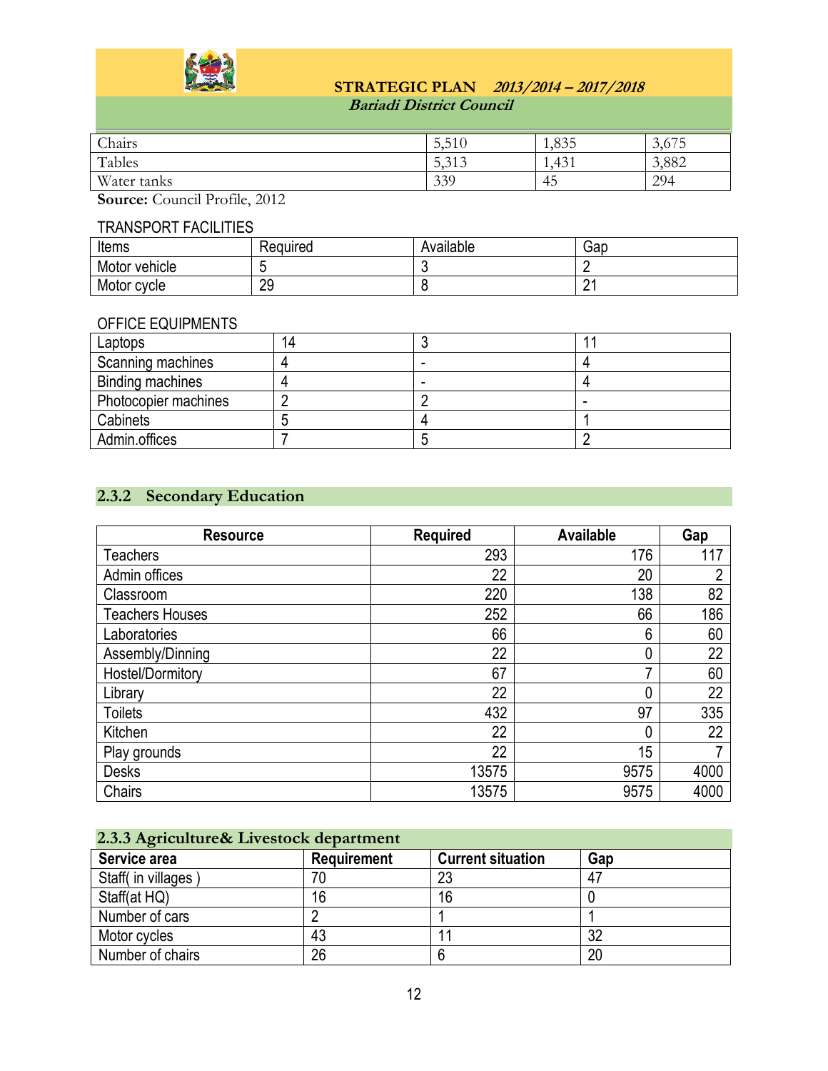| | | | |
|---|---|---|---|
| Chairs | 5,510 | 1,835 | 3,675 |
| Tables | 5,313 | 1,431 | 3,882 |
| Water tanks | 339 | 45 | 294 |

**Source:** Council Profile, 2012

TRANSPORT FACILITIES

| Items | Required | Available | Gap |
|---|---|---|---|
| Motor vehicle | 5 | 3 | 2 |
| Motor cycle | 29 | 8 | 21 |

OFFICE EQUIPMENTS

| | | | |
|---|---|---|---|
| Laptops | 14 | 3 | 11 |
| Scanning machines | 4 | - | 4 |
| Binding machines | 4 | - | 4 |
| Photocopier machines | 2 | 2 | - |
| Cabinets | 5 | 4 | 1 |
| Admin.offices | 7 | 5 | 2 |

### 2.3.2 Secondary Education

| Resource | Required | Available | Gap |
|---|---|---|---|
| Teachers | 293 | 176 | 117 |
| Admin offices | 22 | 20 | 2 |
| Classroom | 220 | 138 | 82 |
| Teachers Houses | 252 | 66 | 186 |
| Laboratories | 66 | 6 | 60 |
| Assembly/Dinning | 22 | 0 | 22 |
| Hostel/Dormitory | 67 | 7 | 60 |
| Library | 22 | 0 | 22 |
| Toilets | 432 | 97 | 335 |
| Kitchen | 22 | 0 | 22 |
| Play grounds | 22 | 15 | 7 |
| Desks | 13575 | 9575 | 4000 |
| Chairs | 13575 | 9575 | 4000 |

### 2.3.3 Agriculture& Livestock department

| Service area | Requirement | Current situation | Gap |
|---|---|---|---|
| Staff( in villages ) | 70 | 23 | 47 |
| Staff(at HQ) | 16 | 16 | 0 |
| Number of cars | 2 | 1 | 1 |
| Motor cycles | 43 | 11 | 32 |
| Number of chairs | 26 | 6 | 20 |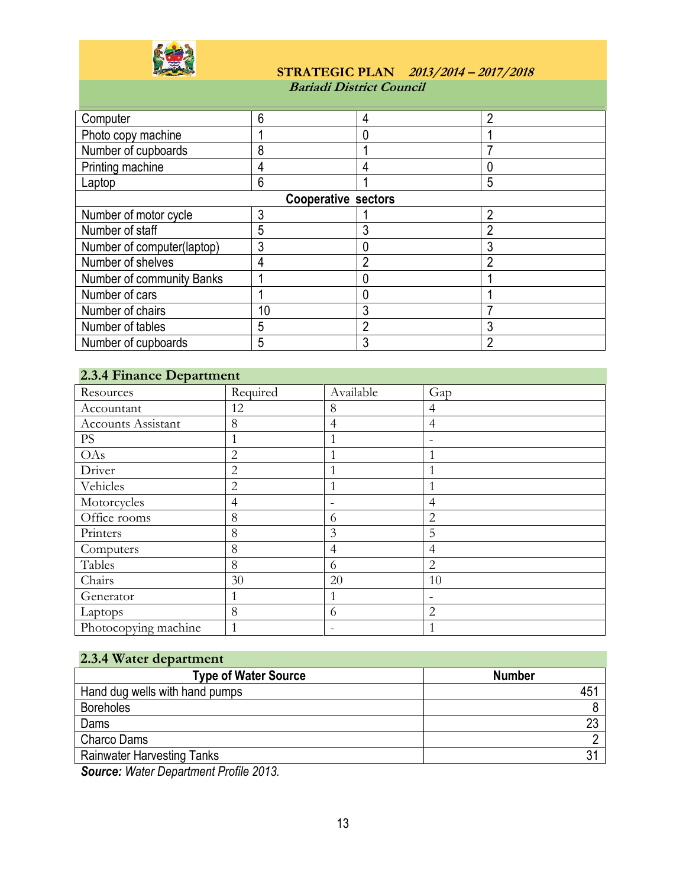| | | | |
|---|---|---|---|
| Computer | 6 | 4 | 2 |
| Photo copy machine | 1 | 0 | 1 |
| Number of cupboards | 8 | 1 | 7 |
| Printing machine | 4 | 4 | 0 |
| Laptop | 6 | 1 | 5 |
| **Cooperative sectors** | | | |
| Number of motor cycle | 3 | 1 | 2 |
| Number of staff | 5 | 3 | 2 |
| Number of computer(laptop) | 3 | 0 | 3 |
| Number of shelves | 4 | 2 | 2 |
| Number of community Banks | 1 | 0 | 1 |
| Number of cars | 1 | 0 | 1 |
| Number of chairs | 10 | 3 | 7 |
| Number of tables | 5 | 2 | 3 |
| Number of cupboards | 5 | 3 | 2 |

### 2.3.4 Finance Department

| Resources | Required | Available | Gap |
|---|---|---|---|
| Accountant | 12 | 8 | 4 |
| Accounts Assistant | 8 | 4 | 4 |
| PS | 1 | 1 | - |
| OAs | 2 | 1 | 1 |
| Driver | 2 | 1 | 1 |
| Vehicles | 2 | 1 | 1 |
| Motorcycles | 4 | - | 4 |
| Office rooms | 8 | 6 | 2 |
| Printers | 8 | 3 | 5 |
| Computers | 8 | 4 | 4 |
| Tables | 8 | 6 | 2 |
| Chairs | 30 | 20 | 10 |
| Generator | 1 | 1 | - |
| Laptops | 8 | 6 | 2 |
| Photocopying machine | 1 | - | 1 |

### 2.3.4 Water department

| Type of Water Source | Number |
|---|---|
| Hand dug wells with hand pumps | 451 |
| Boreholes | 8 |
| Dams | 23 |
| Charco Dams | 2 |
| Rainwater Harvesting Tanks | 31 |

***Source:*** *Water Department Profile 2013.*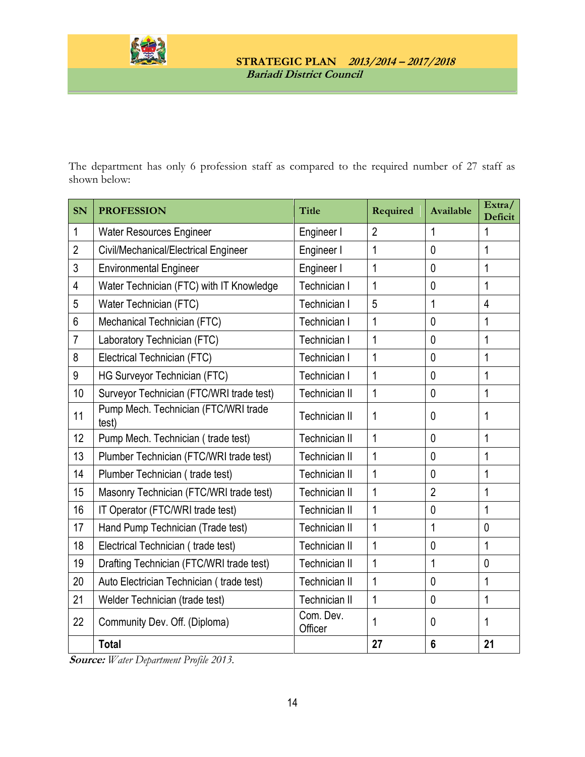The department has only 6 profession staff as compared to the required number of 27 staff as shown below:

| SN | PROFESSION | Title | Required | Available | Extra/ Deficit |
|---|---|---|---|---|---|
| 1 | Water Resources Engineer | Engineer I | 2 | 1 | 1 |
| 2 | Civil/Mechanical/Electrical Engineer | Engineer I | 1 | 0 | 1 |
| 3 | Environmental Engineer | Engineer I | 1 | 0 | 1 |
| 4 | Water Technician (FTC) with IT Knowledge | Technician I | 1 | 0 | 1 |
| 5 | Water Technician (FTC) | Technician I | 5 | 1 | 4 |
| 6 | Mechanical Technician (FTC) | Technician I | 1 | 0 | 1 |
| 7 | Laboratory Technician (FTC) | Technician I | 1 | 0 | 1 |
| 8 | Electrical Technician (FTC) | Technician I | 1 | 0 | 1 |
| 9 | HG Surveyor Technician (FTC) | Technician I | 1 | 0 | 1 |
| 10 | Surveyor Technician (FTC/WRI trade test) | Technician II | 1 | 0 | 1 |
| 11 | Pump Mech. Technician (FTC/WRI trade test) | Technician II | 1 | 0 | 1 |
| 12 | Pump Mech. Technician ( trade test) | Technician II | 1 | 0 | 1 |
| 13 | Plumber Technician (FTC/WRI trade test) | Technician II | 1 | 0 | 1 |
| 14 | Plumber Technician ( trade test) | Technician II | 1 | 0 | 1 |
| 15 | Masonry Technician (FTC/WRI trade test) | Technician II | 1 | 2 | 1 |
| 16 | IT Operator (FTC/WRI trade test) | Technician II | 1 | 0 | 1 |
| 17 | Hand Pump Technician (Trade test) | Technician II | 1 | 1 | 0 |
| 18 | Electrical Technician ( trade test) | Technician II | 1 | 0 | 1 |
| 19 | Drafting Technician (FTC/WRI trade test) | Technician II | 1 | 1 | 0 |
| 20 | Auto Electrician Technician ( trade test) | Technician II | 1 | 0 | 1 |
| 21 | Welder Technician (trade test) | Technician II | 1 | 0 | 1 |
| 22 | Community Dev. Off. (Diploma) | Com. Dev. Officer | 1 | 0 | 1 |
| | **Total** | | **27** | **6** | **21** |

***Source:*** *Water Department Profile 2013.*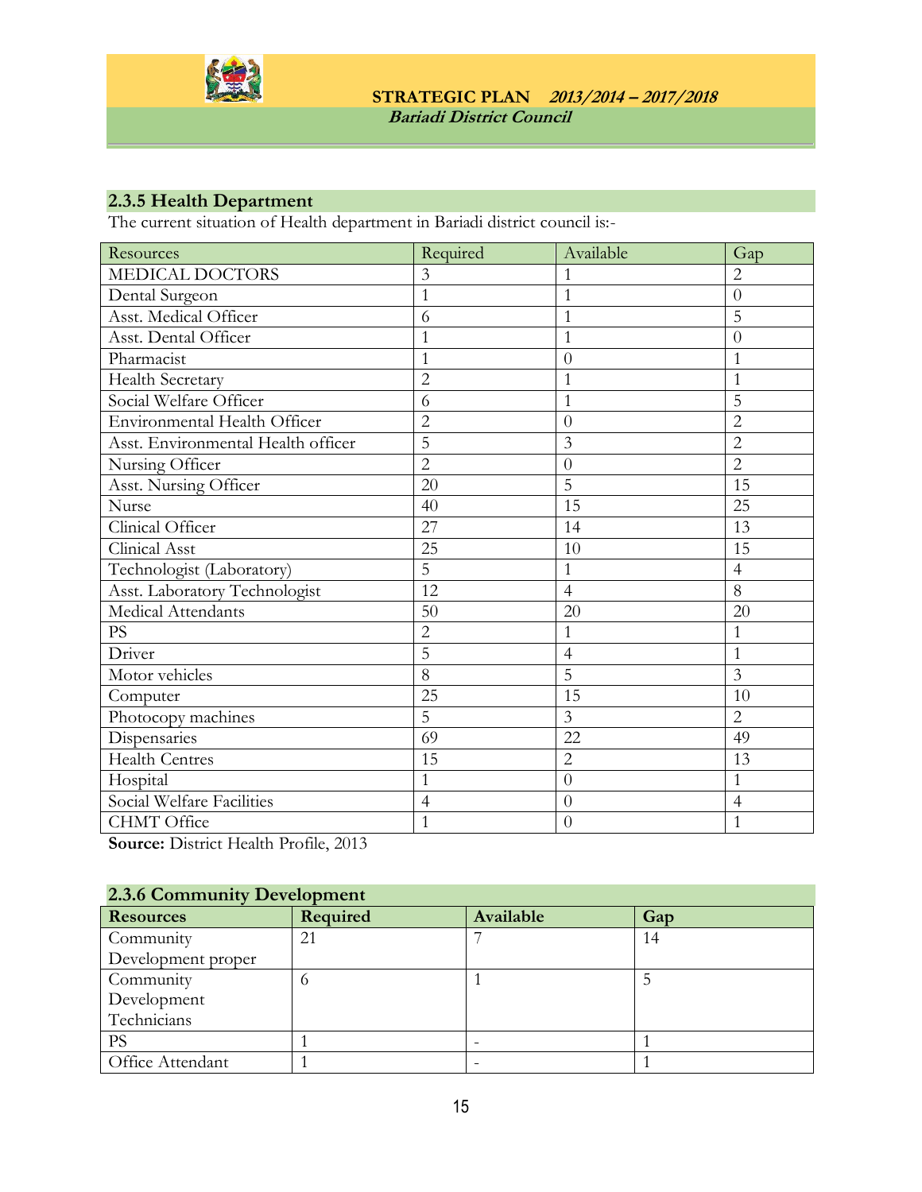### 2.3.5 Health Department

The current situation of Health department in Bariadi district council is:-

| Resources | Required | Available | Gap |
|---|---|---|---|
| MEDICAL DOCTORS | 3 | 1 | 2 |
| Dental Surgeon | 1 | 1 | 0 |
| Asst. Medical Officer | 6 | 1 | 5 |
| Asst. Dental Officer | 1 | 1 | 0 |
| Pharmacist | 1 | 0 | 1 |
| Health Secretary | 2 | 1 | 1 |
| Social Welfare Officer | 6 | 1 | 5 |
| Environmental Health Officer | 2 | 0 | 2 |
| Asst. Environmental Health officer | 5 | 3 | 2 |
| Nursing Officer | 2 | 0 | 2 |
| Asst. Nursing Officer | 20 | 5 | 15 |
| Nurse | 40 | 15 | 25 |
| Clinical Officer | 27 | 14 | 13 |
| Clinical Asst | 25 | 10 | 15 |
| Technologist (Laboratory) | 5 | 1 | 4 |
| Asst. Laboratory Technologist | 12 | 4 | 8 |
| Medical Attendants | 50 | 20 | 20 |
| PS | 2 | 1 | 1 |
| Driver | 5 | 4 | 1 |
| Motor vehicles | 8 | 5 | 3 |
| Computer | 25 | 15 | 10 |
| Photocopy machines | 5 | 3 | 2 |
| Dispensaries | 69 | 22 | 49 |
| Health Centres | 15 | 2 | 13 |
| Hospital | 1 | 0 | 1 |
| Social Welfare Facilities | 4 | 0 | 4 |
| CHMT Office | 1 | 0 | 1 |

**Source:** District Health Profile, 2013

### 2.3.6 Community Development

| Resources | Required | Available | Gap |
|---|---|---|---|
| Community Development proper | 21 | 7 | 14 |
| Community Development Technicians | 6 | 1 | 5 |
| PS | 1 | - | 1 |
| Office Attendant | 1 | - | 1 |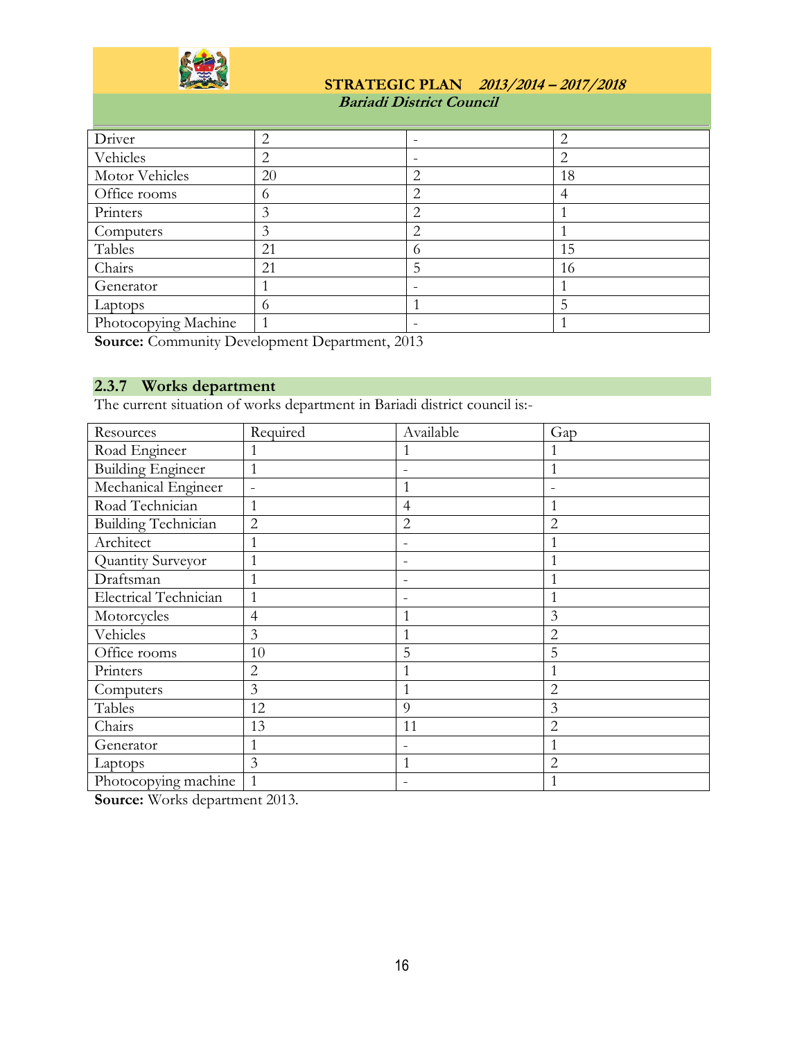| Driver | 2 | - | 2 |
|---|---|---|---|
| Vehicles | 2 | - | 2 |
| Motor Vehicles | 20 | 2 | 18 |
| Office rooms | 6 | 2 | 4 |
| Printers | 3 | 2 | 1 |
| Computers | 3 | 2 | 1 |
| Tables | 21 | 6 | 15 |
| Chairs | 21 | 5 | 16 |
| Generator | 1 | - | 1 |
| Laptops | 6 | 1 | 5 |
| Photocopying Machine | 1 | - | 1 |

**Source:** Community Development Department, 2013

### 2.3.7 Works department

The current situation of works department in Bariadi district council is:-

| Resources | Required | Available | Gap |
|---|---|---|---|
| Road Engineer | 1 | 1 | 1 |
| Building Engineer | 1 | - | 1 |
| Mechanical Engineer | - | 1 | - |
| Road Technician | 1 | 4 | 1 |
| Building Technician | 2 | 2 | 2 |
| Architect | 1 | - | 1 |
| Quantity Surveyor | 1 | - | 1 |
| Draftsman | 1 | - | 1 |
| Electrical Technician | 1 | - | 1 |
| Motorcycles | 4 | 1 | 3 |
| Vehicles | 3 | 1 | 2 |
| Office rooms | 10 | 5 | 5 |
| Printers | 2 | 1 | 1 |
| Computers | 3 | 1 | 2 |
| Tables | 12 | 9 | 3 |
| Chairs | 13 | 11 | 2 |
| Generator | 1 | - | 1 |
| Laptops | 3 | 1 | 2 |
| Photocopying machine | 1 | - | 1 |

**Source:** Works department 2013.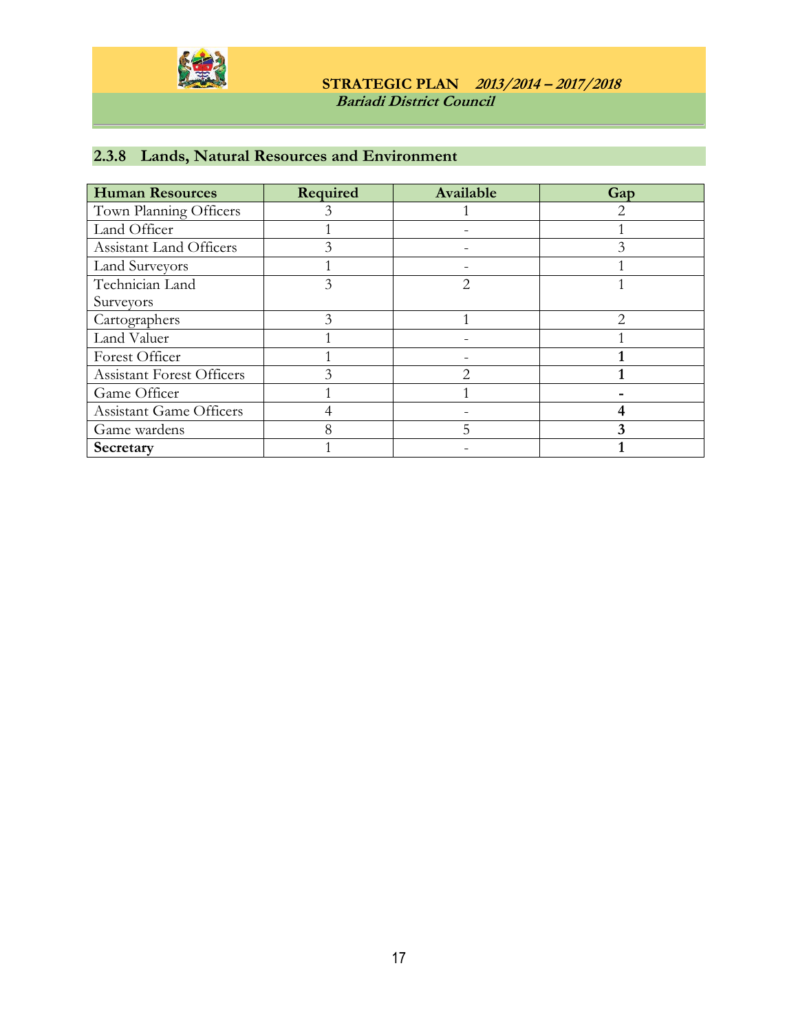### 2.3.8 Lands, Natural Resources and Environment

| Human Resources | Required | Available | Gap |
|---|---|---|---|
| Town Planning Officers | 3 | 1 | 2 |
| Land Officer | 1 | - | 1 |
| Assistant Land Officers | 3 | - | 3 |
| Land Surveyors | 1 | - | 1 |
| Technician Land Surveyors | 3 | 2 | 1 |
| Cartographers | 3 | 1 | 2 |
| Land Valuer | 1 | - | 1 |
| Forest Officer | 1 | - | **1** |
| Assistant Forest Officers | 3 | 2 | **1** |
| Game Officer | 1 | 1 | **-** |
| Assistant Game Officers | 4 | - | **4** |
| Game wardens | 8 | 5 | **3** |
| **Secretary** | 1 | - | **1** |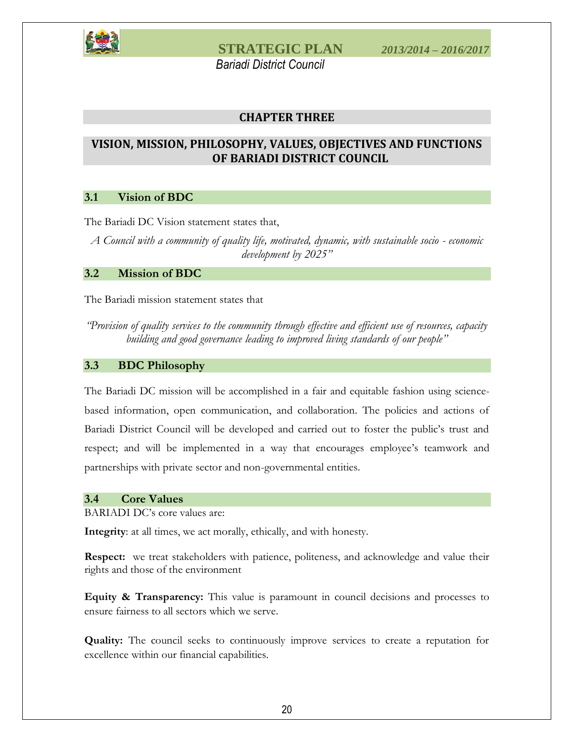# CHAPTER THREE

## VISION, MISSION, PHILOSOPHY, VALUES, OBJECTIVES AND FUNCTIONS OF BARIADI DISTRICT COUNCIL

### 3.1 Vision of BDC

The Bariadi DC Vision statement states that,

*A Council with a community of quality life, motivated, dynamic, with sustainable socio - economic development by 2025"*

### 3.2 Mission of BDC

The Bariadi mission statement states that

*"Provision of quality services to the community through effective and efficient use of resources, capacity building and good governance leading to improved living standards of our people"*

### 3.3 BDC Philosophy

The Bariadi DC mission will be accomplished in a fair and equitable fashion using science-based information, open communication, and collaboration. The policies and actions of Bariadi District Council will be developed and carried out to foster the public's trust and respect; and will be implemented in a way that encourages employee's teamwork and partnerships with private sector and non-governmental entities.

### 3.4 Core Values

BARIADI DC's core values are:

**Integrity**: at all times, we act morally, ethically, and with honesty.

**Respect:** we treat stakeholders with patience, politeness, and acknowledge and value their rights and those of the environment

**Equity & Transparency:** This value is paramount in council decisions and processes to ensure fairness to all sectors which we serve.

**Quality:** The council seeks to continuously improve services to create a reputation for excellence within our financial capabilities.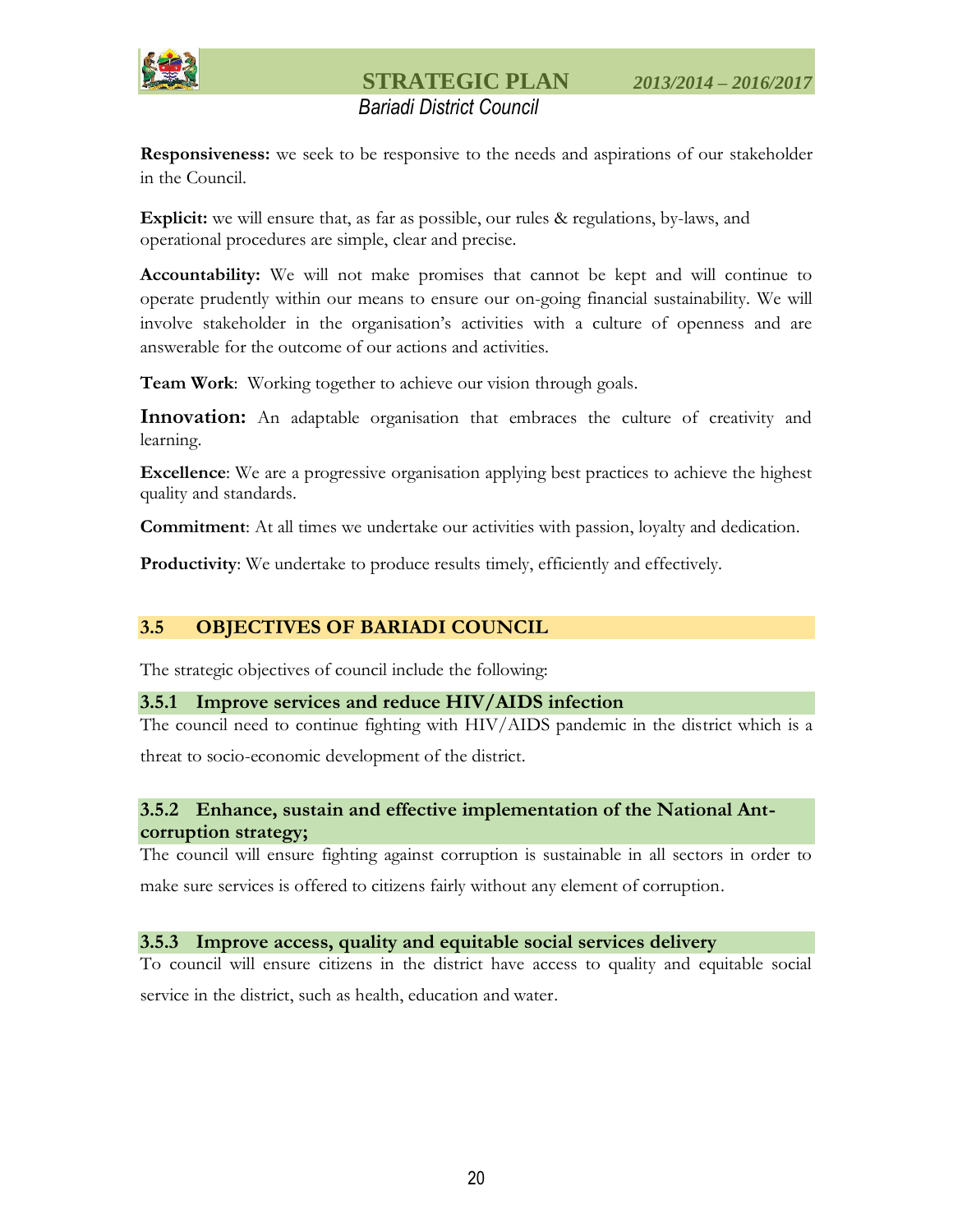**Responsiveness:** we seek to be responsive to the needs and aspirations of our stakeholder in the Council.

**Explicit:** we will ensure that, as far as possible, our rules & regulations, by-laws, and operational procedures are simple, clear and precise.

**Accountability:** We will not make promises that cannot be kept and will continue to operate prudently within our means to ensure our on-going financial sustainability. We will involve stakeholder in the organisation's activities with a culture of openness and are answerable for the outcome of our actions and activities.

**Team Work**: Working together to achieve our vision through goals.

**Innovation:** An adaptable organisation that embraces the culture of creativity and learning.

**Excellence**: We are a progressive organisation applying best practices to achieve the highest quality and standards.

**Commitment**: At all times we undertake our activities with passion, loyalty and dedication.

**Productivity**: We undertake to produce results timely, efficiently and effectively.

## 3.5 OBJECTIVES OF BARIADI COUNCIL

The strategic objectives of council include the following:

### 3.5.1 Improve services and reduce HIV/AIDS infection

The council need to continue fighting with HIV/AIDS pandemic in the district which is a threat to socio-economic development of the district.

### 3.5.2 Enhance, sustain and effective implementation of the National Ant-corruption strategy;

The council will ensure fighting against corruption is sustainable in all sectors in order to make sure services is offered to citizens fairly without any element of corruption.

### 3.5.3 Improve access, quality and equitable social services delivery

To council will ensure citizens in the district have access to quality and equitable social service in the district, such as health, education and water.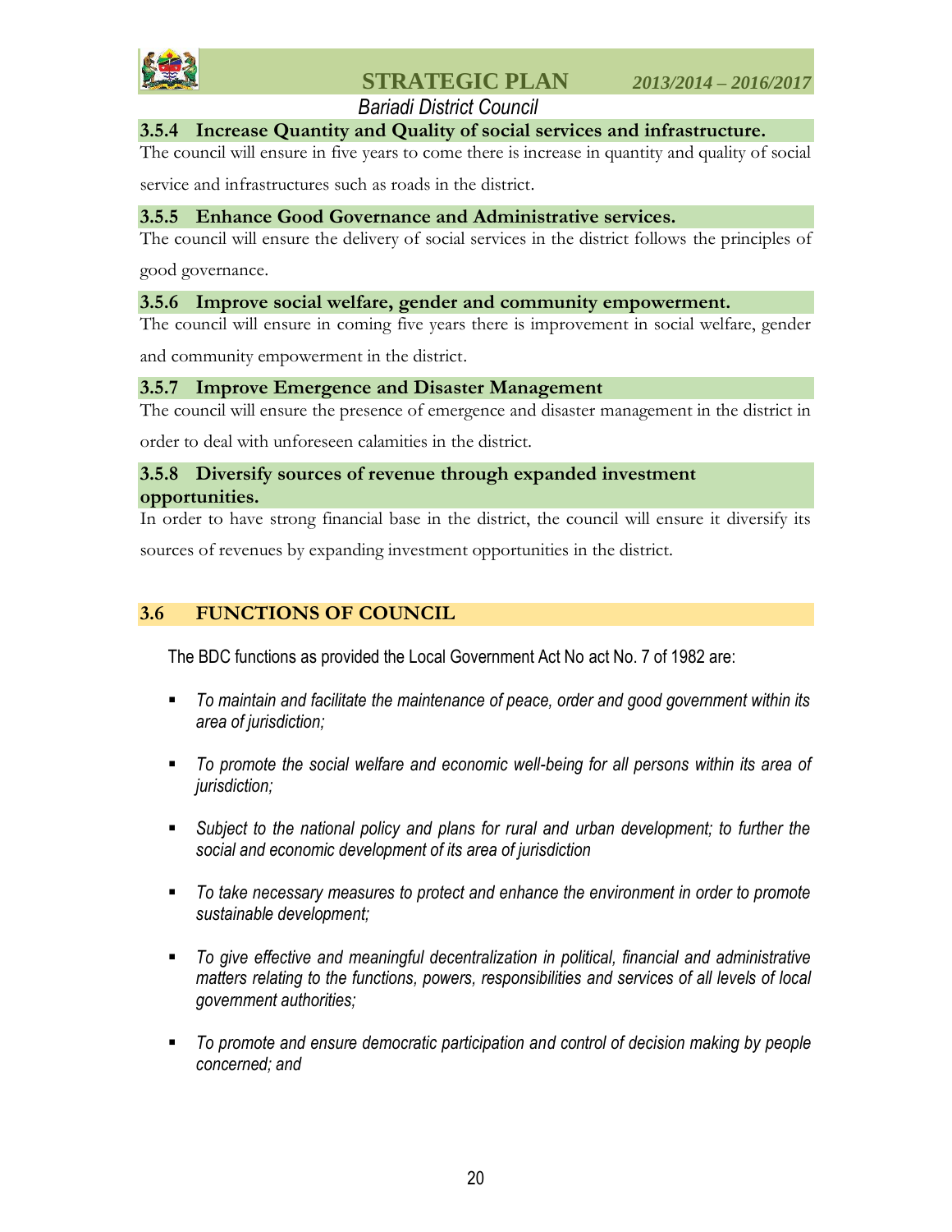### 3.5.4 Increase Quantity and Quality of social services and infrastructure.

The council will ensure in five years to come there is increase in quantity and quality of social service and infrastructures such as roads in the district.

### 3.5.5 Enhance Good Governance and Administrative services.

The council will ensure the delivery of social services in the district follows the principles of good governance.

### 3.5.6 Improve social welfare, gender and community empowerment.

The council will ensure in coming five years there is improvement in social welfare, gender and community empowerment in the district.

### 3.5.7 Improve Emergence and Disaster Management

The council will ensure the presence of emergence and disaster management in the district in order to deal with unforeseen calamities in the district.

### 3.5.8 Diversify sources of revenue through expanded investment opportunities.

In order to have strong financial base in the district, the council will ensure it diversify its sources of revenues by expanding investment opportunities in the district.

## 3.6 FUNCTIONS OF COUNCIL

The BDC functions as provided the Local Government Act No act No. 7 of 1982 are:

- *To maintain and facilitate the maintenance of peace, order and good government within its area of jurisdiction;*
- *To promote the social welfare and economic well-being for all persons within its area of jurisdiction;*
- *Subject to the national policy and plans for rural and urban development; to further the social and economic development of its area of jurisdiction*
- *To take necessary measures to protect and enhance the environment in order to promote sustainable development;*
- *To give effective and meaningful decentralization in political, financial and administrative matters relating to the functions, powers, responsibilities and services of all levels of local government authorities;*
- *To promote and ensure democratic participation and control of decision making by people concerned; and*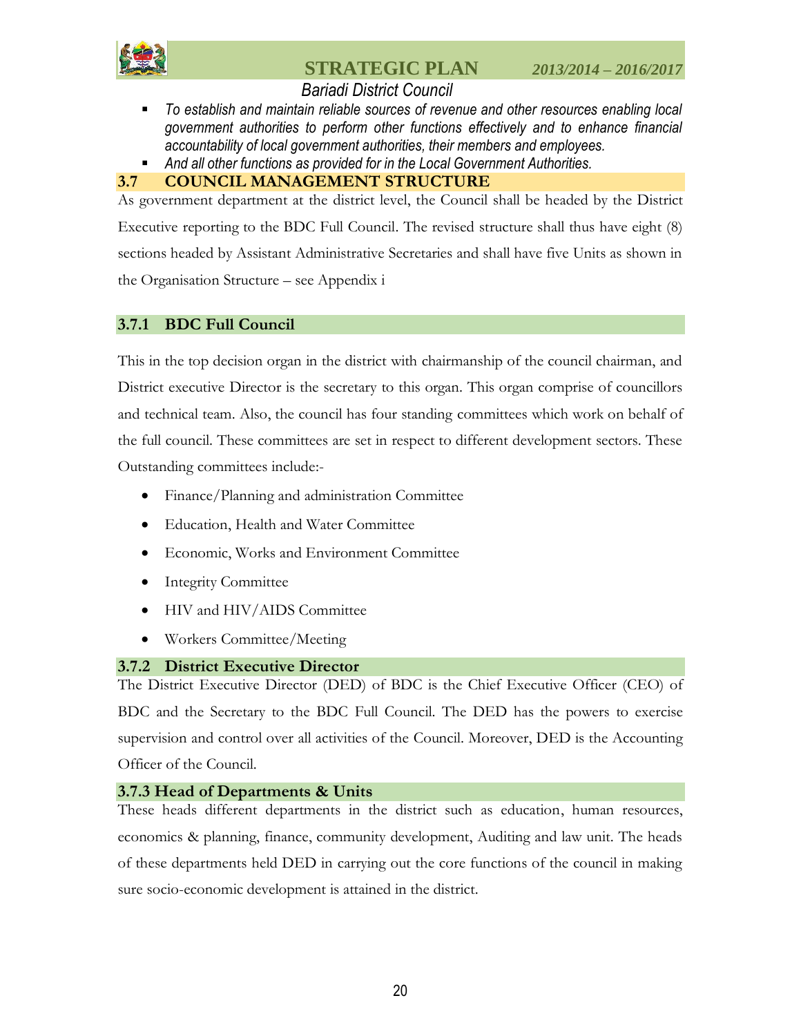- *To establish and maintain reliable sources of revenue and other resources enabling local government authorities to perform other functions effectively and to enhance financial accountability of local government authorities, their members and employees.*
- *And all other functions as provided for in the Local Government Authorities.*

## 3.7 COUNCIL MANAGEMENT STRUCTURE

As government department at the district level, the Council shall be headed by the District Executive reporting to the BDC Full Council. The revised structure shall thus have eight (8) sections headed by Assistant Administrative Secretaries and shall have five Units as shown in the Organisation Structure – see Appendix i

### 3.7.1 BDC Full Council

This in the top decision organ in the district with chairmanship of the council chairman, and District executive Director is the secretary to this organ. This organ comprise of councillors and technical team. Also, the council has four standing committees which work on behalf of the full council. These committees are set in respect to different development sectors. These Outstanding committees include:-

- Finance/Planning and administration Committee
- Education, Health and Water Committee
- Economic, Works and Environment Committee
- Integrity Committee
- HIV and HIV/AIDS Committee
- Workers Committee/Meeting

### 3.7.2 District Executive Director

The District Executive Director (DED) of BDC is the Chief Executive Officer (CEO) of BDC and the Secretary to the BDC Full Council. The DED has the powers to exercise supervision and control over all activities of the Council. Moreover, DED is the Accounting Officer of the Council.

### 3.7.3 Head of Departments & Units

These heads different departments in the district such as education, human resources, economics & planning, finance, community development, Auditing and law unit. The heads of these departments held DED in carrying out the core functions of the council in making sure socio-economic development is attained in the district.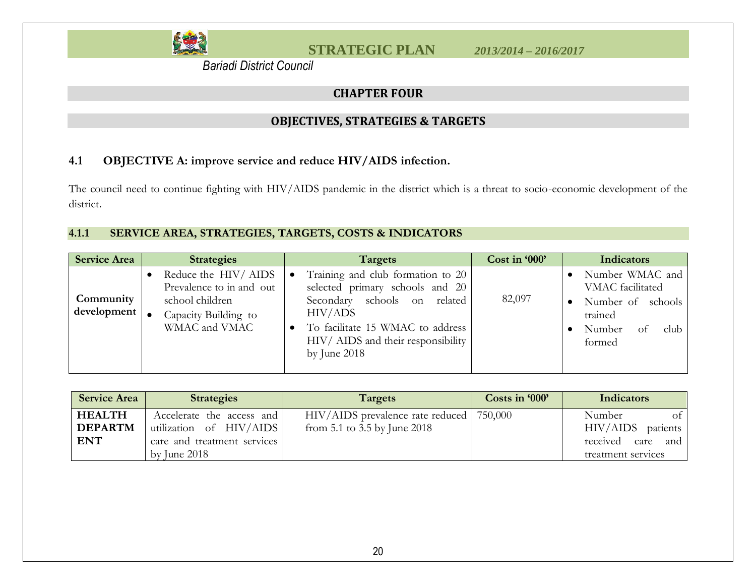## CHAPTER FOUR

## OBJECTIVES, STRATEGIES & TARGETS

### 4.1 OBJECTIVE A: improve service and reduce HIV/AIDS infection.

The council need to continue fighting with HIV/AIDS pandemic in the district which is a threat to socio-economic development of the district.

#### 4.1.1 SERVICE AREA, STRATEGIES, TARGETS, COSTS & INDICATORS

| Service Area | Strategies | Targets | Cost in '000' | Indicators |
|---|---|---|---|---|
| **Community development** | • Reduce the HIV/ AIDS Prevalence to in and out school children<br>• Capacity Building to WMAC and VMAC | • Training and club formation to 20 selected primary schools and 20 Secondary schools on related HIV/ADS<br>• To facilitate 15 WMAC to address HIV/ AIDS and their responsibility by June 2018 | 82,097 | • Number WMAC and VMAC facilitated<br>• Number of schools trained<br>• Number of club formed |

| Service Area | Strategies | Targets | Costs in '000' | Indicators |
|---|---|---|---|---|
| **HEALTH DEPARTMENT** | Accelerate the access and utilization of HIV/AIDS care and treatment services by June 2018 | HIV/AIDS prevalence rate reduced from 5.1 to 3.5 by June 2018 | 750,000 | Number of HIV/AIDS patients received care and treatment services |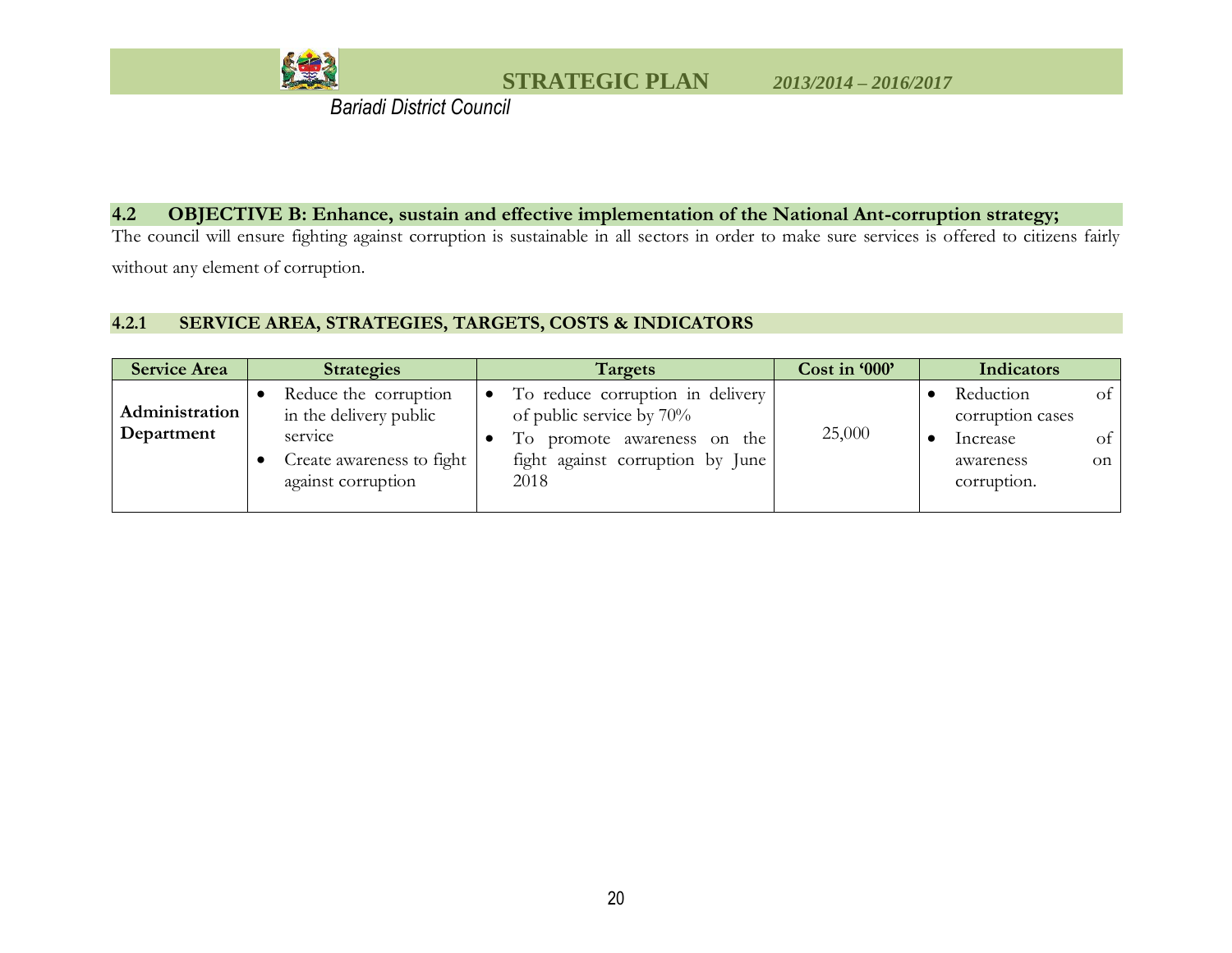## 4.2 OBJECTIVE B: Enhance, sustain and effective implementation of the National Ant-corruption strategy;

The council will ensure fighting against corruption is sustainable in all sectors in order to make sure services is offered to citizens fairly without any element of corruption.

### 4.2.1 SERVICE AREA, STRATEGIES, TARGETS, COSTS & INDICATORS

| Service Area | Strategies | Targets | Cost in '000' | Indicators |
|---|---|---|---|---|
| **Administration Department** | • Reduce the corruption in the delivery public service<br>• Create awareness to fight against corruption | • To reduce corruption in delivery of public service by 70%<br>• To promote awareness on the fight against corruption by June 2018 | 25,000 | • Reduction of corruption cases<br>• Increase of awareness on corruption. |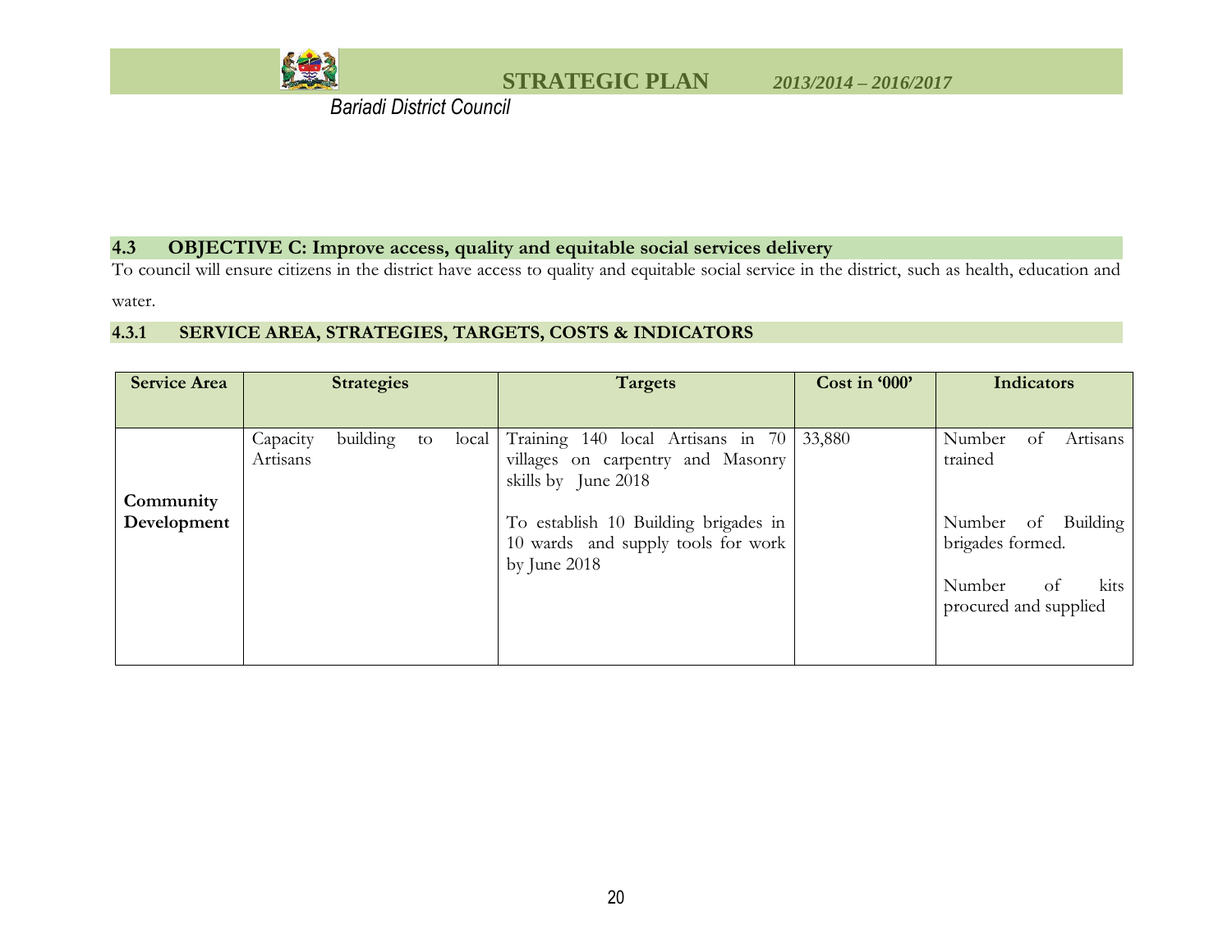## 4.3 OBJECTIVE C: Improve access, quality and equitable social services delivery

To council will ensure citizens in the district have access to quality and equitable social service in the district, such as health, education and water.

### 4.3.1 SERVICE AREA, STRATEGIES, TARGETS, COSTS & INDICATORS

| Service Area | Strategies | Targets | Cost in '000' | Indicators |
|---|---|---|---|---|
| **Community Development** | Capacity building to local Artisans | Training 140 local Artisans in 70 villages on carpentry and Masonry skills by June 2018<br><br>To establish 10 Building brigades in 10 wards and supply tools for work by June 2018 | 33,880 | Number of Artisans trained<br><br>Number of Building brigades formed.<br><br>Number of kits procured and supplied |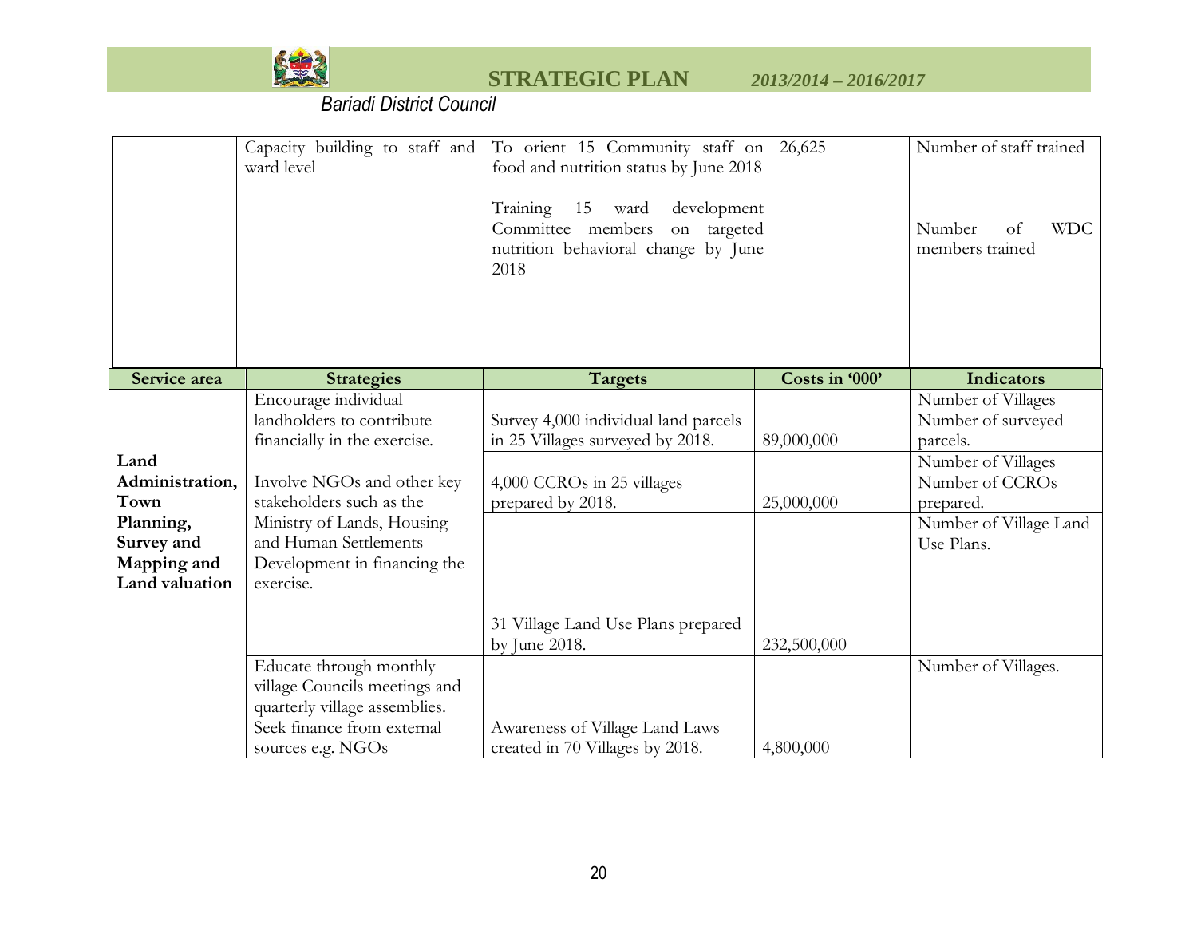| | | | | |
|---|---|---|---|---|
| | Capacity building to staff and ward level | To orient 15 Community staff on food and nutrition status by June 2018<br><br>Training 15 ward development Committee members on targeted nutrition behavioral change by June 2018 | 26,625 | Number of staff trained<br><br>Number of WDC members trained |

| Service area | Strategies | Targets | Costs in '000' | Indicators |
|---|---|---|---|---|
| **Land Administration, Town Planning, Survey and Mapping and Land valuation** | Encourage individual landholders to contribute financially in the exercise.<br><br>Involve NGOs and other key stakeholders such as the Ministry of Lands, Housing and Human Settlements Development in financing the exercise. | Survey 4,000 individual land parcels in 25 Villages surveyed by 2018. | 89,000,000 | Number of Villages<br>Number of surveyed parcels. |
| | | 4,000 CCROs in 25 villages prepared by 2018. | 25,000,000 | Number of Villages<br>Number of CCROs prepared. |
| | | 31 Village Land Use Plans prepared by June 2018. | 232,500,000 | Number of Village Land Use Plans. |
| | Educate through monthly village Councils meetings and quarterly village assemblies.<br>Seek finance from external sources e.g. NGOs | Awareness of Village Land Laws created in 70 Villages by 2018. | 4,800,000 | Number of Villages. |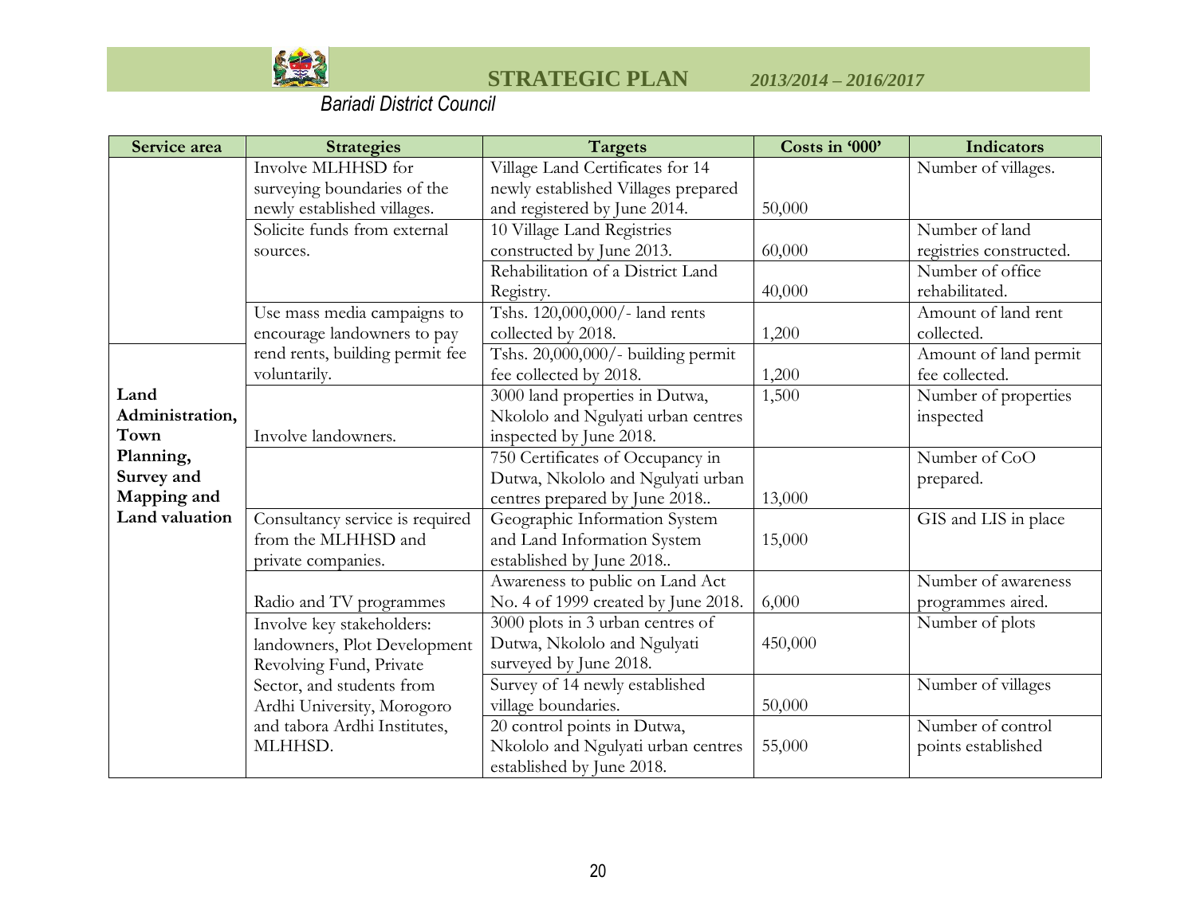| Service area | Strategies | Targets | Costs in '000' | Indicators |
|---|---|---|---|---|
| | Involve MLHHSD for surveying boundaries of the newly established villages. | Village Land Certificates for 14 newly established Villages prepared and registered by June 2014. | 50,000 | Number of villages. |
| | Solicite funds from external sources. | 10 Village Land Registries constructed by June 2013. | 60,000 | Number of land registries constructed. |
| | | Rehabilitation of a District Land Registry. | 40,000 | Number of office rehabilitated. |
| | Use mass media campaigns to encourage landowners to pay rend rents, building permit fee voluntarily. | Tshs. 120,000,000/- land rents collected by 2018. | 1,200 | Amount of land rent collected. |
| **Land Administration, Town Planning, Survey and Mapping and Land valuation** | | Tshs. 20,000,000/- building permit fee collected by 2018. | 1,200 | Amount of land permit fee collected. |
| | Involve landowners. | 3000 land properties in Dutwa, Nkololo and Ngulyati urban centres inspected by June 2018. | 1,500 | Number of properties inspected |
| | | 750 Certificates of Occupancy in Dutwa, Nkololo and Ngulyati urban centres prepared by June 2018.. | 13,000 | Number of CoO prepared. |
| | Consultancy service is required from the MLHHSD and private companies. | Geographic Information System and Land Information System established by June 2018.. | 15,000 | GIS and LIS in place |
| | Radio and TV programmes | Awareness to public on Land Act No. 4 of 1999 created by June 2018. | 6,000 | Number of awareness programmes aired. |
| | Involve key stakeholders: landowners, Plot Development Revolving Fund, Private Sector, and students from Ardhi University, Morogoro and tabora Ardhi Institutes, MLHHSD. | 3000 plots in 3 urban centres of Dutwa, Nkololo and Ngulyati surveyed by June 2018. | 450,000 | Number of plots |
| | | Survey of 14 newly established village boundaries. | 50,000 | Number of villages |
| | | 20 control points in Dutwa, Nkololo and Ngulyati urban centres established by June 2018. | 55,000 | Number of control points established |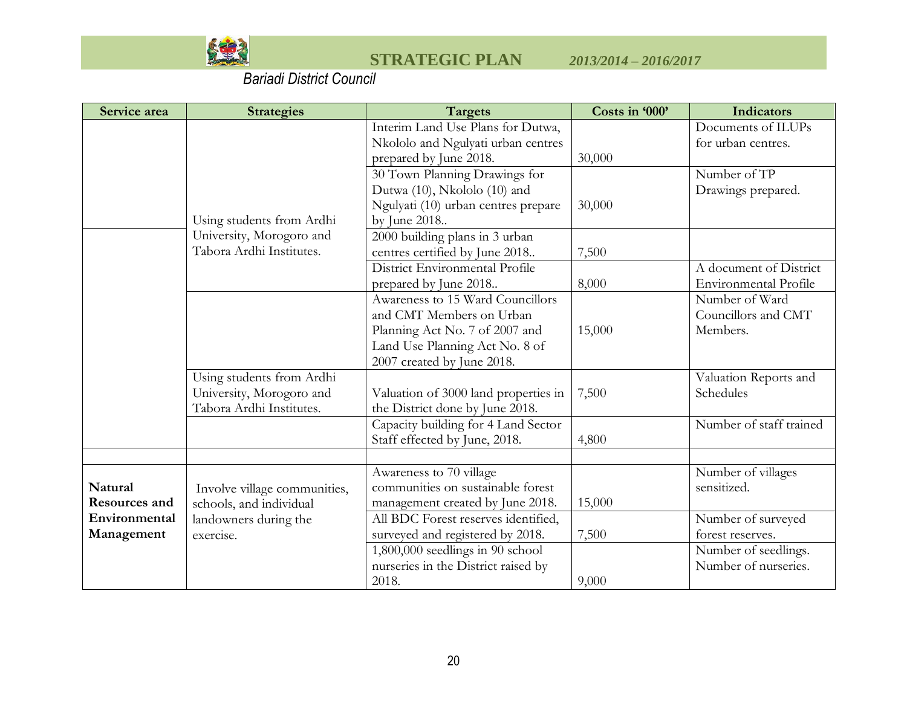| Service area | Strategies | Targets | Costs in '000' | Indicators |
|---|---|---|---|---|
| | Using students from Ardhi University, Morogoro and Tabora Ardhi Institutes. | Interim Land Use Plans for Dutwa, Nkololo and Ngulyati urban centres prepared by June 2018. | 30,000 | Documents of ILUPs for urban centres. |
| | | 30 Town Planning Drawings for Dutwa (10), Nkololo (10) and Ngulyati (10) urban centres prepare by June 2018.. | 30,000 | Number of TP Drawings prepared. |
| | | 2000 building plans in 3 urban centres certified by June 2018.. | 7,500 | |
| | | District Environmental Profile prepared by June 2018.. | 8,000 | A document of District Environmental Profile |
| | | Awareness to 15 Ward Councillors and CMT Members on Urban Planning Act No. 7 of 2007 and Land Use Planning Act No. 8 of 2007 created by June 2018. | 15,000 | Number of Ward Councillors and CMT Members. |
| | Using students from Ardhi University, Morogoro and Tabora Ardhi Institutes. | Valuation of 3000 land properties in the District done by June 2018. | 7,500 | Valuation Reports and Schedules |
| | | Capacity building for 4 Land Sector Staff effected by June, 2018. | 4,800 | Number of staff trained |
| | | | | |
| **Natural Resources and Environmental Management** | Involve village communities, schools, and individual landowners during the exercise. | Awareness to 70 village communities on sustainable forest management created by June 2018. | 15,000 | Number of villages sensitized. |
| | | All BDC Forest reserves identified, surveyed and registered by 2018. | 7,500 | Number of surveyed forest reserves. |
| | | 1,800,000 seedlings in 90 school nurseries in the District raised by 2018. | 9,000 | Number of seedlings. Number of nurseries. |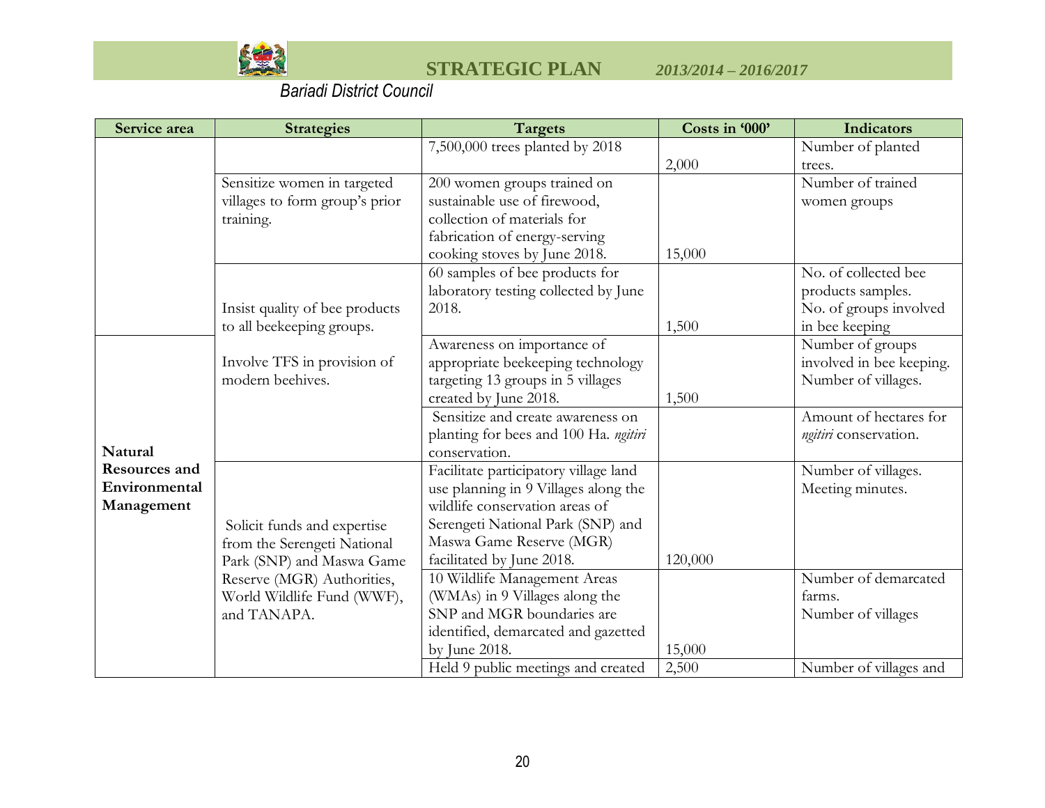| Service area | Strategies | Targets | Costs in '000' | Indicators |
|---|---|---|---|---|
| | | 7,500,000 trees planted by 2018 | 2,000 | Number of planted trees. |
| | Sensitize women in targeted villages to form group's prior training. | 200 women groups trained on sustainable use of firewood, collection of materials for fabrication of energy-serving cooking stoves by June 2018. | 15,000 | Number of trained women groups |
| | Insist quality of bee products to all beekeeping groups. | 60 samples of bee products for laboratory testing collected by June 2018. | 1,500 | No. of collected bee products samples. No. of groups involved in bee keeping |
| **Natural Resources and Environmental Management** | Involve TFS in provision of modern beehives. | Awareness on importance of appropriate beekeeping technology targeting 13 groups in 5 villages created by June 2018. | 1,500 | Number of groups involved in bee keeping. Number of villages. |
| | | Sensitize and create awareness on planting for bees and 100 Ha. *ngitiri* conservation. | | Amount of hectares for *ngitiri* conservation. |
| | Solicit funds and expertise from the Serengeti National Park (SNP) and Maswa Game Reserve (MGR) Authorities, World Wildlife Fund (WWF), and TANAPA. | Facilitate participatory village land use planning in 9 Villages along the wildlife conservation areas of Serengeti National Park (SNP) and Maswa Game Reserve (MGR) facilitated by June 2018. | 120,000 | Number of villages. Meeting minutes. |
| | | 10 Wildlife Management Areas (WMAs) in 9 Villages along the SNP and MGR boundaries are identified, demarcated and gazetted by June 2018. | 15,000 | Number of demarcated farms. Number of villages |
| | | Held 9 public meetings and created | 2,500 | Number of villages and |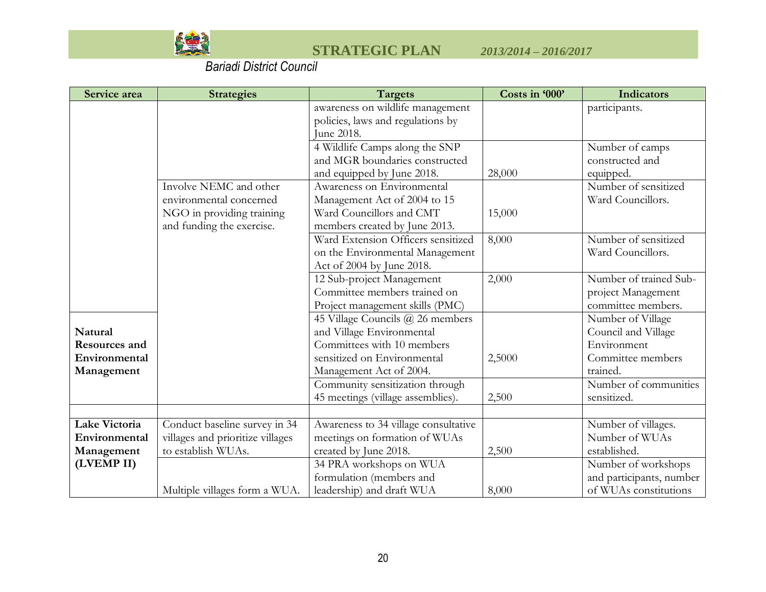| Service area | Strategies | Targets | Costs in '000' | Indicators |
|---|---|---|---|---|
| | | awareness on wildlife management policies, laws and regulations by June 2018. | | participants. |
| | | 4 Wildlife Camps along the SNP and MGR boundaries constructed and equipped by June 2018. | 28,000 | Number of camps constructed and equipped. |
| | Involve NEMC and other environmental concerned NGO in providing training and funding the exercise. | Awareness on Environmental Management Act of 2004 to 15 Ward Councillors and CMT members created by June 2013. | 15,000 | Number of sensitized Ward Councillors. |
| | | Ward Extension Officers sensitized on the Environmental Management Act of 2004 by June 2018. | 8,000 | Number of sensitized Ward Councillors. |
| | | 12 Sub-project Management Committee members trained on Project management skills (PMC) | 2,000 | Number of trained Sub-project Management committee members. |
| **Natural Resources and Environmental Management** | | 45 Village Councils @ 26 members and Village Environmental Committees with 10 members sensitized on Environmental Management Act of 2004. | 2,5000 | Number of Village Council and Village Environment Committee members trained. |
| | | Community sensitization through 45 meetings (village assemblies). | 2,500 | Number of communities sensitized. |
| | | | | |
| **Lake Victoria Environmental Management (LVEMP II)** | Conduct baseline survey in 34 villages and prioritize villages to establish WUAs. | Awareness to 34 village consultative meetings on formation of WUAs created by June 2018. | 2,500 | Number of villages. Number of WUAs established. |
| | Multiple villages form a WUA. | 34 PRA workshops on WUA formulation (members and leadership) and draft WUA | 8,000 | Number of workshops and participants, number of WUAs constitutions |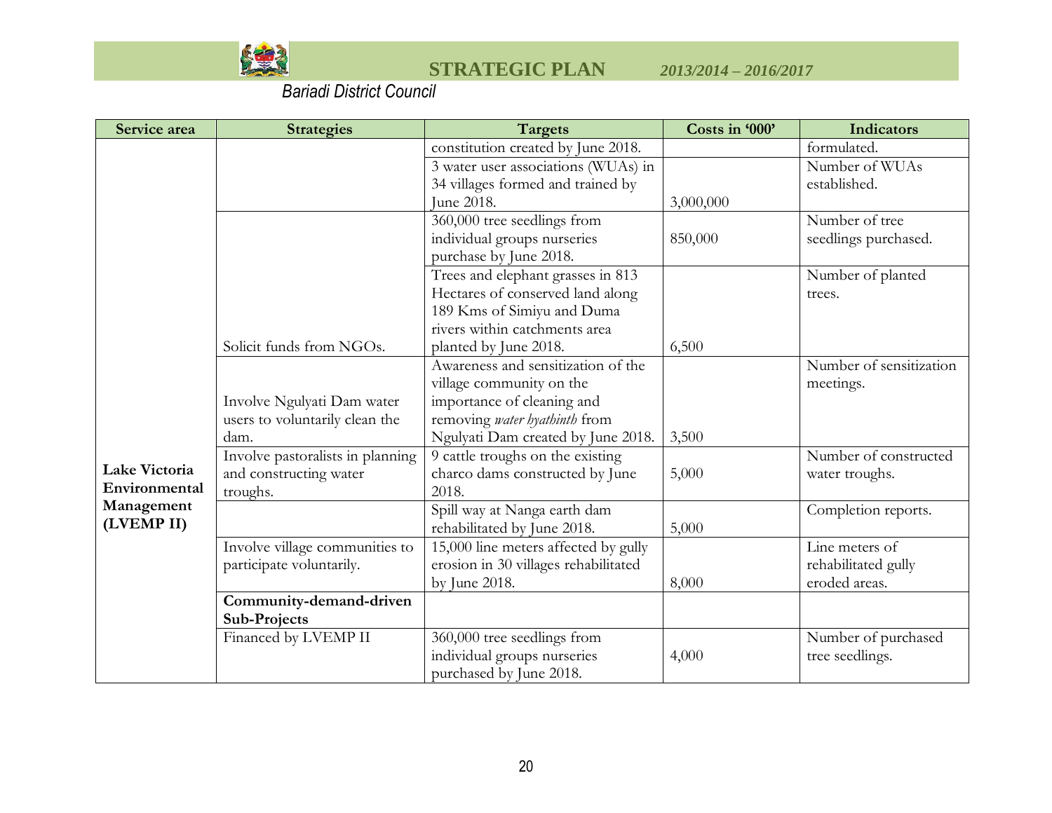| Service area | Strategies | Targets | Costs in '000' | Indicators |
|---|---|---|---|---|
| | | constitution created by June 2018. | | formulated. |
| | | 3 water user associations (WUAs) in 34 villages formed and trained by June 2018. | 3,000,000 | Number of WUAs established. |
| | | 360,000 tree seedlings from individual groups nurseries purchase by June 2018. | 850,000 | Number of tree seedlings purchased. |
| | Solicit funds from NGOs. | Trees and elephant grasses in 813 Hectares of conserved land along 189 Kms of Simiyu and Duma rivers within catchments area planted by June 2018. | 6,500 | Number of planted trees. |
| | Involve Ngulyati Dam water users to voluntarily clean the dam. | Awareness and sensitization of the village community on the importance of cleaning and removing *water hyathinth* from Ngulyati Dam created by June 2018. | 3,500 | Number of sensitization meetings. |
| **Lake Victoria Environmental Management (LVEMP II)** | Involve pastoralists in planning and constructing water troughs. | 9 cattle troughs on the existing charco dams constructed by June 2018. | 5,000 | Number of constructed water troughs. |
| | | Spill way at Nanga earth dam rehabilitated by June 2018. | 5,000 | Completion reports. |
| | Involve village communities to participate voluntarily. | 15,000 line meters affected by gully erosion in 30 villages rehabilitated by June 2018. | 8,000 | Line meters of rehabilitated gully eroded areas. |
| | **Community-demand-driven Sub-Projects** | | | |
| | Financed by LVEMP II | 360,000 tree seedlings from individual groups nurseries purchased by June 2018. | 4,000 | Number of purchased tree seedlings. |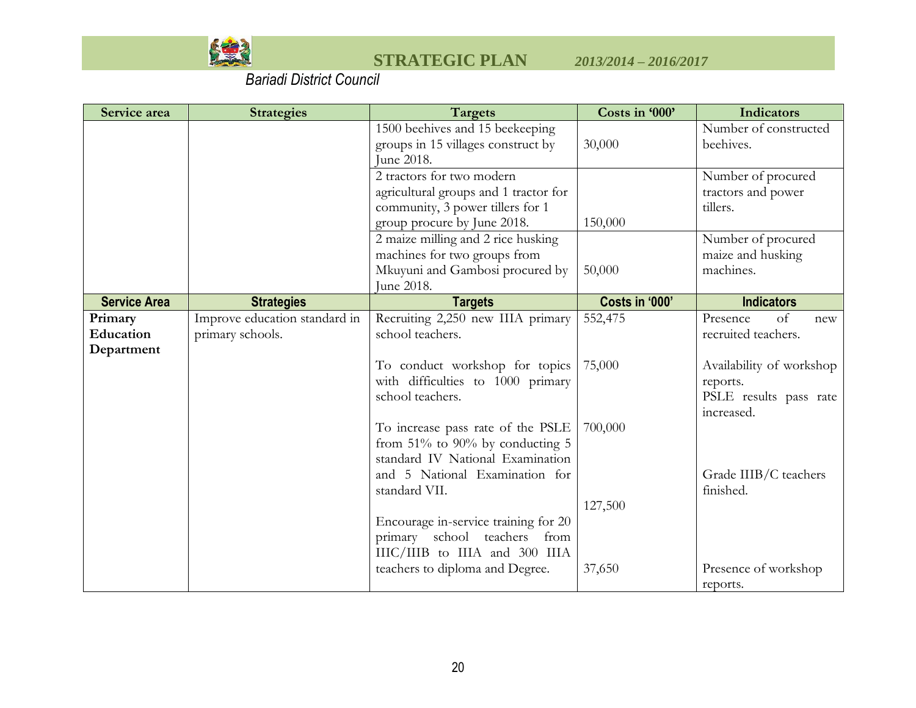| Service area | Strategies | Targets | Costs in '000' | Indicators |
|---|---|---|---|---|
| | | 1500 beehives and 15 beekeeping groups in 15 villages construct by June 2018. | 30,000 | Number of constructed beehives. |
| | | 2 tractors for two modern agricultural groups and 1 tractor for community, 3 power tillers for 1 group procure by June 2018. | 150,000 | Number of procured tractors and power tillers. |
| | | 2 maize milling and 2 rice husking machines for two groups from Mkuyuni and Gambosi procured by June 2018. | 50,000 | Number of procured maize and husking machines. |
| **Service Area** | **Strategies** | **Targets** | **Costs in '000'** | **Indicators** |
| **Primary Education Department** | Improve education standard in primary schools. | Recruiting 2,250 new IIIA primary school teachers. | 552,475 | Presence of new recruited teachers. |
| | | To conduct workshop for topics with difficulties to 1000 primary school teachers. | 75,000 | Availability of workshop reports.<br>PSLE results pass rate increased. |
| | | To increase pass rate of the PSLE from 51% to 90% by conducting 5 standard IV National Examination and 5 National Examination for standard VII. | 700,000 | Grade IIIB/C teachers finished. |
| | | Encourage in-service training for 20 primary school teachers from IIIC/IIIB to IIIA and 300 IIIA teachers to diploma and Degree. | 127,500 | |
| | | | 37,650 | Presence of workshop reports. |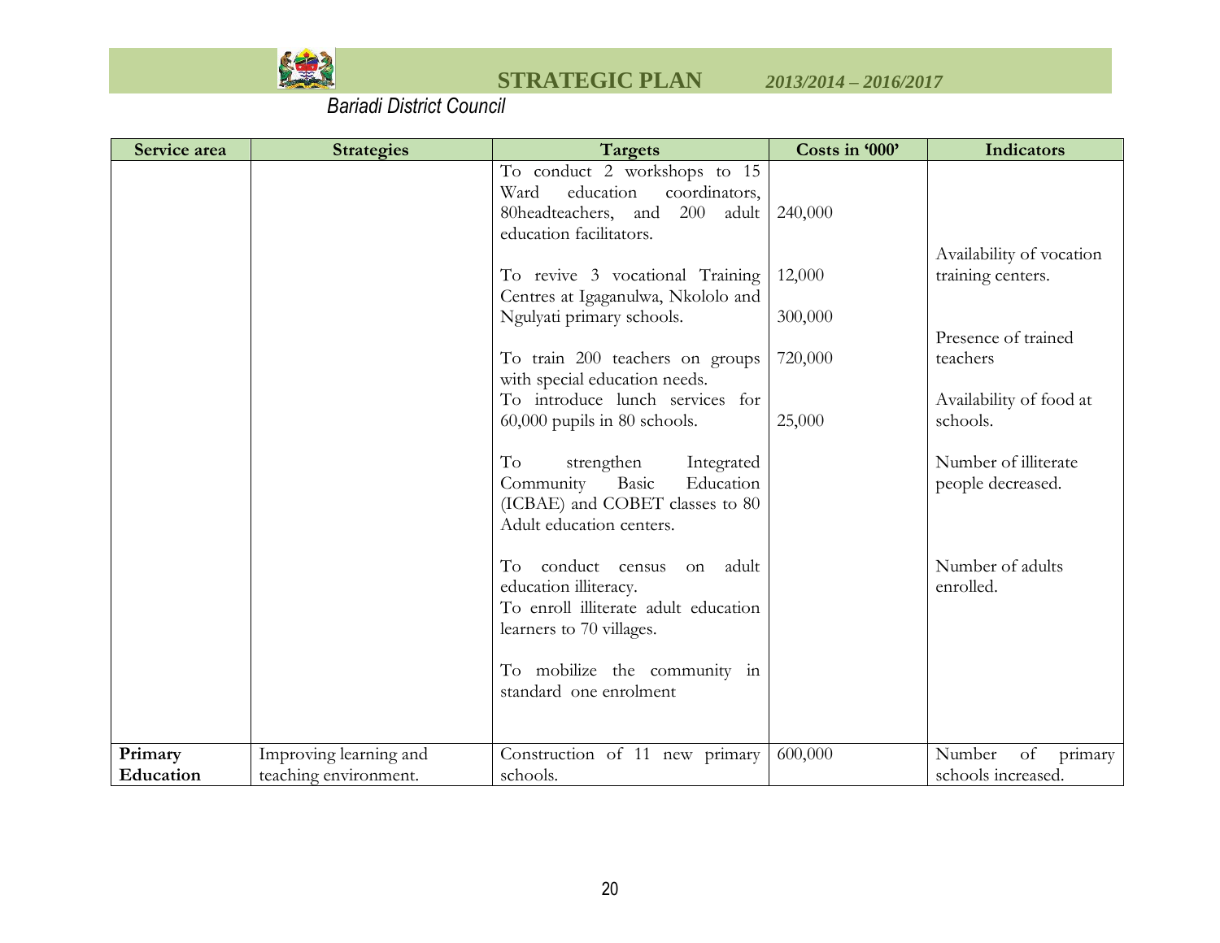| Service area | Strategies | Targets | Costs in '000' | Indicators |
|---|---|---|---|---|
| | | To conduct 2 workshops to 15 Ward education coordinators, 80headteachers, and 200 adult education facilitators. | 240,000 | |
| | | To revive 3 vocational Training Centres at Igaganulwa, Nkololo and Ngulyati primary schools. | 12,000<br><br>300,000 | Availability of vocation training centers. |
| | | To train 200 teachers on groups with special education needs. | 720,000 | Presence of trained teachers |
| | | To introduce lunch services for 60,000 pupils in 80 schools. | 25,000 | Availability of food at schools. |
| | | To strengthen Integrated Community Basic Education (ICBAE) and COBET classes to 80 Adult education centers. | | Number of illiterate people decreased. |
| | | To conduct census on adult education illiteracy.<br>To enroll illiterate adult education learners to 70 villages. | | Number of adults enrolled. |
| | | To mobilize the community in standard one enrolment | | |
| **Primary Education** | Improving learning and teaching environment. | Construction of 11 new primary schools. | 600,000 | Number of primary schools increased. |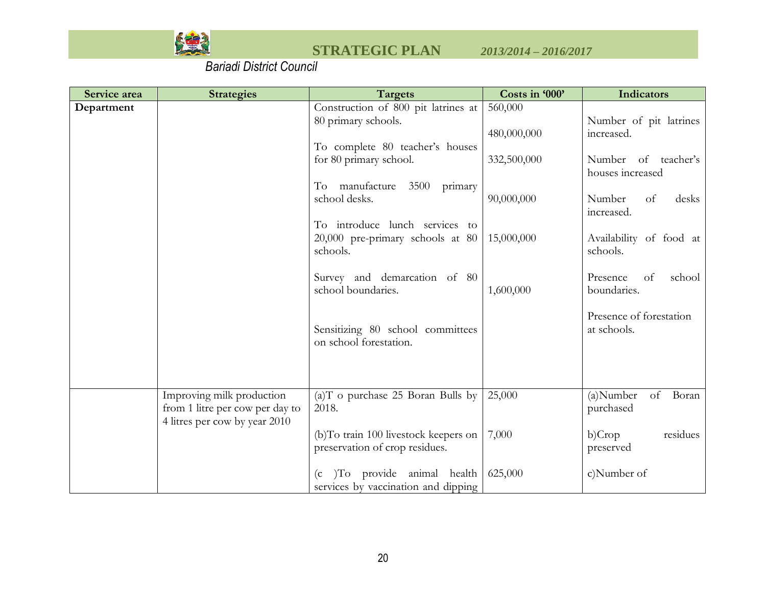| Service area | Strategies | Targets | Costs in '000' | Indicators |
|---|---|---|---|---|
| **Department** | | Construction of 800 pit latrines at 80 primary schools. | 560,000 | Number of pit latrines increased. |
| | | To complete 80 teacher's houses for 80 primary school. | 480,000,000 | Number of teacher's houses increased |
| | | To manufacture 3500 primary school desks. | 332,500,000 | Number of desks increased. |
| | | To introduce lunch services to 20,000 pre-primary schools at 80 schools. | 90,000,000 | Availability of food at schools. |
| | | Survey and demarcation of 80 school boundaries. | 15,000,000 | Presence of school boundaries. |
| | | Sensitizing 80 school committees on school forestation. | 1,600,000 | Presence of forestation at schools. |
| | Improving milk production from 1 litre per cow per day to 4 litres per cow by year 2010 | (a)T o purchase 25 Boran Bulls by 2018. | 25,000 | (a)Number of Boran purchased |
| | | (b)To train 100 livestock keepers on preservation of crop residues. | 7,000 | b)Crop residues preserved |
| | | (c )To provide animal health services by vaccination and dipping | 625,000 | c)Number of |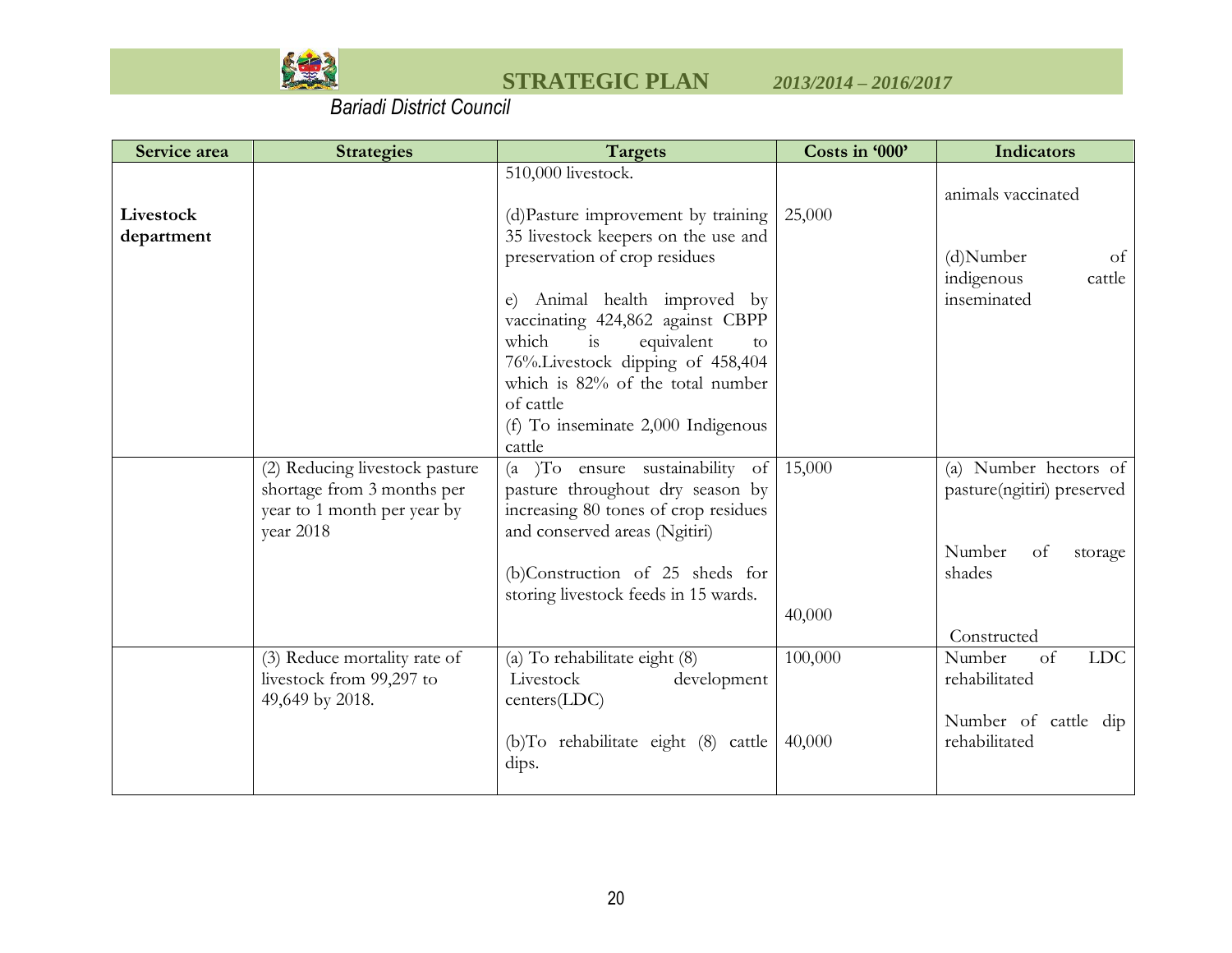| Service area | Strategies | Targets | Costs in '000' | Indicators |
|---|---|---|---|---|
| Livestock department | | 510,000 livestock.<br><br>(d)Pasture improvement by training 35 livestock keepers on the use and preservation of crop residues<br><br>e) Animal health improved by vaccinating 424,862 against CBPP which is equivalent to 76%.Livestock dipping of 458,404 which is 82% of the total number of cattle<br>(f) To inseminate 2,000 Indigenous cattle | 25,000 | animals vaccinated<br><br>(d)Number of indigenous cattle inseminated |
| | (2) Reducing livestock pasture shortage from 3 months per year to 1 month per year by year 2018 | (a )To ensure sustainability of pasture throughout dry season by increasing 80 tones of crop residues and conserved areas (Ngitiri)<br><br>(b)Construction of 25 sheds for storing livestock feeds in 15 wards. | 15,000<br><br>40,000 | (a) Number hectors of pasture(ngitiri) preserved<br><br>Number of storage shades<br><br>Constructed |
| | (3) Reduce mortality rate of livestock from 99,297 to 49,649 by 2018. | (a) To rehabilitate eight (8) Livestock development centers(LDC)<br><br>(b)To rehabilitate eight (8) cattle dips. | 100,000<br><br>40,000 | Number of LDC rehabilitated<br><br>Number of cattle dip rehabilitated |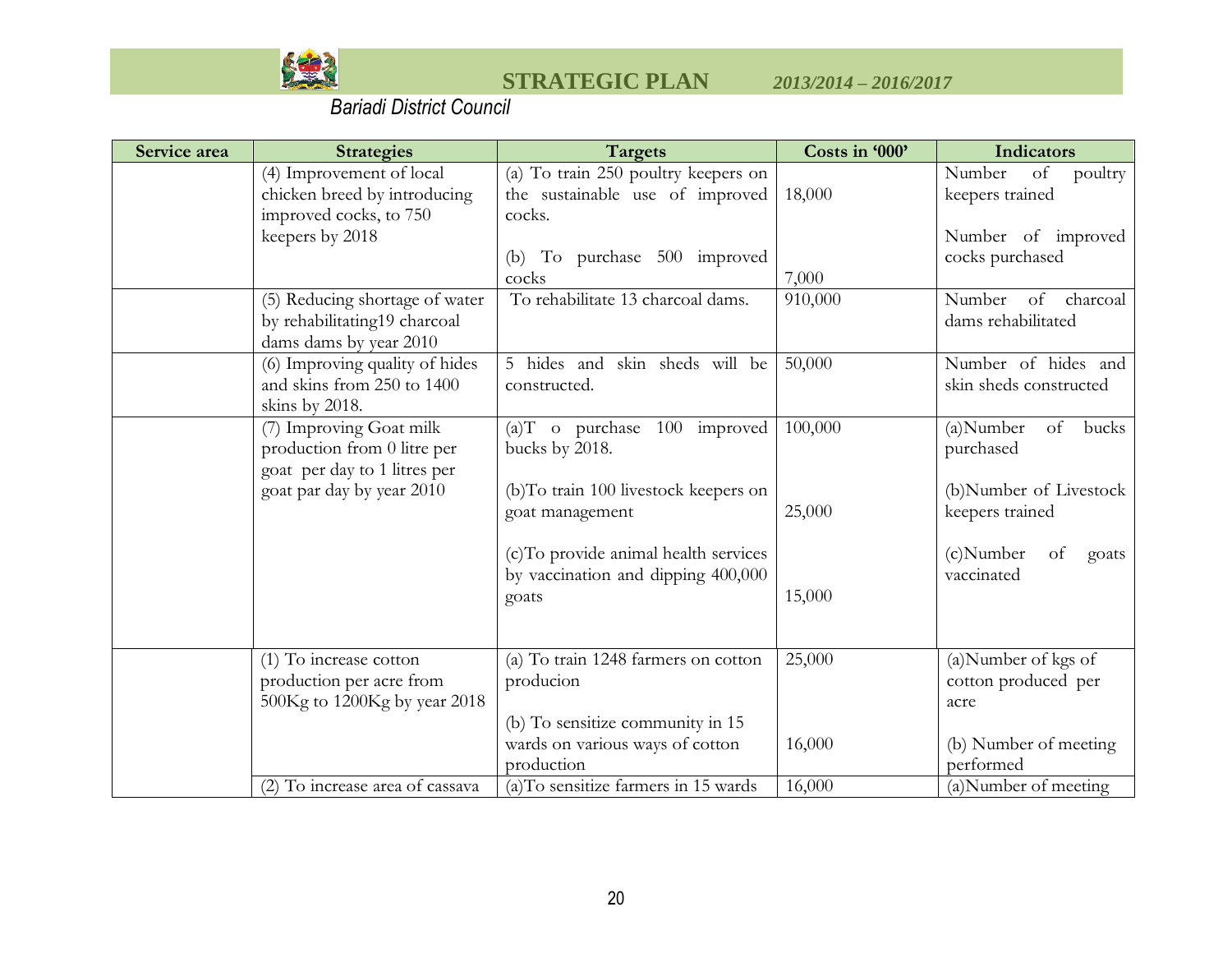| Service area | Strategies | Targets | Costs in '000' | Indicators |
|---|---|---|---|---|
| | (4) Improvement of local chicken breed by introducing improved cocks, to 750 keepers by 2018 | (a) To train 250 poultry keepers on the sustainable use of improved cocks.<br><br>(b) To purchase 500 improved cocks | 18,000<br><br>7,000 | Number of poultry keepers trained<br><br>Number of improved cocks purchased |
| | (5) Reducing shortage of water by rehabilitating19 charcoal dams dams by year 2010 | To rehabilitate 13 charcoal dams. | 910,000 | Number of charcoal dams rehabilitated |
| | (6) Improving quality of hides and skins from 250 to 1400 skins by 2018. | 5 hides and skin sheds will be constructed. | 50,000 | Number of hides and skin sheds constructed |
| | (7) Improving Goat milk production from 0 litre per goat per day to 1 litres per goat par day by year 2010 | (a)T o purchase 100 improved bucks by 2018.<br><br>(b)To train 100 livestock keepers on goat management<br><br>(c)To provide animal health services by vaccination and dipping 400,000 goats | 100,000<br><br>25,000<br><br>15,000 | (a)Number of bucks purchased<br><br>(b)Number of Livestock keepers trained<br><br>(c)Number of goats vaccinated |
| | (1) To increase cotton production per acre from 500Kg to 1200Kg by year 2018 | (a) To train 1248 farmers on cotton producion<br><br>(b) To sensitize community in 15 wards on various ways of cotton production | 25,000<br><br>16,000 | (a)Number of kgs of cotton produced per acre<br><br>(b) Number of meeting performed |
| | (2) To increase area of cassava | (a)To sensitize farmers in 15 wards | 16,000 | (a)Number of meeting |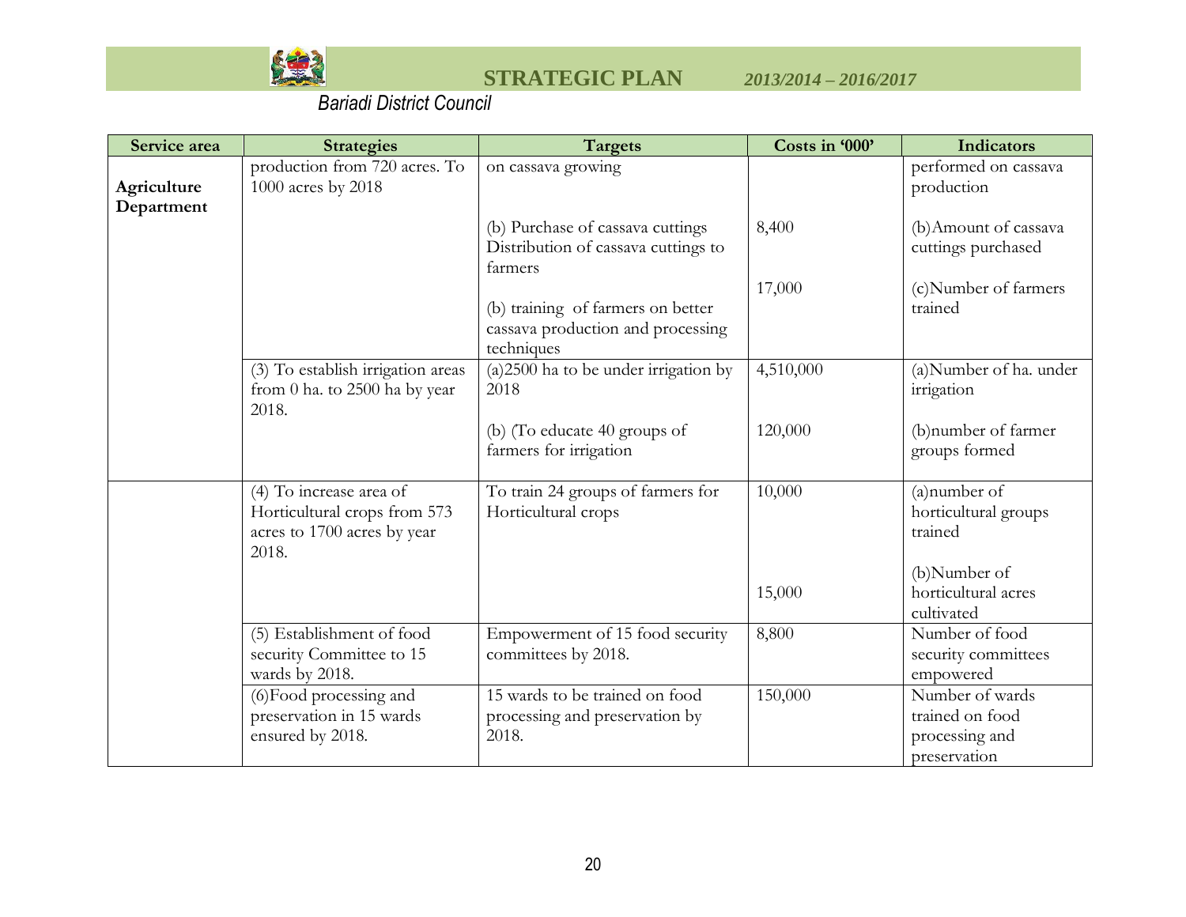| Service area | Strategies | Targets | Costs in '000' | Indicators |
|---|---|---|---|---|
| **Agriculture Department** | production from 720 acres. To 1000 acres by 2018 | on cassava growing | | performed on cassava production |
| | | (b) Purchase of cassava cuttings Distribution of cassava cuttings to farmers | 8,400 | (b)Amount of cassava cuttings purchased |
| | | (b) training of farmers on better cassava production and processing techniques | 17,000 | (c)Number of farmers trained |
| | (3) To establish irrigation areas from 0 ha. to 2500 ha by year 2018. | (a)2500 ha to be under irrigation by 2018 | 4,510,000 | (a)Number of ha. under irrigation |
| | | (b) (To educate 40 groups of farmers for irrigation | 120,000 | (b)number of farmer groups formed |
| | (4) To increase area of Horticultural crops from 573 acres to 1700 acres by year 2018. | To train 24 groups of farmers for Horticultural crops | 10,000 | (a)number of horticultural groups trained |
| | | | 15,000 | (b)Number of horticultural acres cultivated |
| | (5) Establishment of food security Committee to 15 wards by 2018. | Empowerment of 15 food security committees by 2018. | 8,800 | Number of food security committees empowered |
| | (6)Food processing and preservation in 15 wards ensured by 2018. | 15 wards to be trained on food processing and preservation by 2018. | 150,000 | Number of wards trained on food processing and preservation |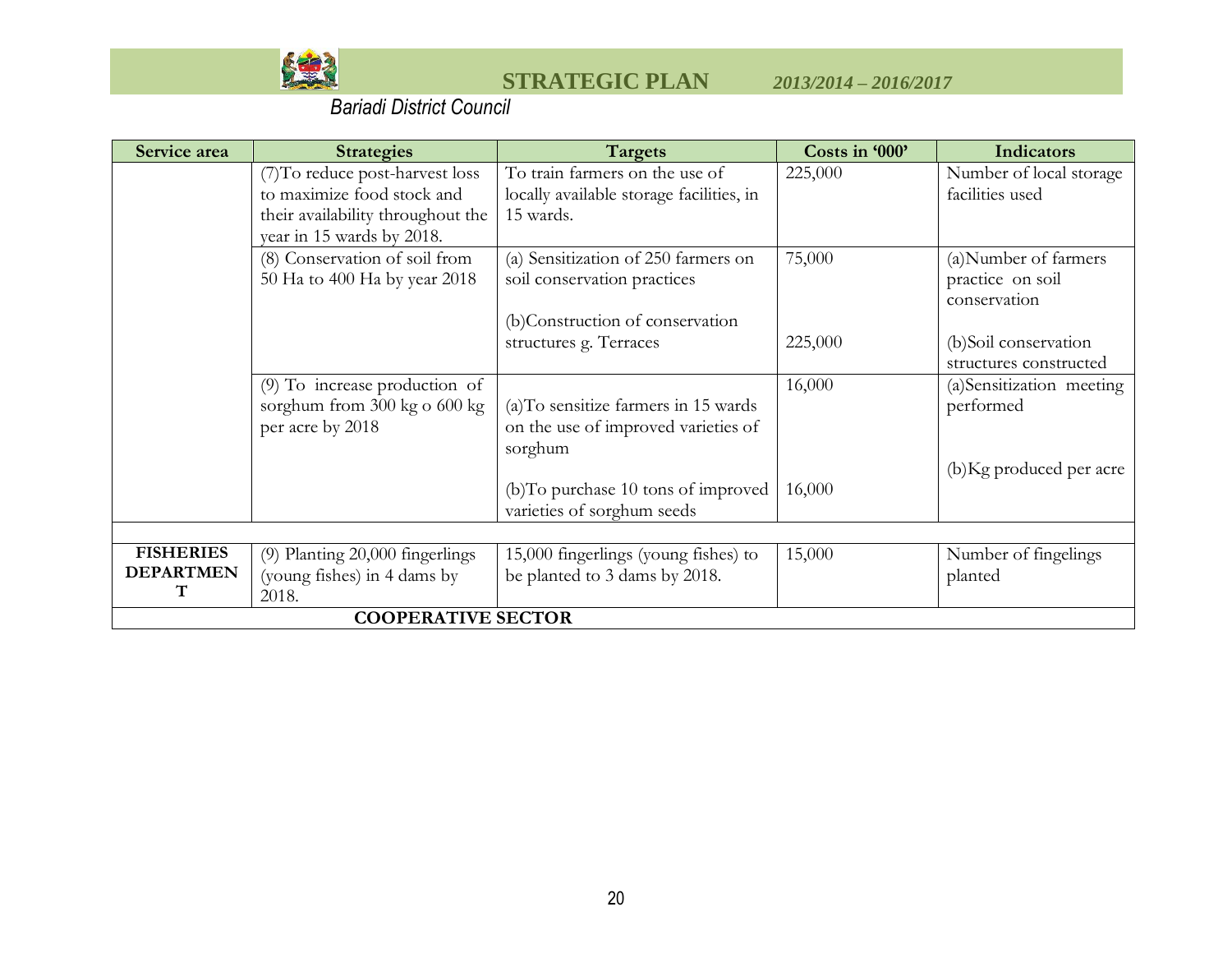| Service area | Strategies | Targets | Costs in '000' | Indicators |
|---|---|---|---|---|
| | (7)To reduce post-harvest loss to maximize food stock and their availability throughout the year in 15 wards by 2018. | To train farmers on the use of locally available storage facilities, in 15 wards. | 225,000 | Number of local storage facilities used |
| | (8) Conservation of soil from 50 Ha to 400 Ha by year 2018 | (a) Sensitization of 250 farmers on soil conservation practices<br><br>(b)Construction of conservation structures g. Terraces | 75,000<br><br>225,000 | (a)Number of farmers practice on soil conservation<br><br>(b)Soil conservation structures constructed |
| | (9) To increase production of sorghum from 300 kg o 600 kg per acre by 2018 | (a)To sensitize farmers in 15 wards on the use of improved varieties of sorghum<br><br>(b)To purchase 10 tons of improved varieties of sorghum seeds | 16,000<br><br>16,000 | (a)Sensitization meeting performed<br><br>(b)Kg produced per acre |
| | | | | |
| **FISHERIES DEPARTMENT** | (9) Planting 20,000 fingerlings (young fishes) in 4 dams by 2018. | 15,000 fingerlings (young fishes) to be planted to 3 dams by 2018. | 15,000 | Number of fingelings planted |
| **COOPERATIVE SECTOR** | | | | |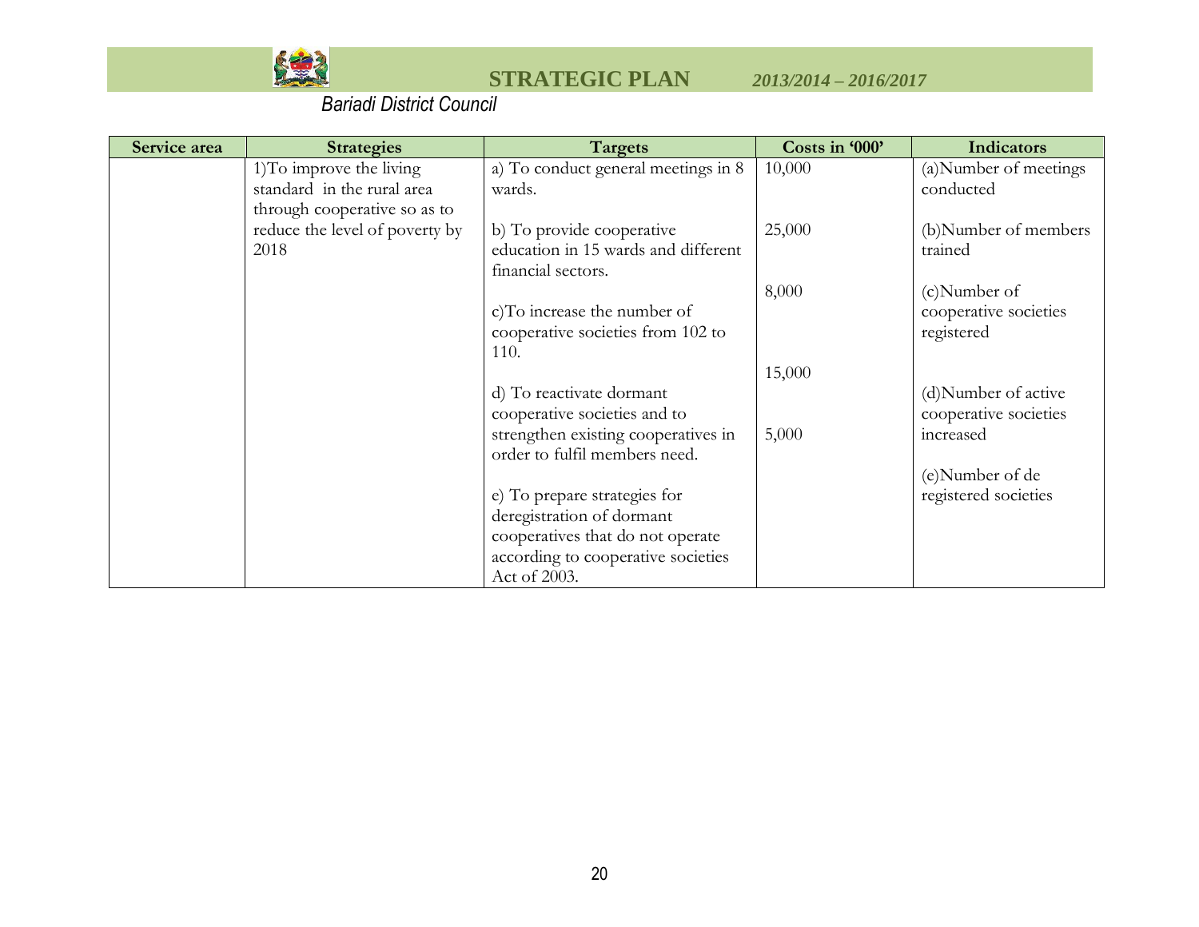| Service area | Strategies | Targets | Costs in '000' | Indicators |
|---|---|---|---|---|
| | 1)To improve the living standard in the rural area through cooperative so as to reduce the level of poverty by 2018 | a) To conduct general meetings in 8 wards. | 10,000 | (a)Number of meetings conducted |
| | | b) To provide cooperative education in 15 wards and different financial sectors. | 25,000 | (b)Number of members trained |
| | | c)To increase the number of cooperative societies from 102 to 110. | 8,000 | (c)Number of cooperative societies registered |
| | | d) To reactivate dormant cooperative societies and to strengthen existing cooperatives in order to fulfil members need. | 15,000 | (d)Number of active cooperative societies increased |
| | | e) To prepare strategies for deregistration of dormant cooperatives that do not operate according to cooperative societies Act of 2003. | 5,000 | (e)Number of de registered societies |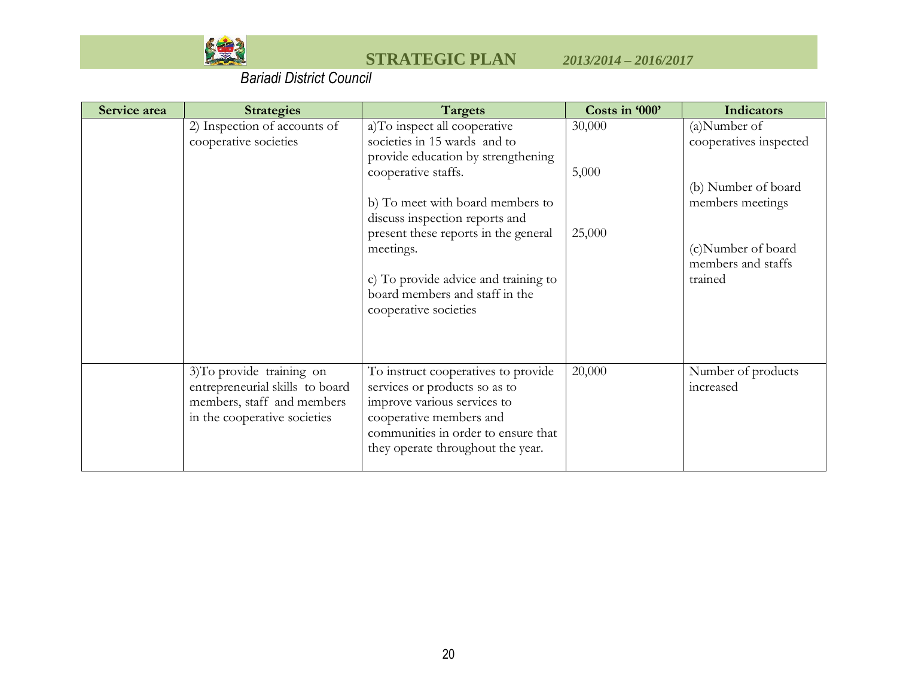| Service area | Strategies | Targets | Costs in '000' | Indicators |
|---|---|---|---|---|
| | 2) Inspection of accounts of cooperative societies | a)To inspect all cooperative societies in 15 wards and to provide education by strengthening cooperative staffs.<br><br>b) To meet with board members to discuss inspection reports and present these reports in the general meetings.<br><br>c) To provide advice and training to board members and staff in the cooperative societies | 30,000<br><br>5,000<br><br>25,000 | (a)Number of cooperatives inspected<br><br>(b) Number of board members meetings<br><br>(c)Number of board members and staffs trained |
| | 3)To provide training on entrepreneurial skills to board members, staff and members in the cooperative societies | To instruct cooperatives to provide services or products so as to improve various services to cooperative members and communities in order to ensure that they operate throughout the year. | 20,000 | Number of products increased |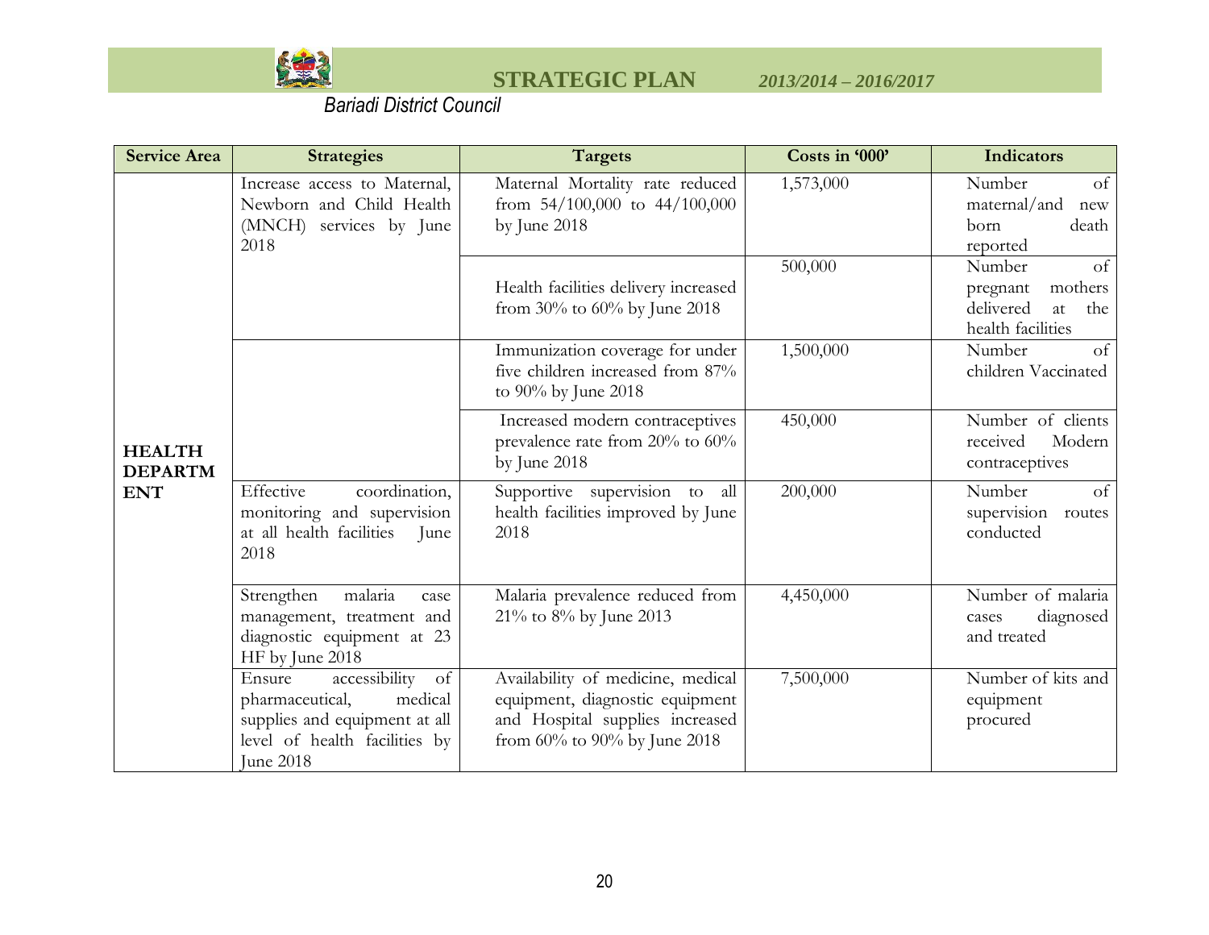| Service Area | Strategies | Targets | Costs in '000' | Indicators |
|---|---|---|---|---|
| **HEALTH DEPARTMENT** | Increase access to Maternal, Newborn and Child Health (MNCH) services by June 2018 | Maternal Mortality rate reduced from 54/100,000 to 44/100,000 by June 2018 | 1,573,000 | Number of maternal/and new born death reported |
| | | Health facilities delivery increased from 30% to 60% by June 2018 | 500,000 | Number of pregnant mothers delivered at the health facilities |
| | | Immunization coverage for under five children increased from 87% to 90% by June 2018 | 1,500,000 | Number of children Vaccinated |
| | | Increased modern contraceptives prevalence rate from 20% to 60% by June 2018 | 450,000 | Number of clients received Modern contraceptives |
| | Effective coordination, monitoring and supervision at all health facilities June 2018 | Supportive supervision to all health facilities improved by June 2018 | 200,000 | Number of supervision routes conducted |
| | Strengthen malaria case management, treatment and diagnostic equipment at 23 HF by June 2018 | Malaria prevalence reduced from 21% to 8% by June 2013 | 4,450,000 | Number of malaria cases diagnosed and treated |
| | Ensure accessibility of pharmaceutical, medical supplies and equipment at all level of health facilities by June 2018 | Availability of medicine, medical equipment, diagnostic equipment and Hospital supplies increased from 60% to 90% by June 2018 | 7,500,000 | Number of kits and equipment procured |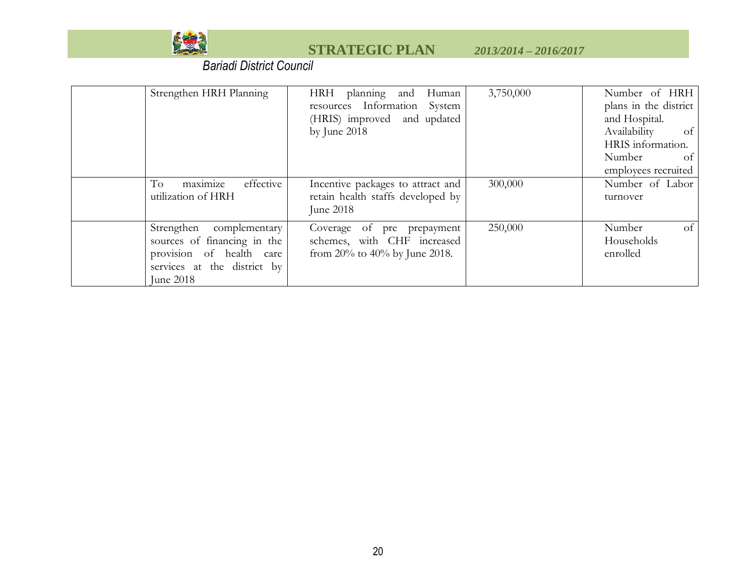| | | | | |
|---|---|---|---|---|
| | Strengthen HRH Planning | HRH planning and Human resources Information System (HRIS) improved and updated by June 2018 | 3,750,000 | Number of HRH plans in the district and Hospital. Availability of HRIS information. Number of employees recruited |
| | To maximize effective utilization of HRH | Incentive packages to attract and retain health staffs developed by June 2018 | 300,000 | Number of Labor turnover |
| | Strengthen complementary sources of financing in the provision of health care services at the district by June 2018 | Coverage of pre prepayment schemes, with CHF increased from 20% to 40% by June 2018. | 250,000 | Number of Households enrolled |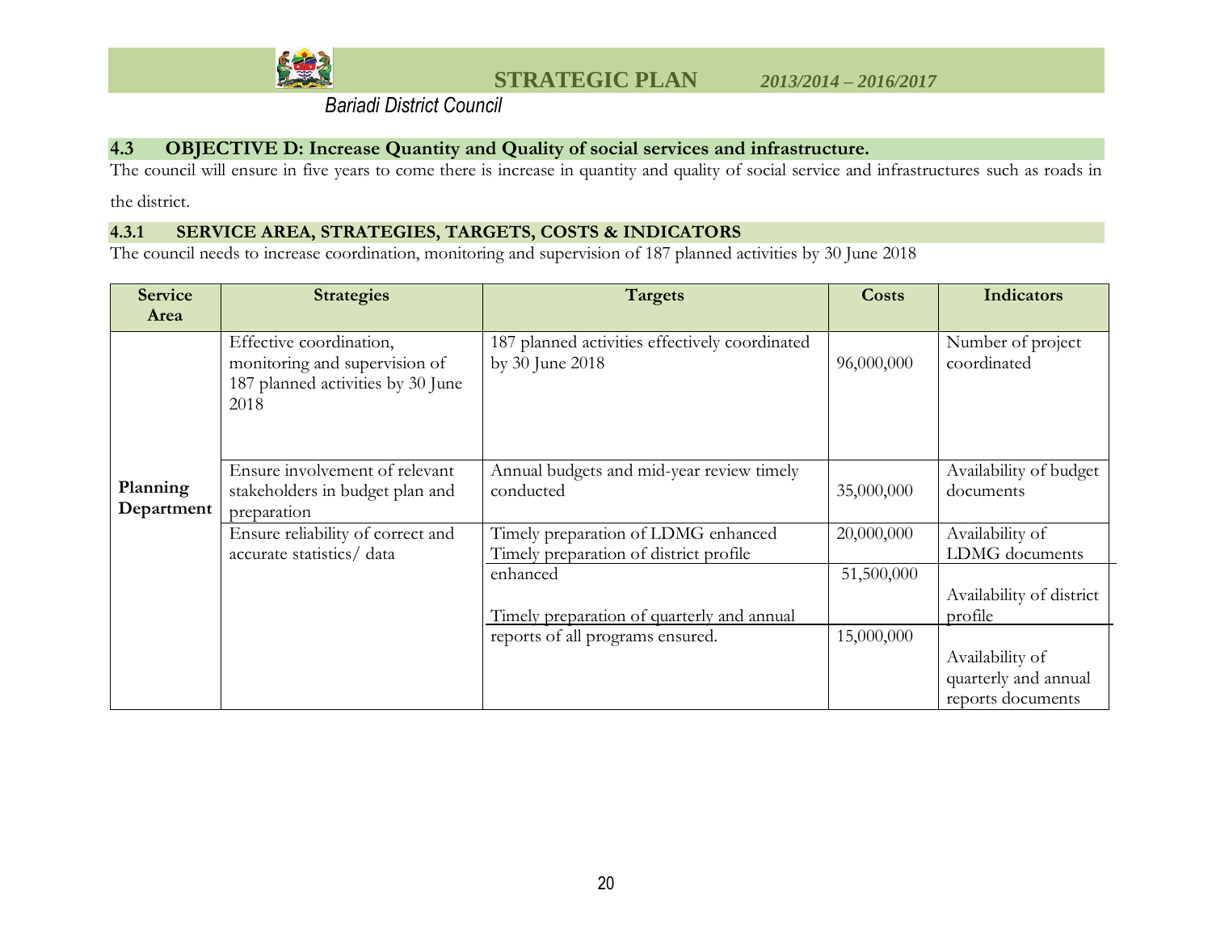## 4.3 OBJECTIVE D: Increase Quantity and Quality of social services and infrastructure.

The council will ensure in five years to come there is increase in quantity and quality of social service and infrastructures such as roads in the district.

### 4.3.1 SERVICE AREA, STRATEGIES, TARGETS, COSTS & INDICATORS

The council needs to increase coordination, monitoring and supervision of 187 planned activities by 30 June 2018

| Service Area | Strategies | Targets | Costs | Indicators |
|---|---|---|---|---|
| **Planning Department** | Effective coordination, monitoring and supervision of 187 planned activities by 30 June 2018 | 187 planned activities effectively coordinated by 30 June 2018 | 96,000,000 | Number of project coordinated |
| | Ensure involvement of relevant stakeholders in budget plan and preparation | Annual budgets and mid-year review timely conducted | 35,000,000 | Availability of budget documents |
| | Ensure reliability of correct and accurate statistics/ data | Timely preparation of LDMG enhanced | 20,000,000 | Availability of LDMG documents |
| | | Timely preparation of district profile enhanced | 51,500,000 | Availability of district profile |
| | | Timely preparation of quarterly and annual reports of all programs ensured. | 15,000,000 | Availability of quarterly and annual reports documents |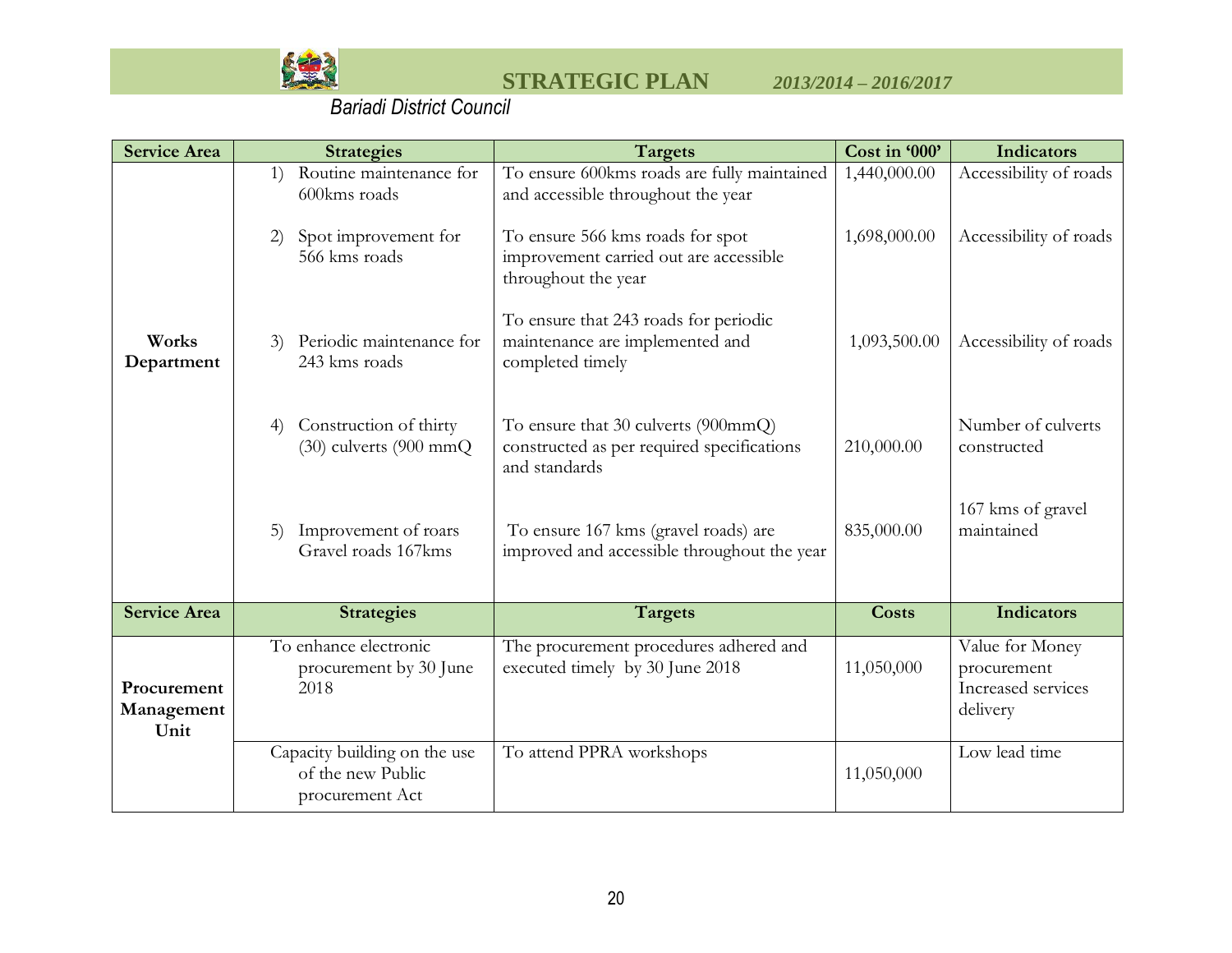| Service Area | Strategies | Targets | Cost in '000' | Indicators |
|---|---|---|---|---|
| Works Department | 1) Routine maintenance for 600kms roads | To ensure 600kms roads are fully maintained and accessible throughout the year | 1,440,000.00 | Accessibility of roads |
| | 2) Spot improvement for 566 kms roads | To ensure 566 kms roads for spot improvement carried out are accessible throughout the year | 1,698,000.00 | Accessibility of roads |
| | 3) Periodic maintenance for 243 kms roads | To ensure that 243 roads for periodic maintenance are implemented and completed timely | 1,093,500.00 | Accessibility of roads |
| | 4) Construction of thirty (30) culverts (900 mmQ | To ensure that 30 culverts (900mmQ) constructed as per required specifications and standards | 210,000.00 | Number of culverts constructed |
| | 5) Improvement of roars Gravel roads 167kms | To ensure 167 kms (gravel roads) are improved and accessible throughout the year | 835,000.00 | 167 kms of gravel maintained |

| Service Area | Strategies | Targets | Costs | Indicators |
|---|---|---|---|---|
| Procurement Management Unit | To enhance electronic procurement by 30 June 2018 | The procurement procedures adhered and executed timely by 30 June 2018 | 11,050,000 | Value for Money procurement Increased services delivery |
| | Capacity building on the use of the new Public procurement Act | To attend PPRA workshops | 11,050,000 | Low lead time |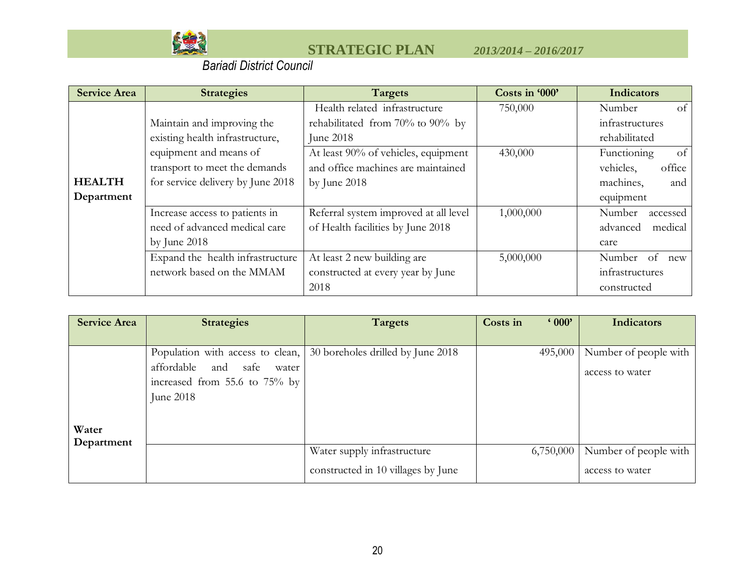| Service Area | Strategies | Targets | Costs in '000' | Indicators |
|---|---|---|---|---|
| **HEALTH Department** | Maintain and improving the existing health infrastructure, equipment and means of transport to meet the demands for service delivery by June 2018 | Health related infrastructure rehabilitated from 70% to 90% by June 2018 | 750,000 | Number of infrastructures rehabilitated |
| | | At least 90% of vehicles, equipment and office machines are maintained by June 2018 | 430,000 | Functioning of vehicles, office machines, and equipment |
| | Increase access to patients in need of advanced medical care by June 2018 | Referral system improved at all level of Health facilities by June 2018 | 1,000,000 | Number accessed advanced medical care |
| | Expand the health infrastructure network based on the MMAM | At least 2 new building are constructed at every year by June 2018 | 5,000,000 | Number of new infrastructures constructed |

| Service Area | Strategies | Targets | Costs in ' 000' | Indicators |
|---|---|---|---|---|
| **Water Department** | Population with access to clean, affordable and safe water increased from 55.6 to 75% by June 2018 | 30 boreholes drilled by June 2018 | 495,000 | Number of people with access to water |
| | | Water supply infrastructure constructed in 10 villages by June | 6,750,000 | Number of people with access to water |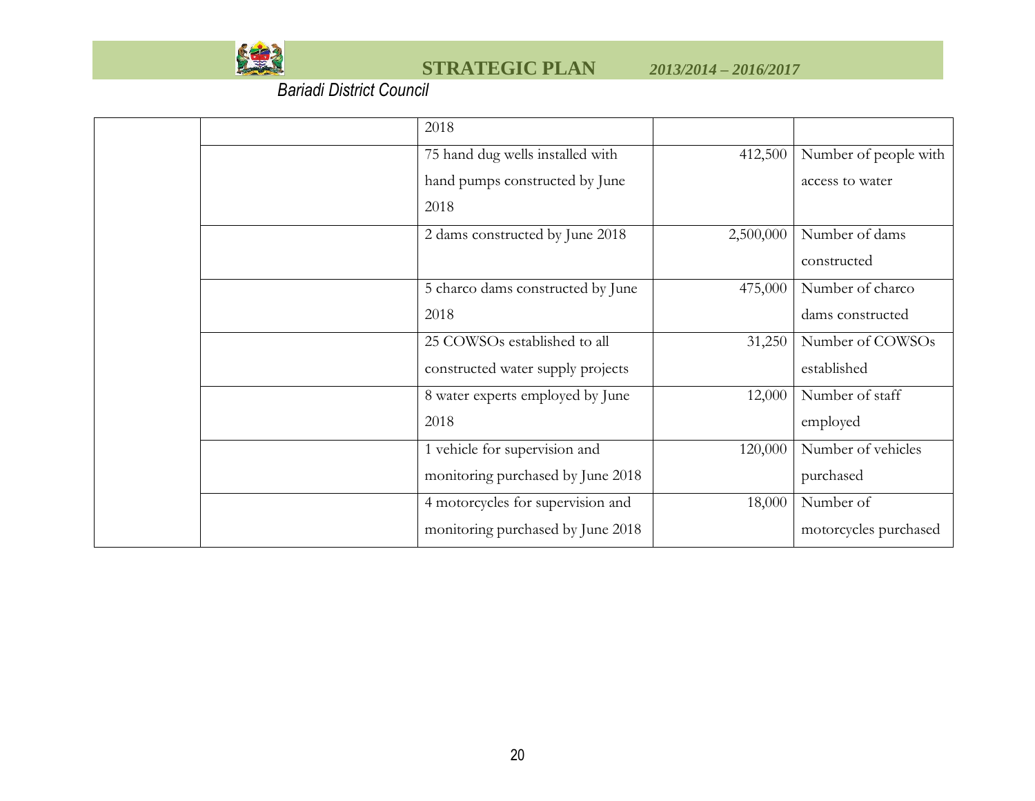|  |  | 2018 |  |  |
|---|---|---|---|---|
|  |  | 75 hand dug wells installed with hand pumps constructed by June 2018 | 412,500 | Number of people with access to water |
|  |  | 2 dams constructed by June 2018 | 2,500,000 | Number of dams constructed |
|  |  | 5 charco dams constructed by June 2018 | 475,000 | Number of charco dams constructed |
|  |  | 25 COWSOs established to all constructed water supply projects | 31,250 | Number of COWSOs established |
|  |  | 8 water experts employed by June 2018 | 12,000 | Number of staff employed |
|  |  | 1 vehicle for supervision and monitoring purchased by June 2018 | 120,000 | Number of vehicles purchased |
|  |  | 4 motorcycles for supervision and monitoring purchased by June 2018 | 18,000 | Number of motorcycles purchased |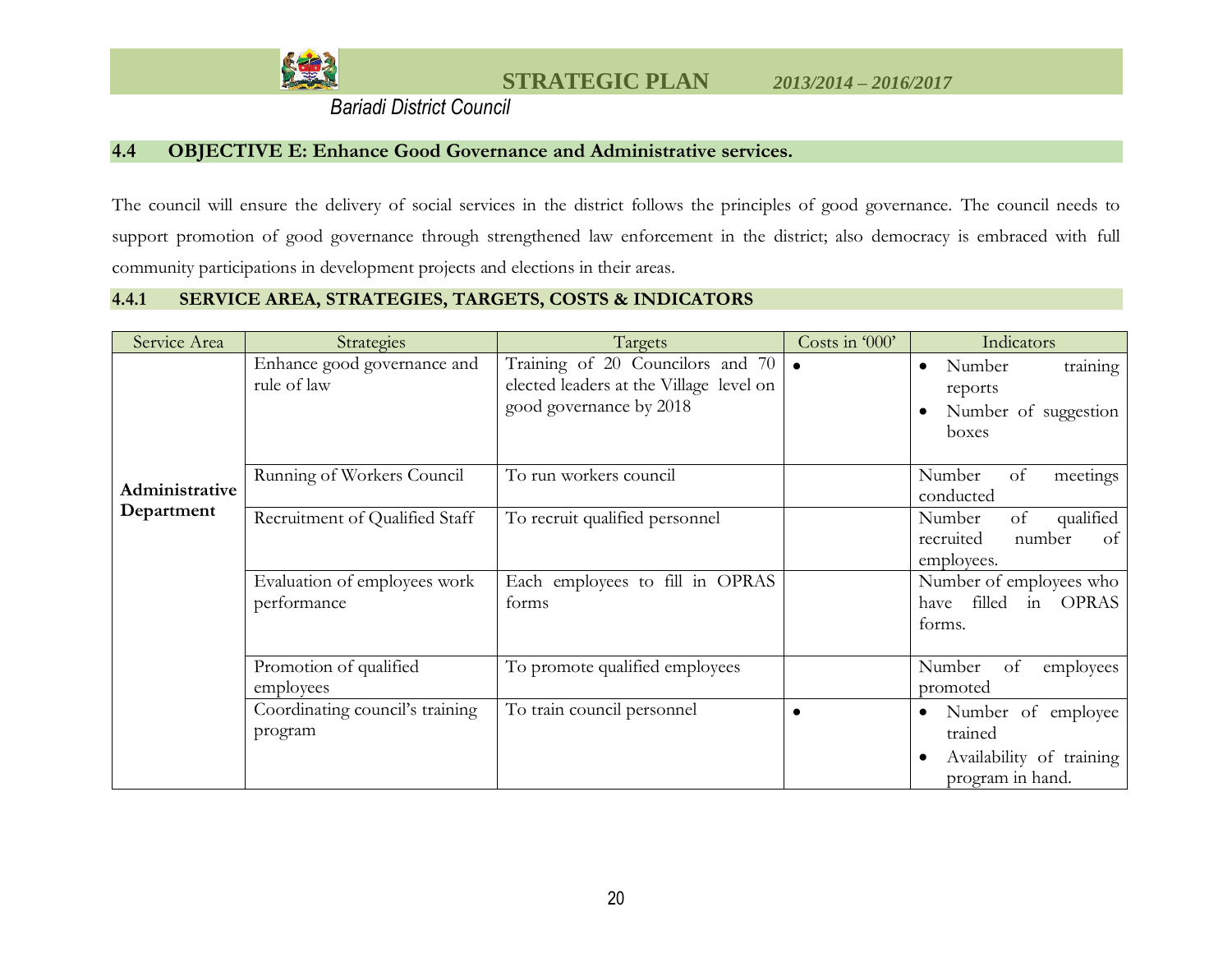## 4.4 OBJECTIVE E: Enhance Good Governance and Administrative services.

The council will ensure the delivery of social services in the district follows the principles of good governance. The council needs to support promotion of good governance through strengthened law enforcement in the district; also democracy is embraced with full community participations in development projects and elections in their areas.

### 4.4.1 SERVICE AREA, STRATEGIES, TARGETS, COSTS & INDICATORS

| Service Area | Strategies | Targets | Costs in '000' | Indicators |
|---|---|---|---|---|
| **Administrative Department** | Enhance good governance and rule of law | Training of 20 Councilors and 70 elected leaders at the Village level on good governance by 2018 | • | • Number training reports<br>• Number of suggestion boxes |
| | Running of Workers Council | To run workers council | | Number of meetings conducted |
| | Recruitment of Qualified Staff | To recruit qualified personnel | | Number of qualified recruited number of employees. |
| | Evaluation of employees work performance | Each employees to fill in OPRAS forms | | Number of employees who have filled in OPRAS forms. |
| | Promotion of qualified employees | To promote qualified employees | | Number of employees promoted |
| | Coordinating council's training program | To train council personnel | • | • Number of employee trained<br>• Availability of training program in hand. |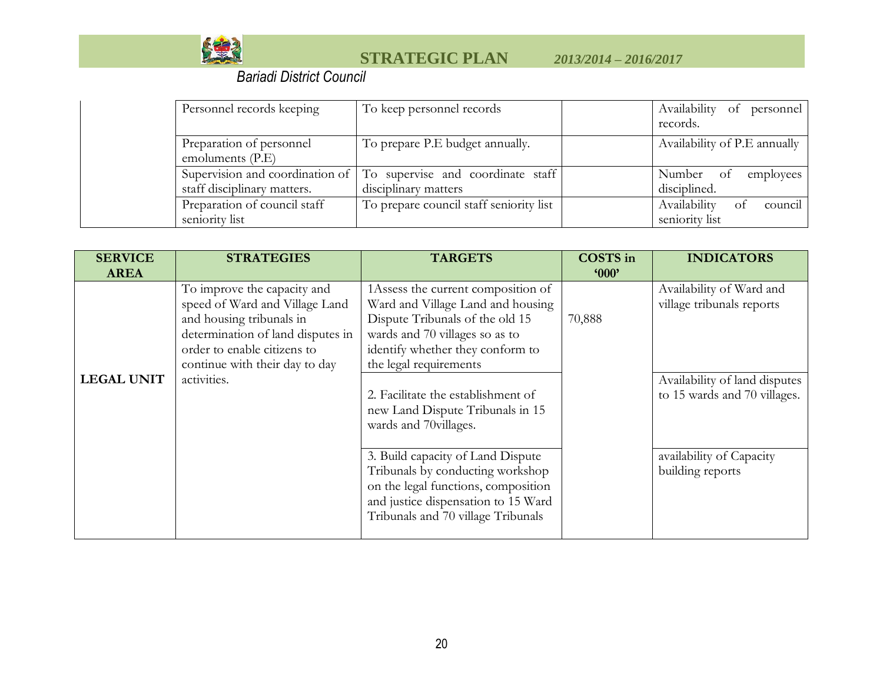| | | | | |
|---|---|---|---|---|
| | Personnel records keeping | To keep personnel records | | Availability of personnel records. |
| | Preparation of personnel emoluments (P.E) | To prepare P.E budget annually. | | Availability of P.E annually |
| | Supervision and coordination of staff disciplinary matters. | To supervise and coordinate staff disciplinary matters | | Number of employees disciplined. |
| | Preparation of council staff seniority list | To prepare council staff seniority list | | Availability of council seniority list |

| SERVICE AREA | STRATEGIES | TARGETS | COSTS in '000' | INDICATORS |
|---|---|---|---|---|
| LEGAL UNIT | To improve the capacity and speed of Ward and Village Land and housing tribunals in determination of land disputes in order to enable citizens to continue with their day to day activities. | 1Assess the current composition of Ward and Village Land and housing Dispute Tribunals of the old 15 wards and 70 villages so as to identify whether they conform to the legal requirements | 70,888 | Availability of Ward and village tribunals reports |
| | | 2. Facilitate the establishment of new Land Dispute Tribunals in 15 wards and 70villages. | | Availability of land disputes to 15 wards and 70 villages. |
| | | 3. Build capacity of Land Dispute Tribunals by conducting workshop on the legal functions, composition and justice dispensation to 15 Ward Tribunals and 70 village Tribunals | | availability of Capacity building reports |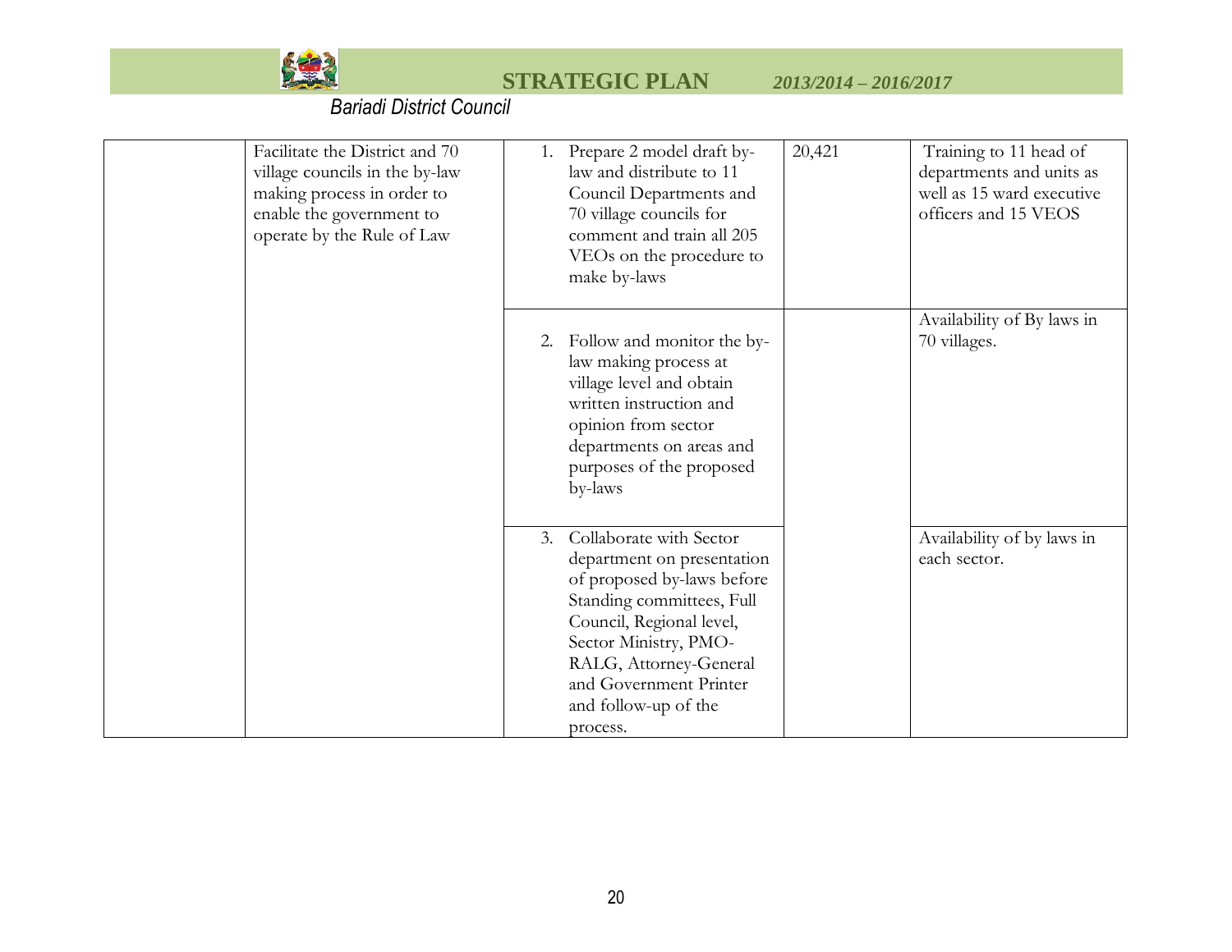| | | | | |
|---|---|---|---|---|
| | Facilitate the District and 70 village councils in the by-law making process in order to enable the government to operate by the Rule of Law | 1. Prepare 2 model draft by-law and distribute to 11 Council Departments and 70 village councils for comment and train all 205 VEOs on the procedure to make by-laws | 20,421 | Training to 11 head of departments and units as well as 15 ward executive officers and 15 VEOS |
| | | 2. Follow and monitor the by-law making process at village level and obtain written instruction and opinion from sector departments on areas and purposes of the proposed by-laws | | Availability of By laws in 70 villages. |
| | | 3. Collaborate with Sector department on presentation of proposed by-laws before Standing committees, Full Council, Regional level, Sector Ministry, PMO-RALG, Attorney-General and Government Printer and follow-up of the process. | | Availability of by laws in each sector. |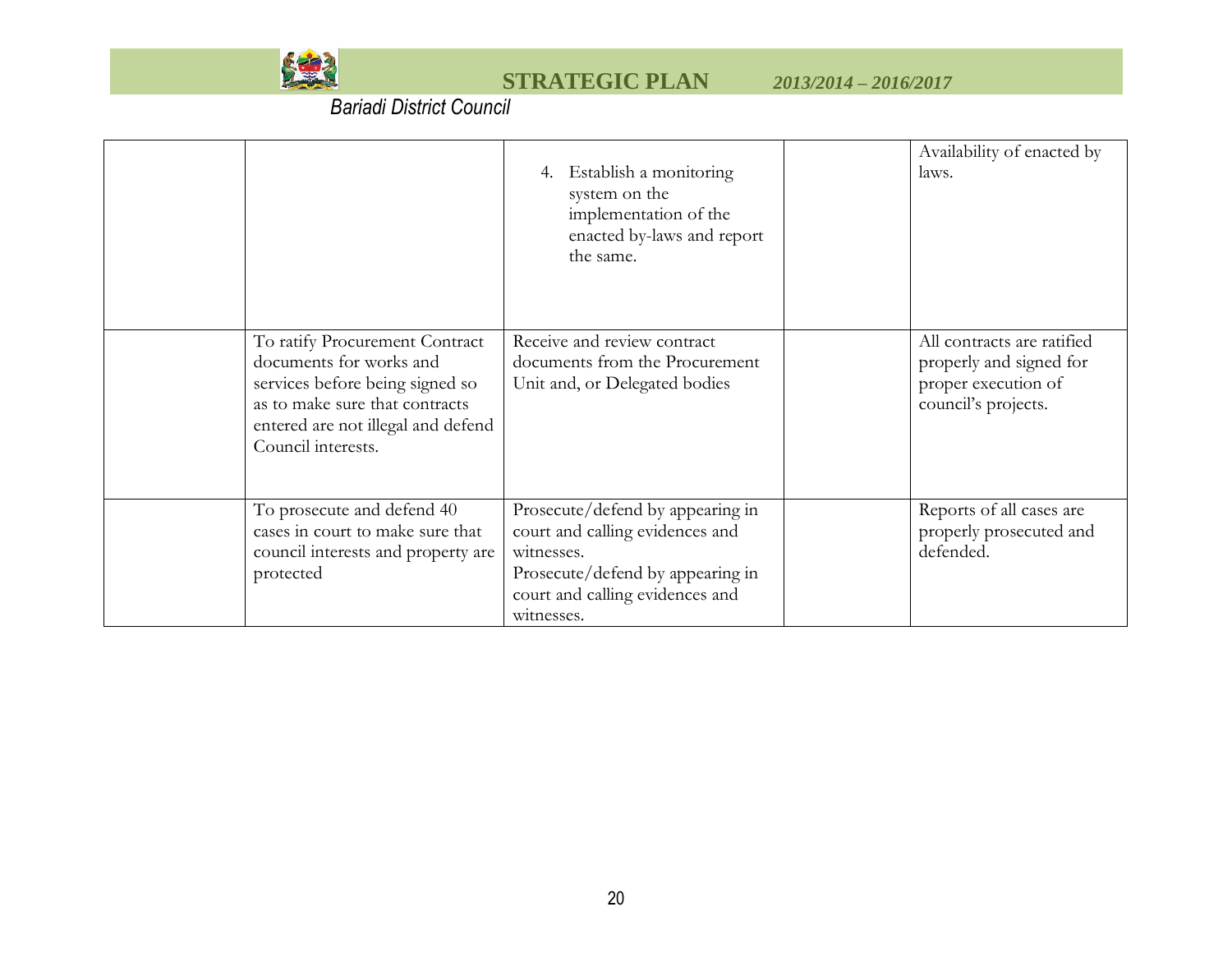|  |  |  |  |  |
|---|---|---|---|---|
|  |  | 4. Establish a monitoring system on the implementation of the enacted by-laws and report the same. |  | Availability of enacted by laws. |
|  | To ratify Procurement Contract documents for works and services before being signed so as to make sure that contracts entered are not illegal and defend Council interests. | Receive and review contract documents from the Procurement Unit and, or Delegated bodies |  | All contracts are ratified properly and signed for proper execution of council's projects. |
|  | To prosecute and defend 40 cases in court to make sure that council interests and property are protected | Prosecute/defend by appearing in court and calling evidences and witnesses.<br>Prosecute/defend by appearing in court and calling evidences and witnesses. |  | Reports of all cases are properly prosecuted and defended. |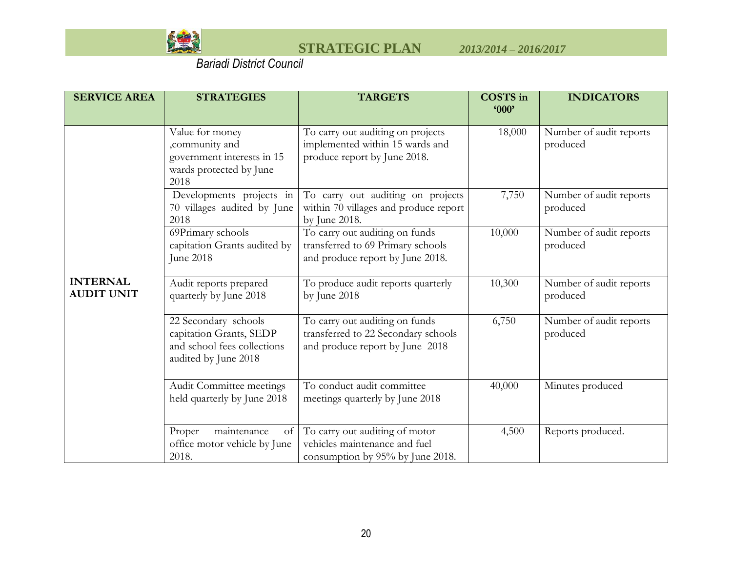| SERVICE AREA | STRATEGIES | TARGETS | COSTS in '000' | INDICATORS |
|---|---|---|---|---|
| INTERNAL AUDIT UNIT | Value for money ,community and government interests in 15 wards protected by June 2018 | To carry out auditing on projects implemented within 15 wards and produce report by June 2018. | 18,000 | Number of audit reports produced |
| | Developments projects in 70 villages audited by June 2018 | To carry out auditing on projects within 70 villages and produce report by June 2018. | 7,750 | Number of audit reports produced |
| | 69Primary schools capitation Grants audited by June 2018 | To carry out auditing on funds transferred to 69 Primary schools and produce report by June 2018. | 10,000 | Number of audit reports produced |
| | Audit reports prepared quarterly by June 2018 | To produce audit reports quarterly by June 2018 | 10,300 | Number of audit reports produced |
| | 22 Secondary schools capitation Grants, SEDP and school fees collections audited by June 2018 | To carry out auditing on funds transferred to 22 Secondary schools and produce report by June 2018 | 6,750 | Number of audit reports produced |
| | Audit Committee meetings held quarterly by June 2018 | To conduct audit committee meetings quarterly by June 2018 | 40,000 | Minutes produced |
| | Proper maintenance of office motor vehicle by June 2018. | To carry out auditing of motor vehicles maintenance and fuel consumption by 95% by June 2018. | 4,500 | Reports produced. |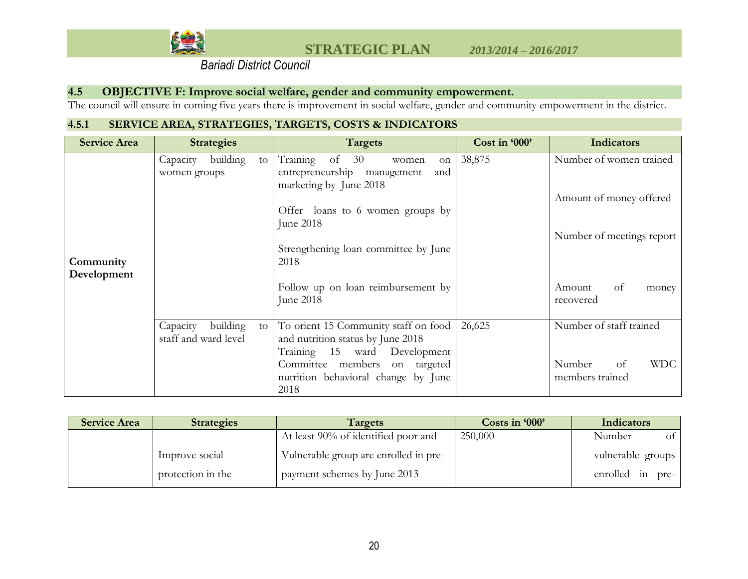## 4.5 OBJECTIVE F: Improve social welfare, gender and community empowerment.

The council will ensure in coming five years there is improvement in social welfare, gender and community empowerment in the district.

### 4.5.1 SERVICE AREA, STRATEGIES, TARGETS, COSTS & INDICATORS

| Service Area | Strategies | Targets | Cost in '000' | Indicators |
|---|---|---|---|---|
| **Community Development** | Capacity building to women groups | Training of 30 women on entrepreneurship management and marketing by June 2018 | 38,875 | Number of women trained |
| | | Offer loans to 6 women groups by June 2018 | | Amount of money offered |
| | | Strengthening loan committee by June 2018 | | Number of meetings report |
| | | Follow up on loan reimbursement by June 2018 | | Amount of money recovered |
| | Capacity building to staff and ward level | To orient 15 Community staff on food and nutrition status by June 2018 | 26,625 | Number of staff trained |
| | | Training 15 ward Development Committee members on targeted nutrition behavioral change by June 2018 | | Number of WDC members trained |

| Service Area | Strategies | Targets | Costs in '000' | Indicators |
|---|---|---|---|---|
| | Improve social protection in the | At least 90% of identified poor and Vulnerable group are enrolled in pre-payment schemes by June 2013 | 250,000 | Number of vulnerable groups enrolled in pre- |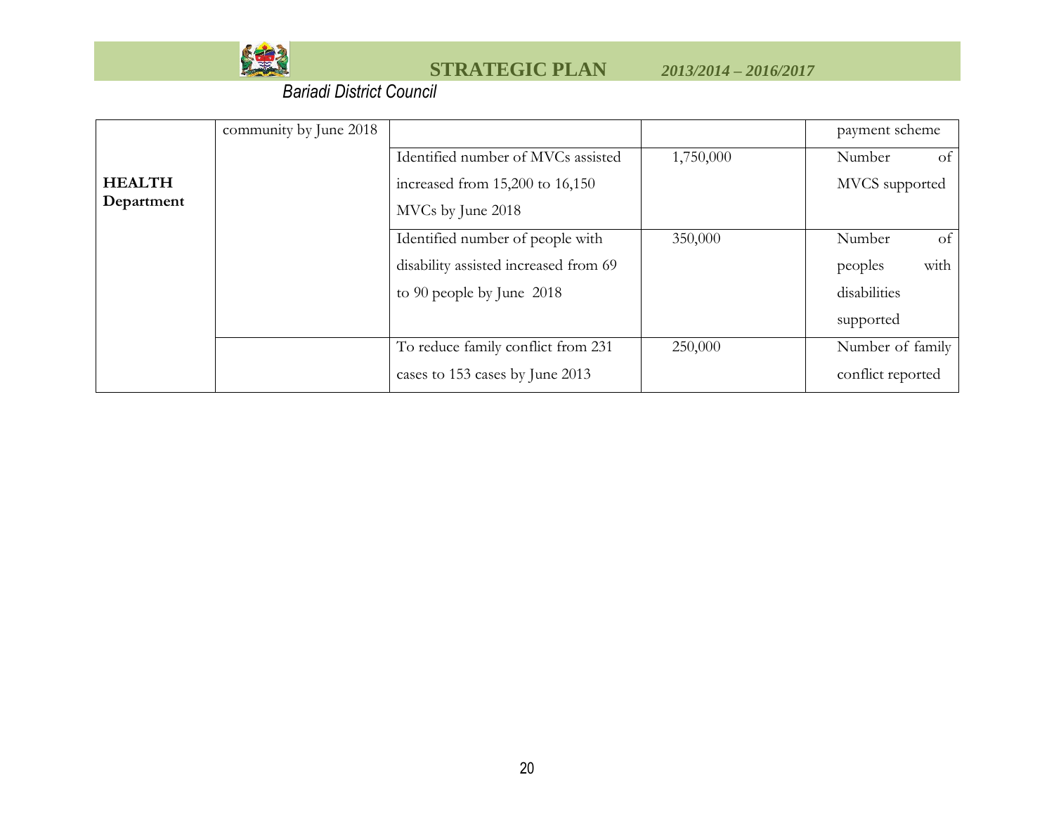| | | | | |
|---|---|---|---|---|
| **HEALTH Department** | community by June 2018 | | | payment scheme |
| | | Identified number of MVCs assisted increased from 15,200 to 16,150 MVCs by June 2018 | 1,750,000 | Number of MVCS supported |
| | | Identified number of people with disability assisted increased from 69 to 90 people by June 2018 | 350,000 | Number of peoples with disabilities supported |
| | | To reduce family conflict from 231 cases to 153 cases by June 2013 | 250,000 | Number of family conflict reported |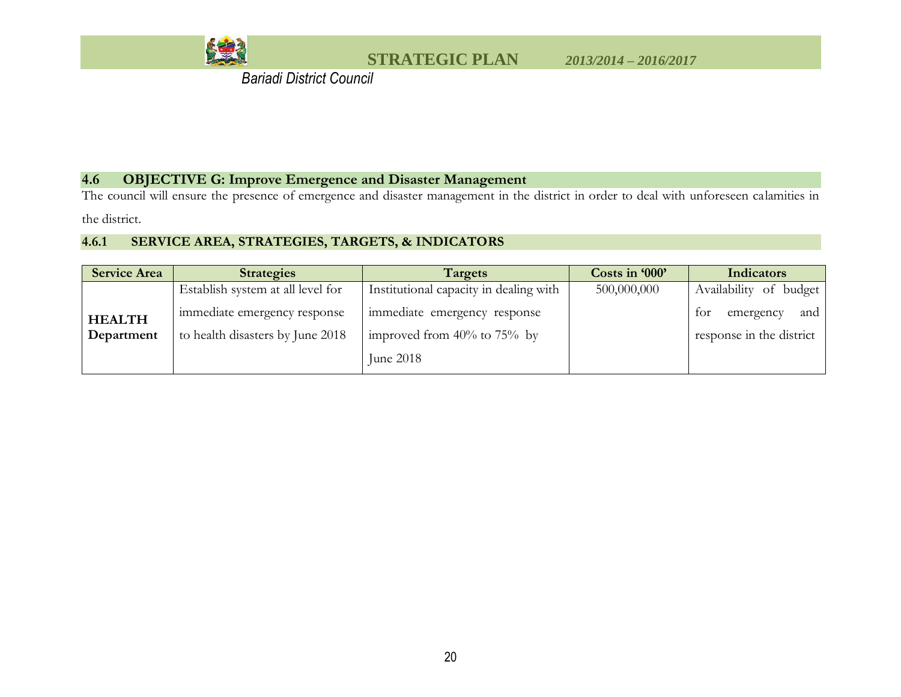## 4.6 OBJECTIVE G: Improve Emergence and Disaster Management

The council will ensure the presence of emergence and disaster management in the district in order to deal with unforeseen calamities in the district.

### 4.6.1 SERVICE AREA, STRATEGIES, TARGETS, & INDICATORS

| Service Area | Strategies | Targets | Costs in '000' | Indicators |
|---|---|---|---|---|
| **HEALTH Department** | Establish system at all level for immediate emergency response to health disasters by June 2018 | Institutional capacity in dealing with immediate emergency response improved from 40% to 75% by June 2018 | 500,000,000 | Availability of budget for emergency and response in the district |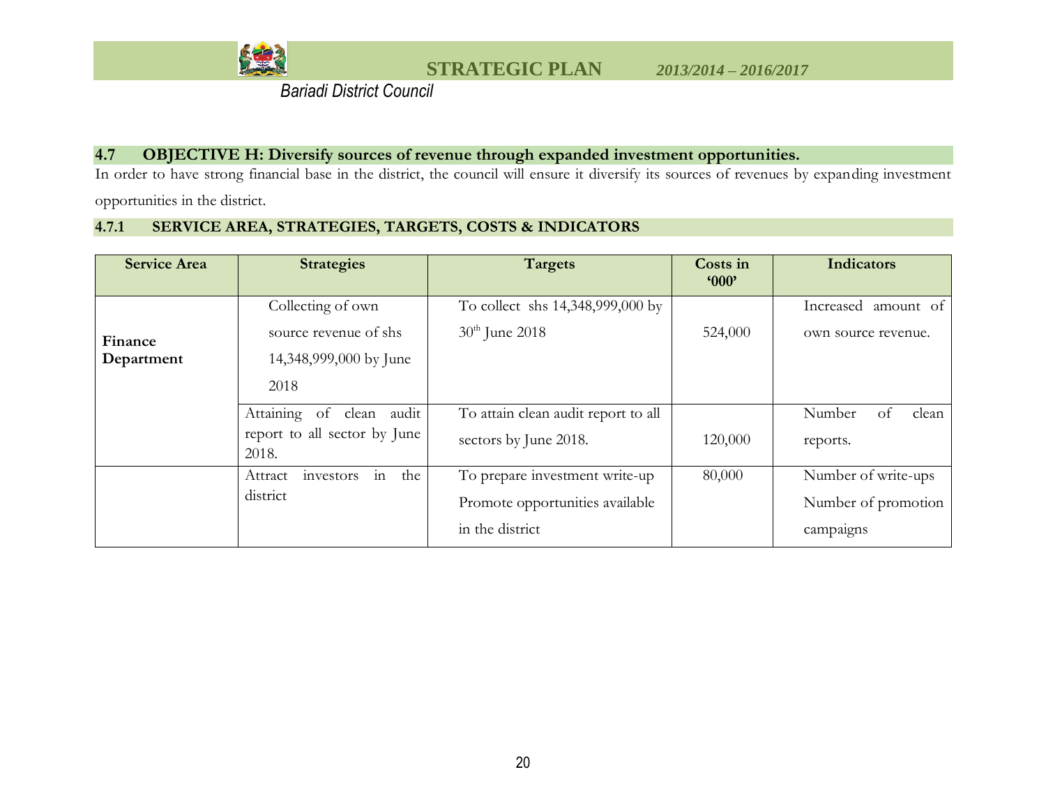## 4.7 OBJECTIVE H: Diversify sources of revenue through expanded investment opportunities.

In order to have strong financial base in the district, the council will ensure it diversify its sources of revenues by expanding investment opportunities in the district.

### 4.7.1 SERVICE AREA, STRATEGIES, TARGETS, COSTS & INDICATORS

| Service Area | Strategies | Targets | Costs in '000' | Indicators |
|---|---|---|---|---|
| **Finance Department** | Collecting of own source revenue of shs 14,348,999,000 by June 2018 | To collect shs 14,348,999,000 by 30th June 2018 | 524,000 | Increased amount of own source revenue. |
| | Attaining of clean audit report to all sector by June 2018. | To attain clean audit report to all sectors by June 2018. | 120,000 | Number of clean reports. |
| | Attract investors in the district | To prepare investment write-up<br>Promote opportunities available in the district | 80,000 | Number of write-ups<br>Number of promotion campaigns |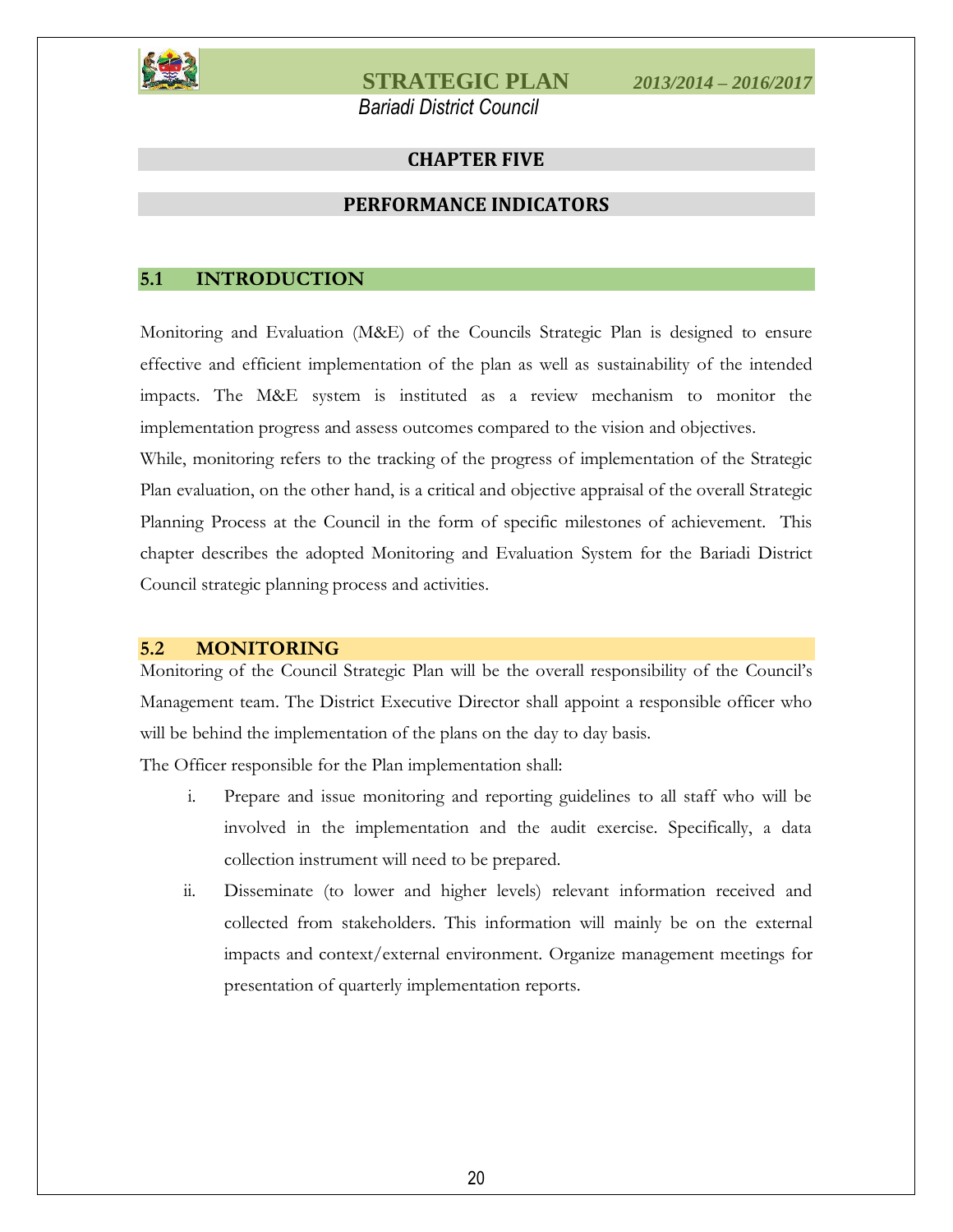# CHAPTER FIVE

# PERFORMANCE INDICATORS

## 5.1 INTRODUCTION

Monitoring and Evaluation (M&E) of the Councils Strategic Plan is designed to ensure effective and efficient implementation of the plan as well as sustainability of the intended impacts. The M&E system is instituted as a review mechanism to monitor the implementation progress and assess outcomes compared to the vision and objectives.

While, monitoring refers to the tracking of the progress of implementation of the Strategic Plan evaluation, on the other hand, is a critical and objective appraisal of the overall Strategic Planning Process at the Council in the form of specific milestones of achievement. This chapter describes the adopted Monitoring and Evaluation System for the Bariadi District Council strategic planning process and activities.

## 5.2 MONITORING

Monitoring of the Council Strategic Plan will be the overall responsibility of the Council's Management team. The District Executive Director shall appoint a responsible officer who will be behind the implementation of the plans on the day to day basis.

The Officer responsible for the Plan implementation shall:

i. Prepare and issue monitoring and reporting guidelines to all staff who will be involved in the implementation and the audit exercise. Specifically, a data collection instrument will need to be prepared.

ii. Disseminate (to lower and higher levels) relevant information received and collected from stakeholders. This information will mainly be on the external impacts and context/external environment. Organize management meetings for presentation of quarterly implementation reports.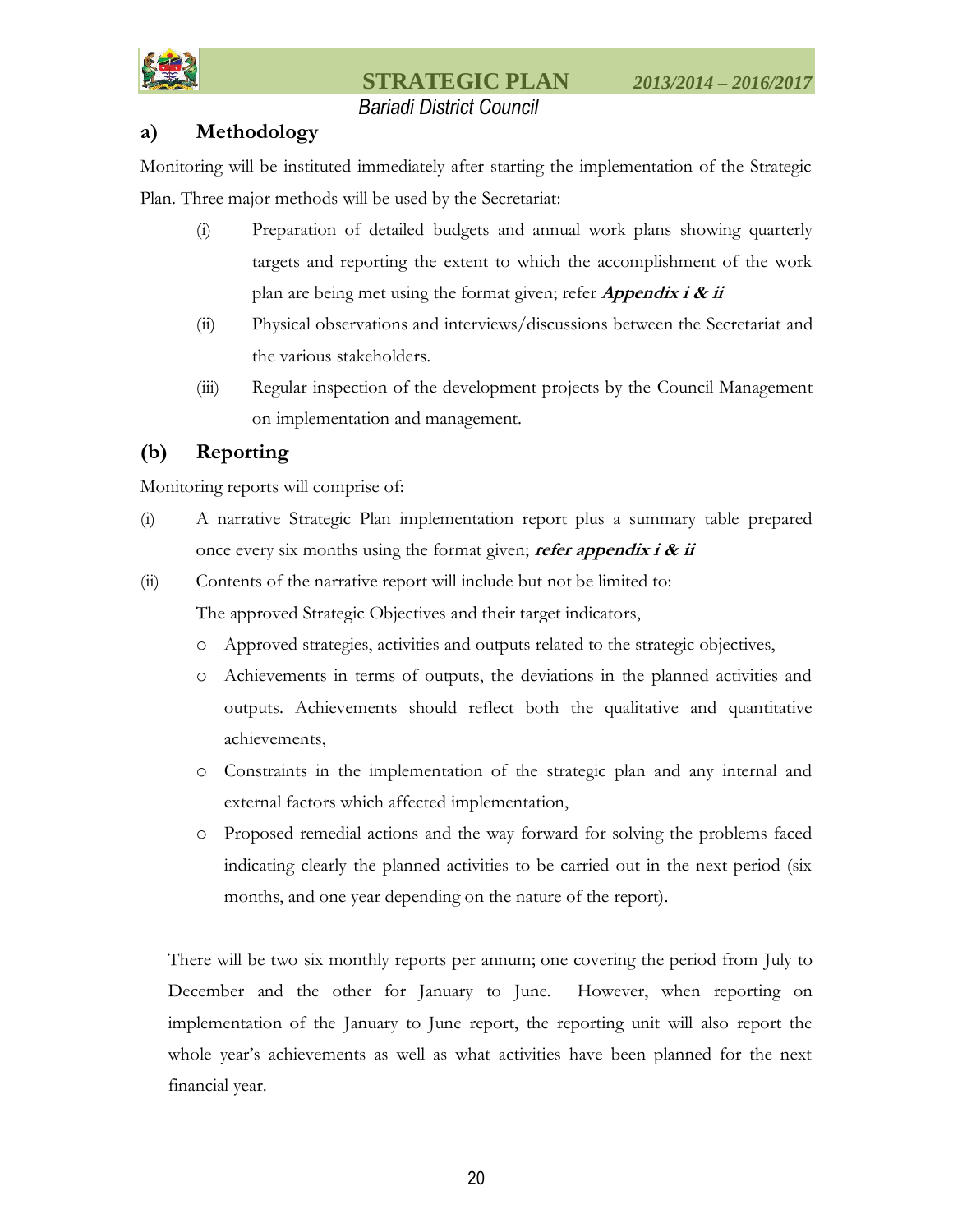### a) Methodology

Monitoring will be instituted immediately after starting the implementation of the Strategic Plan. Three major methods will be used by the Secretariat:

(i) Preparation of detailed budgets and annual work plans showing quarterly targets and reporting the extent to which the accomplishment of the work plan are being met using the format given; refer ***Appendix i & ii***

(ii) Physical observations and interviews/discussions between the Secretariat and the various stakeholders.

(iii) Regular inspection of the development projects by the Council Management on implementation and management.

### (b) Reporting

Monitoring reports will comprise of:

(i) A narrative Strategic Plan implementation report plus a summary table prepared once every six months using the format given; ***refer appendix i & ii***

(ii) Contents of the narrative report will include but not be limited to:

The approved Strategic Objectives and their target indicators,

- Approved strategies, activities and outputs related to the strategic objectives,
- Achievements in terms of outputs, the deviations in the planned activities and outputs. Achievements should reflect both the qualitative and quantitative achievements,
- Constraints in the implementation of the strategic plan and any internal and external factors which affected implementation,
- Proposed remedial actions and the way forward for solving the problems faced indicating clearly the planned activities to be carried out in the next period (six months, and one year depending on the nature of the report).

There will be two six monthly reports per annum; one covering the period from July to December and the other for January to June. However, when reporting on implementation of the January to June report, the reporting unit will also report the whole year's achievements as well as what activities have been planned for the next financial year.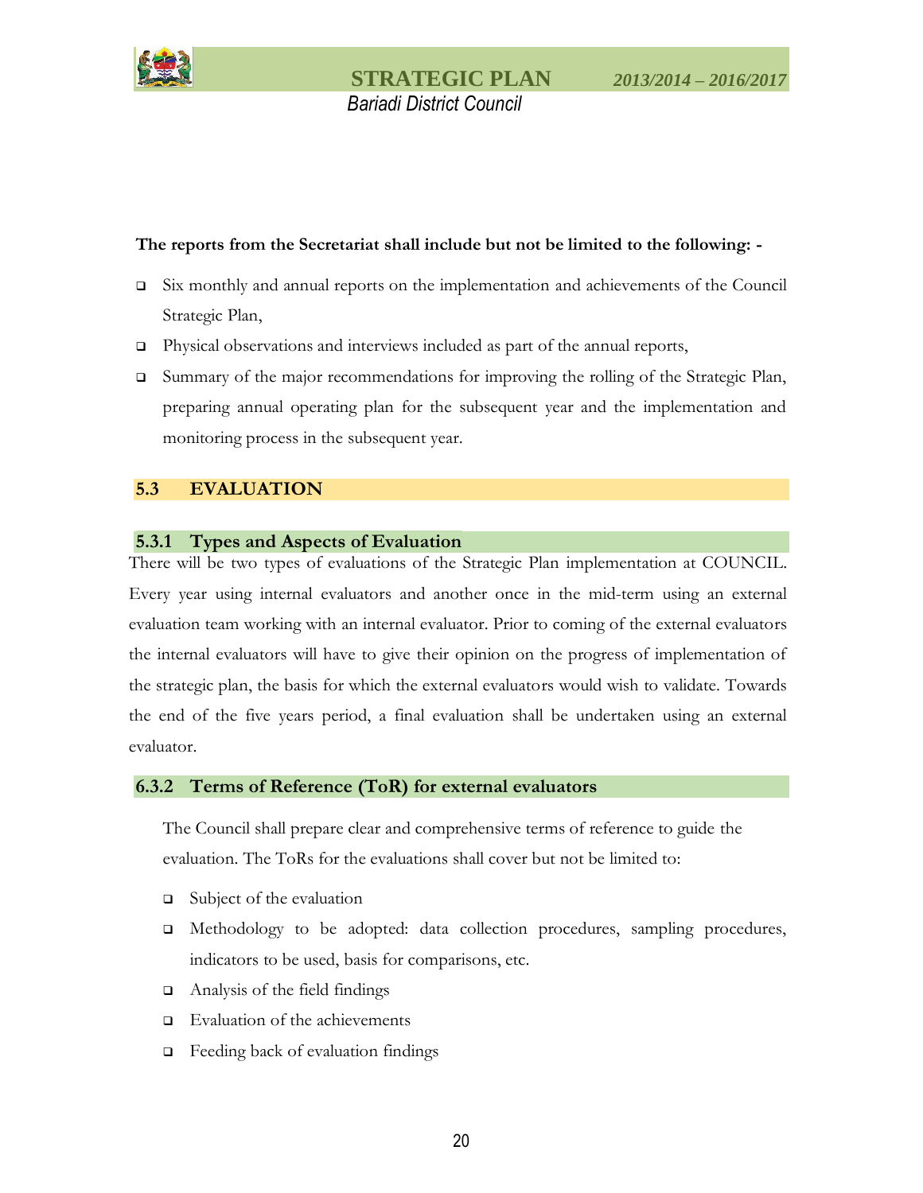**The reports from the Secretariat shall include but not be limited to the following: -**

- Six monthly and annual reports on the implementation and achievements of the Council Strategic Plan,
- Physical observations and interviews included as part of the annual reports,
- Summary of the major recommendations for improving the rolling of the Strategic Plan, preparing annual operating plan for the subsequent year and the implementation and monitoring process in the subsequent year.

## 5.3 EVALUATION

### 5.3.1 Types and Aspects of Evaluation

There will be two types of evaluations of the Strategic Plan implementation at COUNCIL. Every year using internal evaluators and another once in the mid-term using an external evaluation team working with an internal evaluator. Prior to coming of the external evaluators the internal evaluators will have to give their opinion on the progress of implementation of the strategic plan, the basis for which the external evaluators would wish to validate. Towards the end of the five years period, a final evaluation shall be undertaken using an external evaluator.

### 6.3.2 Terms of Reference (ToR) for external evaluators

The Council shall prepare clear and comprehensive terms of reference to guide the evaluation. The ToRs for the evaluations shall cover but not be limited to:

- Subject of the evaluation
- Methodology to be adopted: data collection procedures, sampling procedures, indicators to be used, basis for comparisons, etc.
- Analysis of the field findings
- Evaluation of the achievements
- Feeding back of evaluation findings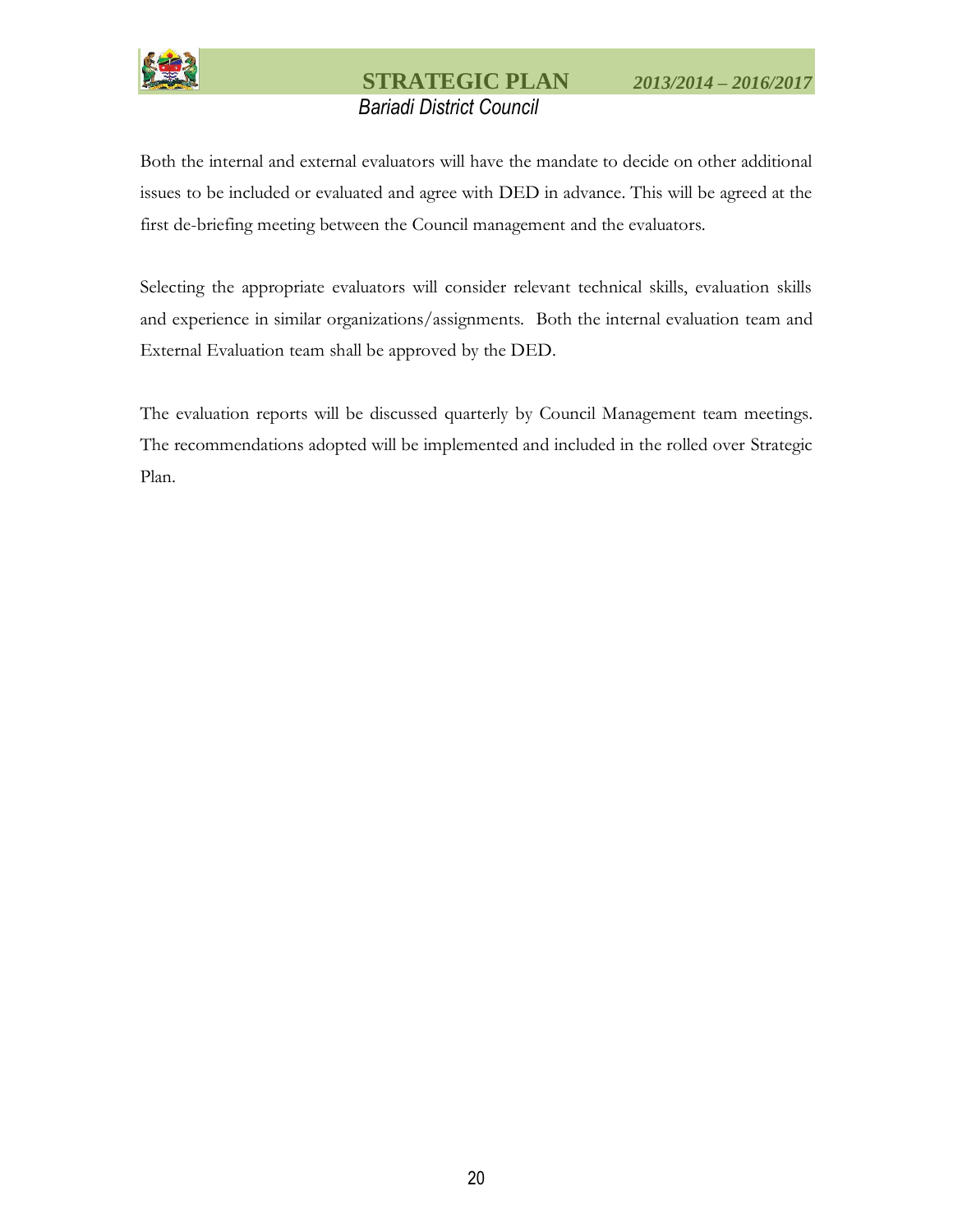Both the internal and external evaluators will have the mandate to decide on other additional issues to be included or evaluated and agree with DED in advance. This will be agreed at the first de-briefing meeting between the Council management and the evaluators.

Selecting the appropriate evaluators will consider relevant technical skills, evaluation skills and experience in similar organizations/assignments. Both the internal evaluation team and External Evaluation team shall be approved by the DED.

The evaluation reports will be discussed quarterly by Council Management team meetings. The recommendations adopted will be implemented and included in the rolled over Strategic Plan.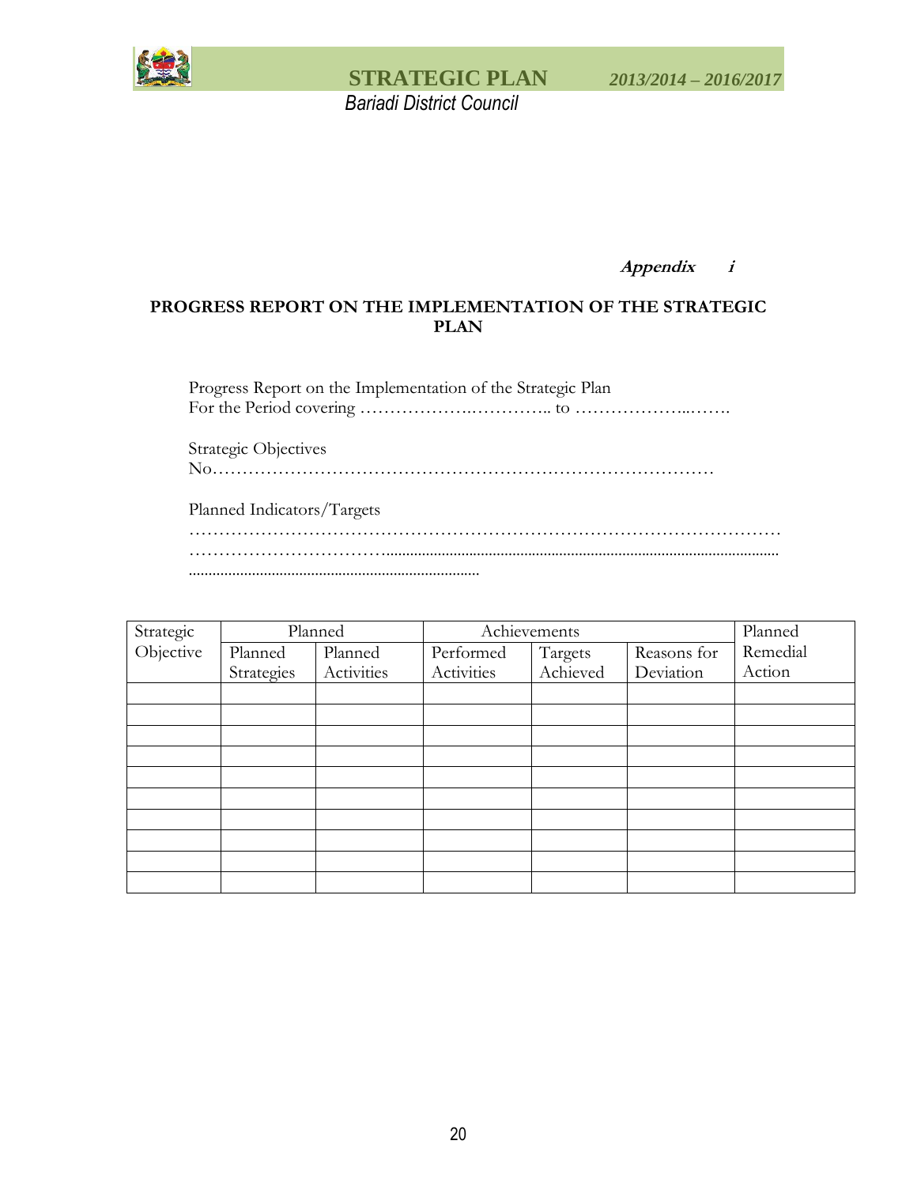***Appendix i***

**PROGRESS REPORT ON THE IMPLEMENTATION OF THE STRATEGIC PLAN**

Progress Report on the Implementation of the Strategic Plan
For the Period covering ……………….………….. to ………………...…….

Strategic Objectives
No…………………………………………………………………………

Planned Indicators/Targets
………………………………………………………………………………………
…………………………….......................................................................................................
..........................................................................

| Strategic Objective | Planned | | Achievements | | | Planned Remedial Action |
|---|---|---|---|---|---|---|
| | Planned Strategies | Planned Activities | Performed Activities | Targets Achieved | Reasons for Deviation | |
| | | | | | | |
| | | | | | | |
| | | | | | | |
| | | | | | | |
| | | | | | | |
| | | | | | | |
| | | | | | | |
| | | | | | | |
| | | | | | | |
| | | | | | | |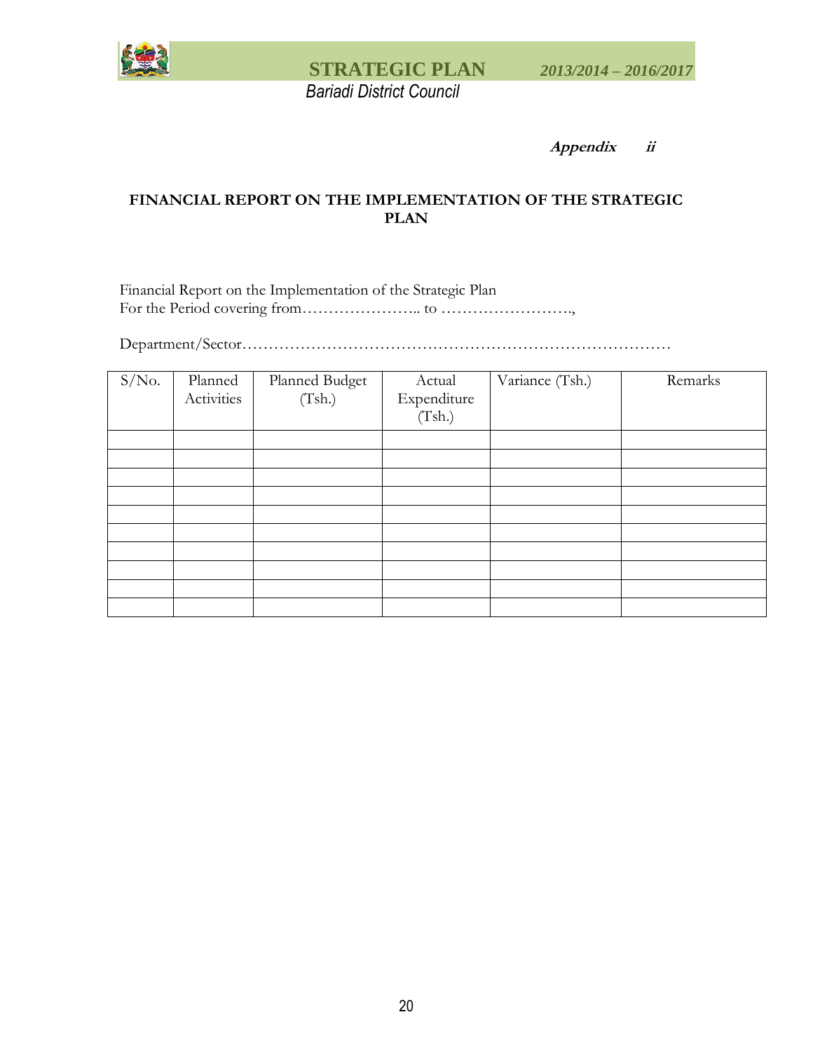***Appendix ii***

**FINANCIAL REPORT ON THE IMPLEMENTATION OF THE STRATEGIC PLAN**

Financial Report on the Implementation of the Strategic Plan
For the Period covering from………………….. to …………………….,

Department/Sector………………………………………………………………………

| S/No. | Planned Activities | Planned Budget (Tsh.) | Actual Expenditure (Tsh.) | Variance (Tsh.) | Remarks |
|---|---|---|---|---|---|
| | | | | | |
| | | | | | |
| | | | | | |
| | | | | | |
| | | | | | |
| | | | | | |
| | | | | | |
| | | | | | |
| | | | | | |
| | | | | | |